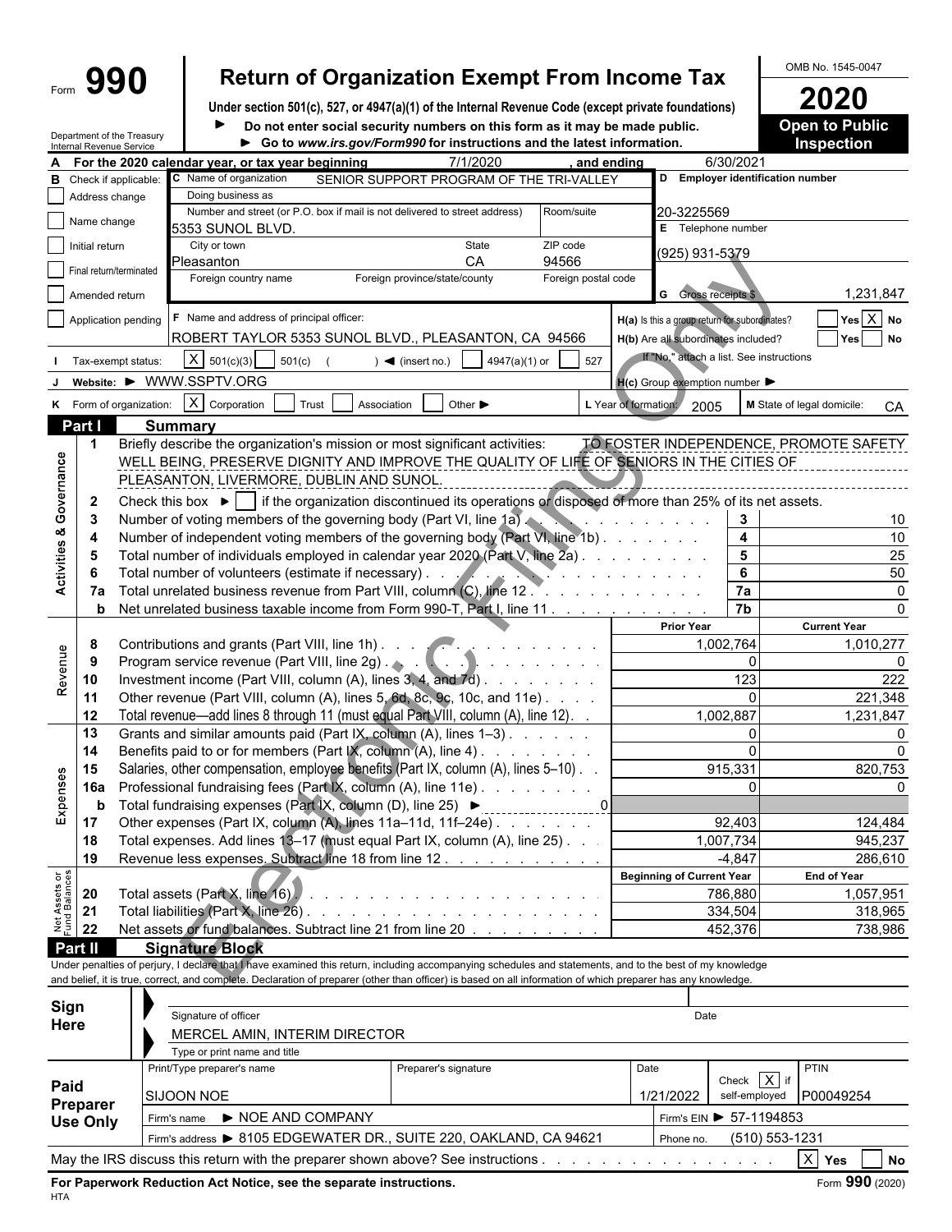Form **990**

# Return of Organization Exempt From Income Tax

**Under section 501(c), 527, or 4947(a)(1) of the Internal Revenue Code (except private foundations)**

► Do not enter social security numbers on this form as it may be made public.

► Go to *www.irs.gov/Form990* for instructions and the latest information.

Department of the Treasury
Internal Revenue Service

OMB No. 1545-0047

**2020**

**Open to Public Inspection**

**A** For the 2020 calendar year, or tax year beginning 7/1/2020, and ending 6/30/2021

**B** Check if applicable:
- ☐ Address change
- ☐ Name change
- ☐ Initial return
- ☐ Final return/terminated
- ☐ Amended return
- ☐ Application pending

**C** Name of organization: SENIOR SUPPORT PROGRAM OF THE TRI-VALLEY

Doing business as:

Number and street (or P.O. box if mail is not delivered to street address): 5353 SUNOL BLVD. Room/suite:

City or town: Pleasanton State: CA ZIP code: 94566

Foreign country name: Foreign province/state/county: Foreign postal code:

**D** Employer identification number: 20-3225569

**E** Telephone number: (925) 931-5379

**G** Gross receipts $ 1,231,847

**F** Name and address of principal officer: ROBERT TAYLOR 5353 SUNOL BLVD., PLEASANTON, CA 94566

**H(a)** Is this a group return for subordinates? ☐ Yes ☒ No

**H(b)** Are all subordinates included? ☐ Yes ☐ No
If "No," attach a list. See instructions

**H(c)** Group exemption number ►

**I** Tax-exempt status: ☒ 501(c)(3) ☐ 501(c) ( ) ◄ (insert no.) ☐ 4947(a)(1) or ☐ 527

**J** Website: ► WWW.SSPTV.ORG

**K** Form of organization: ☒ Corporation ☐ Trust ☐ Association ☐ Other ►

**L** Year of formation: 2005

**M** State of legal domicile: CA

## Part I Summary

### Activities & Governance

1. Briefly describe the organization's mission or most significant activities: TO FOSTER INDEPENDENCE, PROMOTE SAFETY WELL BEING, PRESERVE DIGNITY AND IMPROVE THE QUALITY OF LIFE OF SENIORS IN THE CITIES OF PLEASANTON, LIVERMORE, DUBLIN AND SUNOL.
2. Check this box ► ☐ if the organization discontinued its operations or disposed of more than 25% of its net assets.

| | | | |
|---|---|---|---|
| 3 | Number of voting members of the governing body (Part VI, line 1a) | 3 | 10 |
| 4 | Number of independent voting members of the governing body (Part VI, line 1b) | 4 | 10 |
| 5 | Total number of individuals employed in calendar year 2020 (Part V, line 2a) | 5 | 25 |
| 6 | Total number of volunteers (estimate if necessary) | 6 | 50 |
| 7a | Total unrelated business revenue from Part VIII, column (C), line 12 | 7a | 0 |
| b | Net unrelated business taxable income from Form 990-T, Part I, line 11 | 7b | 0 |

### Revenue

| | | Prior Year | Current Year |
|---|---|---|---|
| 8 | Contributions and grants (Part VIII, line 1h) | 1,002,764 | 1,010,277 |
| 9 | Program service revenue (Part VIII, line 2g) | 0 | 0 |
| 10 | Investment income (Part VIII, column (A), lines 3, 4, and 7d) | 123 | 222 |
| 11 | Other revenue (Part VIII, column (A), lines 5, 6d, 8c, 9c, 10c, and 11e) | 0 | 221,348 |
| 12 | Total revenue—add lines 8 through 11 (must equal Part VIII, column (A), line 12) | 1,002,887 | 1,231,847 |

### Expenses

| | | Prior Year | Current Year |
|---|---|---|---|
| 13 | Grants and similar amounts paid (Part IX, column (A), lines 1–3) | 0 | 0 |
| 14 | Benefits paid to or for members (Part IX, column (A), line 4) | 0 | 0 |
| 15 | Salaries, other compensation, employee benefits (Part IX, column (A), lines 5–10) | 915,331 | 820,753 |
| 16a | Professional fundraising fees (Part IX, column (A), line 11e) | 0 | 0 |
| b | Total fundraising expenses (Part IX, column (D), line 25) ► 0 | | |
| 17 | Other expenses (Part IX, column (A), lines 11a–11d, 11f–24e) | 92,403 | 124,484 |
| 18 | Total expenses. Add lines 13–17 (must equal Part IX, column (A), line 25) | 1,007,734 | 945,237 |
| 19 | Revenue less expenses. Subtract line 18 from line 12 | -4,847 | 286,610 |

### Net Assets or Fund Balances

| | | Beginning of Current Year | End of Year |
|---|---|---|---|
| 20 | Total assets (Part X, line 16) | 786,880 | 1,057,951 |
| 21 | Total liabilities (Part X, line 26) | 334,504 | 318,965 |
| 22 | Net assets or fund balances. Subtract line 21 from line 20 | 452,376 | 738,986 |

## Part II Signature Block

Under penalties of perjury, I declare that I have examined this return, including accompanying schedules and statements, and to the best of my knowledge and belief, it is true, correct, and complete. Declaration of preparer (other than officer) is based on all information of which preparer has any knowledge.

**Sign Here**

Signature of officer Date

MERCEL AMIN, INTERIM DIRECTOR
Type or print name and title

**Paid Preparer Use Only**

| Print/Type preparer's name | Preparer's signature | Date | Check ☒ if self-employed | PTIN |
|---|---|---|---|---|
| SIJOON NOE | | 1/21/2022 | | P00049254 |

Firm's name ► NOE AND COMPANY Firm's EIN ► 57-1194853

Firm's address ► 8105 EDGEWATER DR., SUITE 220, OAKLAND, CA 94621 Phone no. (510) 553-1231

May the IRS discuss this return with the preparer shown above? See instructions ☒ Yes ☐ No

**For Paperwork Reduction Act Notice, see the separate instructions.**

HTA

Form **990** (2020)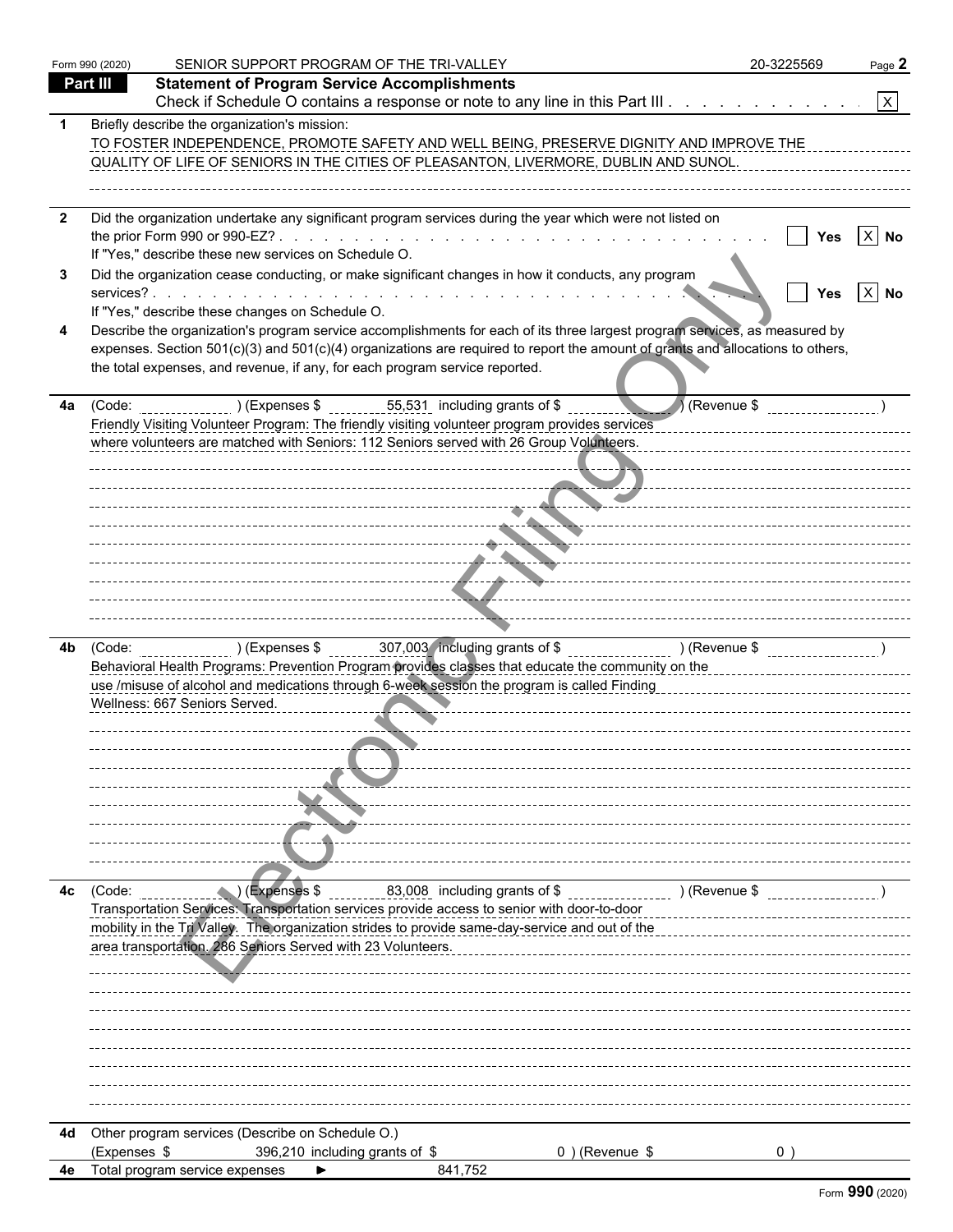Form 990 (2020) SENIOR SUPPORT PROGRAM OF THE TRI-VALLEY 20-3225569 Page **2**

## Part III — Statement of Program Service Accomplishments

Check if Schedule O contains a response or note to any line in this Part III . . . . . . . . . . . . [X]

**1** Briefly describe the organization's mission:

TO FOSTER INDEPENDENCE, PROMOTE SAFETY AND WELL BEING, PRESERVE DIGNITY AND IMPROVE THE QUALITY OF LIFE OF SENIORS IN THE CITIES OF PLEASANTON, LIVERMORE, DUBLIN AND SUNOL.

**2** Did the organization undertake any significant program services during the year which were not listed on the prior Form 990 or 990-EZ? . . . . . . . . . . . . . . . . . . . . . . . . . . . . . . [ ] Yes [X] No

If "Yes," describe these new services on Schedule O.

**3** Did the organization cease conducting, or make significant changes in how it conducts, any program services? . . . . . . . . . . . . . . . . . . . . . . . . . . . . . . . . . . . . . . . [ ] Yes [X] No

If "Yes," describe these changes on Schedule O.

**4** Describe the organization's program service accomplishments for each of its three largest program services, as measured by expenses. Section 501(c)(3) and 501(c)(4) organizations are required to report the amount of grants and allocations to others, the total expenses, and revenue, if any, for each program service reported.

**4a** (Code: ) (Expenses $ 55,531 including grants of $ ) (Revenue $ )

Friendly Visiting Volunteer Program: The friendly visiting volunteer program provides services where volunteers are matched with Seniors: 112 Seniors served with 26 Group Volunteers.

**4b** (Code: ) (Expenses $ 307,003 including grants of $ ) (Revenue $ )

Behavioral Health Programs: Prevention Program provides classes that educate the community on the use /misuse of alcohol and medications through 6-week session the program is called Finding Wellness: 667 Seniors Served.

**4c** (Code: ) (Expenses $ 83,008 including grants of $ ) (Revenue $ )

Transportation Services: Transportation services provide access to senior with door-to-door mobility in the Tri Valley. The organization strides to provide same-day-service and out of the area transportation. 286 Seniors Served with 23 Volunteers.

**4d** Other program services (Describe on Schedule O.)

(Expenses $ 396,210 including grants of $ 0 ) (Revenue $ 0 )

**4e** Total program service expenses ► 841,752

Form **990** (2020)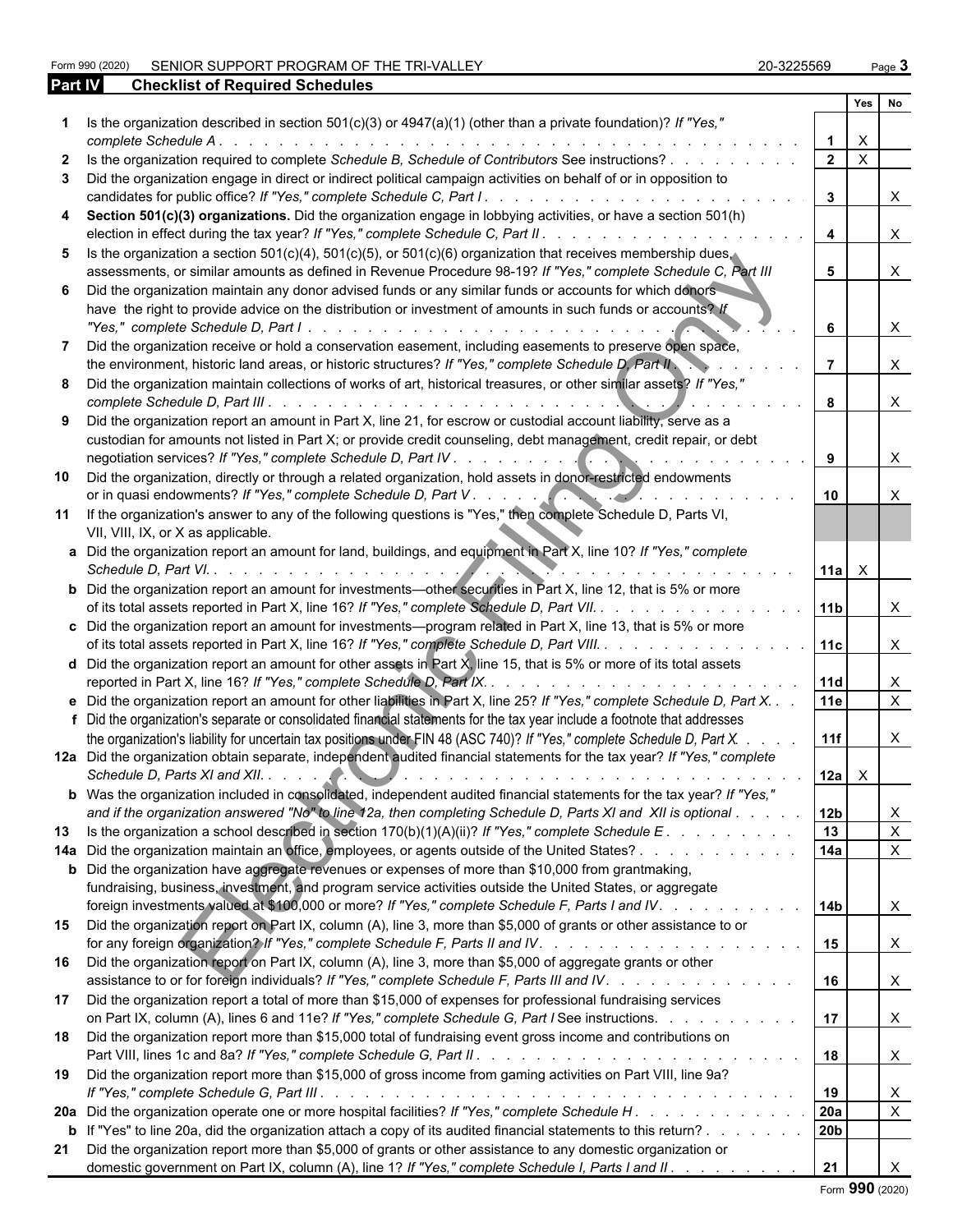Form 990 (2020) SENIOR SUPPORT PROGRAM OF THE TRI-VALLEY 20-3225569

## Part IV Checklist of Required Schedules

| | | | Yes | No |
|---|---|---|---|---|
| 1 | Is the organization described in section 501(c)(3) or 4947(a)(1) (other than a private foundation)? *If "Yes," complete Schedule A* | 1 | X | |
| 2 | Is the organization required to complete *Schedule B, Schedule of Contributors* See instructions? | 2 | X | |
| 3 | Did the organization engage in direct or indirect political campaign activities on behalf of or in opposition to candidates for public office? *If "Yes," complete Schedule C, Part I* | 3 | | X |
| 4 | **Section 501(c)(3) organizations.** Did the organization engage in lobbying activities, or have a section 501(h) election in effect during the tax year? *If "Yes," complete Schedule C, Part II* | 4 | | X |
| 5 | Is the organization a section 501(c)(4), 501(c)(5), or 501(c)(6) organization that receives membership dues, assessments, or similar amounts as defined in Revenue Procedure 98-19? *If "Yes," complete Schedule C, Part III* | 5 | | X |
| 6 | Did the organization maintain any donor advised funds or any similar funds or accounts for which donors have the right to provide advice on the distribution or investment of amounts in such funds or accounts? *If "Yes," complete Schedule D, Part I* | 6 | | X |
| 7 | Did the organization receive or hold a conservation easement, including easements to preserve open space, the environment, historic land areas, or historic structures? *If "Yes," complete Schedule D, Part II* | 7 | | X |
| 8 | Did the organization maintain collections of works of art, historical treasures, or other similar assets? *If "Yes," complete Schedule D, Part III* | 8 | | X |
| 9 | Did the organization report an amount in Part X, line 21, for escrow or custodial account liability, serve as a custodian for amounts not listed in Part X; or provide credit counseling, debt management, credit repair, or debt negotiation services? *If "Yes," complete Schedule D, Part IV* | 9 | | X |
| 10 | Did the organization, directly or through a related organization, hold assets in donor-restricted endowments or in quasi endowments? *If "Yes," complete Schedule D, Part V* | 10 | | X |
| 11 | If the organization's answer to any of the following questions is "Yes," then complete Schedule D, Parts VI, VII, VIII, IX, or X as applicable. | | | |
| a | Did the organization report an amount for land, buildings, and equipment in Part X, line 10? *If "Yes," complete Schedule D, Part VI.* | 11a | X | |
| b | Did the organization report an amount for investments—other securities in Part X, line 12, that is 5% or more of its total assets reported in Part X, line 16? *If "Yes," complete Schedule D, Part VII.* | 11b | | X |
| c | Did the organization report an amount for investments—program related in Part X, line 13, that is 5% or more of its total assets reported in Part X, line 16? *If "Yes," complete Schedule D, Part VIII.* | 11c | | X |
| d | Did the organization report an amount for other assets in Part X, line 15, that is 5% or more of its total assets reported in Part X, line 16? *If "Yes," complete Schedule D, Part IX.* | 11d | | X |
| e | Did the organization report an amount for other liabilities in Part X, line 25? *If "Yes," complete Schedule D, Part X.* | 11e | | X |
| f | Did the organization's separate or consolidated financial statements for the tax year include a footnote that addresses the organization's liability for uncertain tax positions under FIN 48 (ASC 740)? *If "Yes," complete Schedule D, Part X.* | 11f | | X |
| 12a | Did the organization obtain separate, independent audited financial statements for the tax year? *If "Yes," complete Schedule D, Parts XI and XII.* | 12a | X | |
| b | Was the organization included in consolidated, independent audited financial statements for the tax year? *If "Yes," and if the organization answered "No" to line 12a, then completing Schedule D, Parts XI and XII is optional* | 12b | | X |
| 13 | Is the organization a school described in section 170(b)(1)(A)(ii)? *If "Yes," complete Schedule E* | 13 | | X |
| 14a | Did the organization maintain an office, employees, or agents outside of the United States? | 14a | | X |
| b | Did the organization have aggregate revenues or expenses of more than $10,000 from grantmaking, fundraising, business, investment, and program service activities outside the United States, or aggregate foreign investments valued at $100,000 or more? *If "Yes," complete Schedule F, Parts I and IV.* | 14b | | X |
| 15 | Did the organization report on Part IX, column (A), line 3, more than $5,000 of grants or other assistance to or for any foreign organization? *If "Yes," complete Schedule F, Parts II and IV.* | 15 | | X |
| 16 | Did the organization report on Part IX, column (A), line 3, more than $5,000 of aggregate grants or other assistance to or for foreign individuals? *If "Yes," complete Schedule F, Parts III and IV.* | 16 | | X |
| 17 | Did the organization report a total of more than $15,000 of expenses for professional fundraising services on Part IX, column (A), lines 6 and 11e? *If "Yes," complete Schedule G, Part I* See instructions. | 17 | | X |
| 18 | Did the organization report more than $15,000 total of fundraising event gross income and contributions on Part VIII, lines 1c and 8a? *If "Yes," complete Schedule G, Part II* | 18 | | X |
| 19 | Did the organization report more than $15,000 of gross income from gaming activities on Part VIII, line 9a? *If "Yes," complete Schedule G, Part III* | 19 | | X |
| 20a | Did the organization operate one or more hospital facilities? *If "Yes," complete Schedule H* | 20a | | X |
| b | If "Yes" to line 20a, did the organization attach a copy of its audited financial statements to this return? | 20b | | |
| 21 | Did the organization report more than $5,000 of grants or other assistance to any domestic organization or domestic government on Part IX, column (A), line 1? *If "Yes," complete Schedule I, Parts I and II* | 21 | | X |

Form **990** (2020)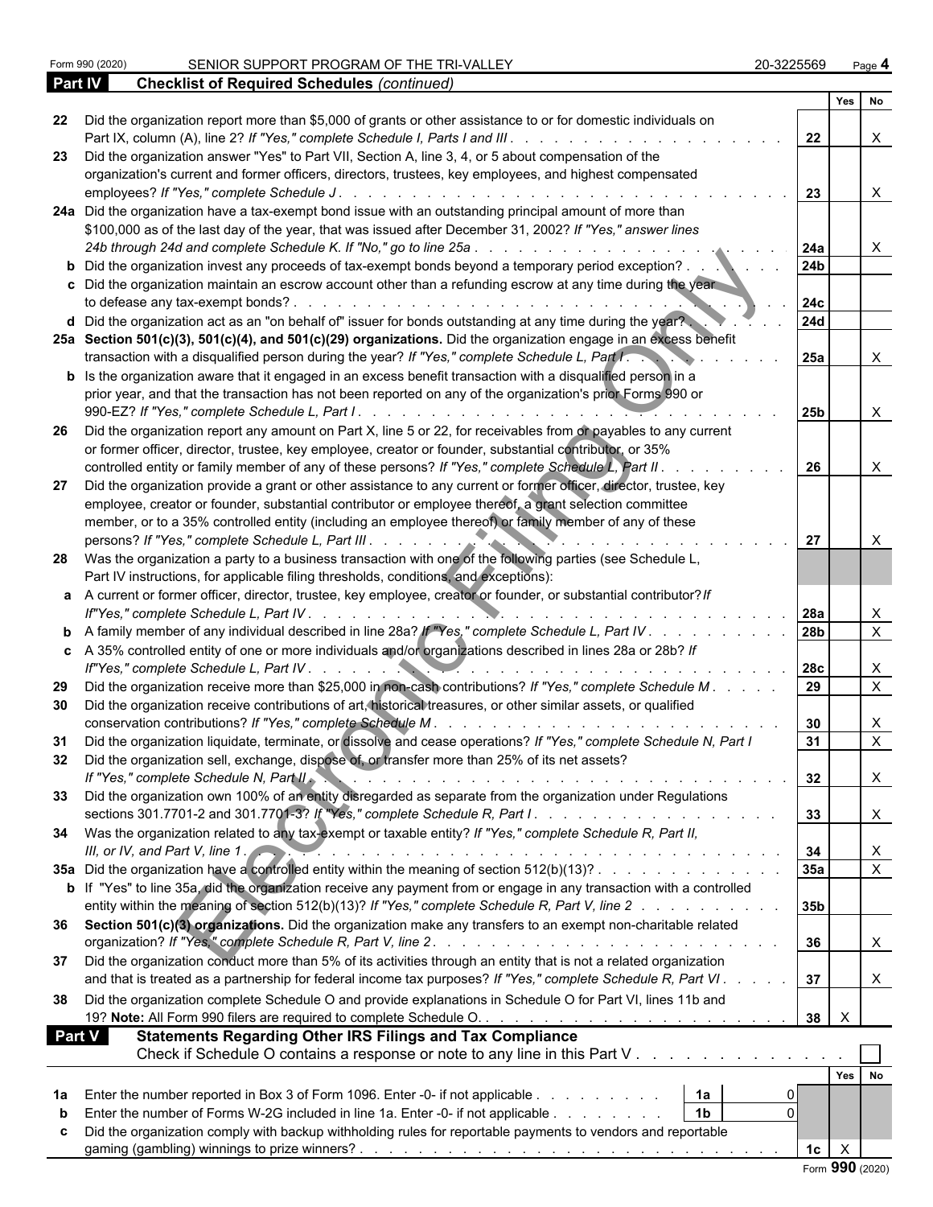Form 990 (2020) SENIOR SUPPORT PROGRAM OF THE TRI-VALLEY 20-3225569 Page 4

## Part IV Checklist of Required Schedules *(continued)*

| | | | Yes | No |
|---|---|---|---|---|
| 22 | Did the organization report more than $5,000 of grants or other assistance to or for domestic individuals on Part IX, column (A), line 2? *If "Yes," complete Schedule I, Parts I and III* | 22 | | X |
| 23 | Did the organization answer "Yes" to Part VII, Section A, line 3, 4, or 5 about compensation of the organization's current and former officers, directors, trustees, key employees, and highest compensated employees? *If "Yes," complete Schedule J* | 23 | | X |
| 24a | Did the organization have a tax-exempt bond issue with an outstanding principal amount of more than $100,000 as of the last day of the year, that was issued after December 31, 2002? *If "Yes," answer lines 24b through 24d and complete Schedule K. If "No," go to line 25a* | 24a | | X |
| b | Did the organization invest any proceeds of tax-exempt bonds beyond a temporary period exception? | 24b | | |
| c | Did the organization maintain an escrow account other than a refunding escrow at any time during the year to defease any tax-exempt bonds? | 24c | | |
| d | Did the organization act as an "on behalf of" issuer for bonds outstanding at any time during the year? | 24d | | |
| 25a | **Section 501(c)(3), 501(c)(4), and 501(c)(29) organizations.** Did the organization engage in an excess benefit transaction with a disqualified person during the year? *If "Yes," complete Schedule L, Part I* | 25a | | X |
| b | Is the organization aware that it engaged in an excess benefit transaction with a disqualified person in a prior year, and that the transaction has not been reported on any of the organization's prior Forms 990 or 990-EZ? *If "Yes," complete Schedule L, Part I* | 25b | | X |
| 26 | Did the organization report any amount on Part X, line 5 or 22, for receivables from or payables to any current or former officer, director, trustee, key employee, creator or founder, substantial contributor, or 35% controlled entity or family member of any of these persons? *If "Yes," complete Schedule L, Part II* | 26 | | X |
| 27 | Did the organization provide a grant or other assistance to any current or former officer, director, trustee, key employee, creator or founder, substantial contributor or employee thereof, a grant selection committee member, or to a 35% controlled entity (including an employee thereof) or family member of any of these persons? *If "Yes," complete Schedule L, Part III* | 27 | | X |
| 28 | Was the organization a party to a business transaction with one of the following parties (see Schedule L, Part IV instructions, for applicable filing thresholds, conditions, and exceptions): | | | |
| a | A current or former officer, director, trustee, key employee, creator or founder, or substantial contributor? *If"Yes," complete Schedule L, Part IV* | 28a | | X |
| b | A family member of any individual described in line 28a? *If "Yes," complete Schedule L, Part IV* | 28b | | X |
| c | A 35% controlled entity of one or more individuals and/or organizations described in lines 28a or 28b? *If"Yes," complete Schedule L, Part IV* | 28c | | X |
| 29 | Did the organization receive more than $25,000 in non-cash contributions? *If "Yes," complete Schedule M* | 29 | | X |
| 30 | Did the organization receive contributions of art, historical treasures, or other similar assets, or qualified conservation contributions? *If "Yes," complete Schedule M* | 30 | | X |
| 31 | Did the organization liquidate, terminate, or dissolve and cease operations? *If "Yes," complete Schedule N, Part I* | 31 | | X |
| 32 | Did the organization sell, exchange, dispose of, or transfer more than 25% of its net assets? *If "Yes," complete Schedule N, Part II* | 32 | | X |
| 33 | Did the organization own 100% of an entity disregarded as separate from the organization under Regulations sections 301.7701-2 and 301.7701-3? *If "Yes," complete Schedule R, Part I* | 33 | | X |
| 34 | Was the organization related to any tax-exempt or taxable entity? *If "Yes," complete Schedule R, Part II, III, or IV, and Part V, line 1* | 34 | | X |
| 35a | Did the organization have a controlled entity within the meaning of section 512(b)(13)? | 35a | | X |
| b | If "Yes" to line 35a, did the organization receive any payment from or engage in any transaction with a controlled entity within the meaning of section 512(b)(13)? *If "Yes," complete Schedule R, Part V, line 2* | 35b | | |
| 36 | **Section 501(c)(3) organizations.** Did the organization make any transfers to an exempt non-charitable related organization? *If "Yes," complete Schedule R, Part V, line 2* | 36 | | X |
| 37 | Did the organization conduct more than 5% of its activities through an entity that is not a related organization and that is treated as a partnership for federal income tax purposes? *If "Yes," complete Schedule R, Part VI* | 37 | | X |
| 38 | Did the organization complete Schedule O and provide explanations in Schedule O for Part VI, lines 11b and 19? **Note:** All Form 990 filers are required to complete Schedule O. | 38 | X | |

## Part V Statements Regarding Other IRS Filings and Tax Compliance

Check if Schedule O contains a response or note to any line in this Part V ☐

| | | | | | Yes | No |
|---|---|---|---|---|---|---|
| 1a | Enter the number reported in Box 3 of Form 1096. Enter -0- if not applicable | 1a | 0 | | | |
| b | Enter the number of Forms W-2G included in line 1a. Enter -0- if not applicable | 1b | 0 | | | |
| c | Did the organization comply with backup withholding rules for reportable payments to vendors and reportable gaming (gambling) winnings to prize winners? | | | 1c | X | |

Form **990** (2020)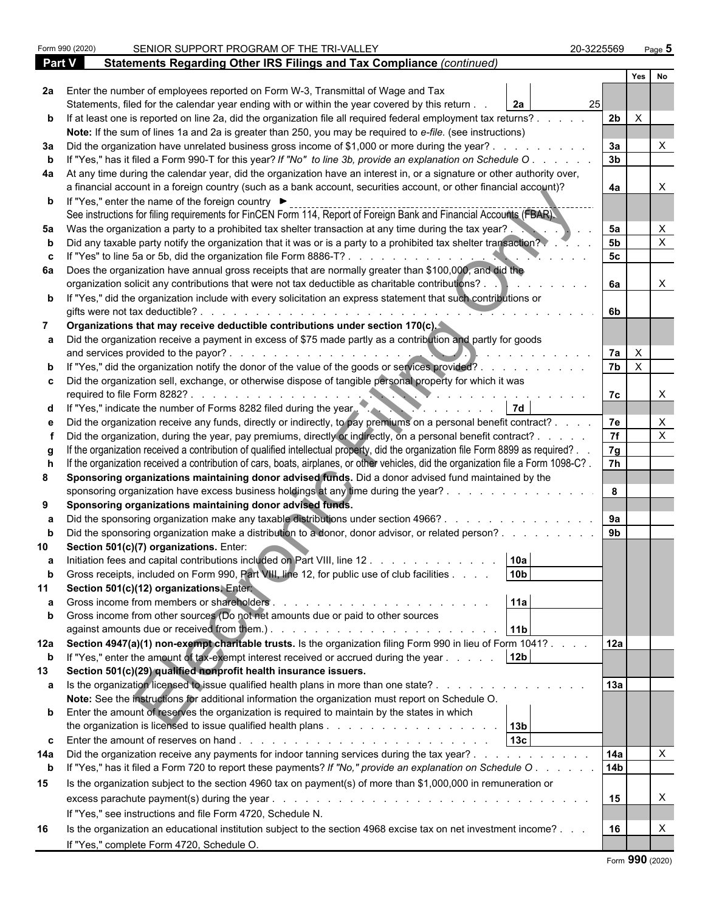Form 990 (2020) SENIOR SUPPORT PROGRAM OF THE TRI-VALLEY 20-3225569 Page 5

## Part V Statements Regarding Other IRS Filings and Tax Compliance *(continued)*

| | | | | Yes | No |
|---|---|---|---|---|---|
| **2a** | Enter the number of employees reported on Form W-3, Transmittal of Wage and Tax Statements, filed for the calendar year ending with or within the year covered by this return | 2a 25 | | | |
| **b** | If at least one is reported on line 2a, did the organization file all required federal employment tax returns? | | 2b | X | |
| | **Note:** If the sum of lines 1a and 2a is greater than 250, you may be required to *e-file*. (see instructions) | | | | |
| **3a** | Did the organization have unrelated business gross income of $1,000 or more during the year? | | 3a | | X |
| **b** | If "Yes," has it filed a Form 990-T for this year? *If "No" to line 3b, provide an explanation on Schedule O* | | 3b | | |
| **4a** | At any time during the calendar year, did the organization have an interest in, or a signature or other authority over, a financial account in a foreign country (such as a bank account, securities account, or other financial account)? | | 4a | | X |
| **b** | If "Yes," enter the name of the foreign country ► See instructions for filing requirements for FinCEN Form 114, Report of Foreign Bank and Financial Accounts (FBAR). | | | | |
| **5a** | Was the organization a party to a prohibited tax shelter transaction at any time during the tax year? | | 5a | | X |
| **b** | Did any taxable party notify the organization that it was or is a party to a prohibited tax shelter transaction? | | 5b | | X |
| **c** | If "Yes" to line 5a or 5b, did the organization file Form 8886-T? | | 5c | | |
| **6a** | Does the organization have annual gross receipts that are normally greater than $100,000, and did the organization solicit any contributions that were not tax deductible as charitable contributions? | | 6a | | X |
| **b** | If "Yes," did the organization include with every solicitation an express statement that such contributions or gifts were not tax deductible? | | 6b | | |
| **7** | **Organizations that may receive deductible contributions under section 170(c).** | | | | |
| **a** | Did the organization receive a payment in excess of $75 made partly as a contribution and partly for goods and services provided to the payor? | | 7a | X | |
| **b** | If "Yes," did the organization notify the donor of the value of the goods or services provided? | | 7b | X | |
| **c** | Did the organization sell, exchange, or otherwise dispose of tangible personal property for which it was required to file Form 8282? | | 7c | | X |
| **d** | If "Yes," indicate the number of Forms 8282 filed during the year | 7d | | | |
| **e** | Did the organization receive any funds, directly or indirectly, to pay premiums on a personal benefit contract? | | 7e | | X |
| **f** | Did the organization, during the year, pay premiums, directly or indirectly, on a personal benefit contract? | | 7f | | X |
| **g** | If the organization received a contribution of qualified intellectual property, did the organization file Form 8899 as required? | | 7g | | |
| **h** | If the organization received a contribution of cars, boats, airplanes, or other vehicles, did the organization file a Form 1098-C? | | 7h | | |
| **8** | **Sponsoring organizations maintaining donor advised funds.** Did a donor advised fund maintained by the sponsoring organization have excess business holdings at any time during the year? | | 8 | | |
| **9** | **Sponsoring organizations maintaining donor advised funds.** | | | | |
| **a** | Did the sponsoring organization make any taxable distributions under section 4966? | | 9a | | |
| **b** | Did the sponsoring organization make a distribution to a donor, donor advisor, or related person? | | 9b | | |
| **10** | **Section 501(c)(7) organizations.** Enter: | | | | |
| **a** | Initiation fees and capital contributions included on Part VIII, line 12 | 10a | | | |
| **b** | Gross receipts, included on Form 990, Part VIII, line 12, for public use of club facilities | 10b | | | |
| **11** | **Section 501(c)(12) organizations.** Enter: | | | | |
| **a** | Gross income from members or shareholders | 11a | | | |
| **b** | Gross income from other sources (Do not net amounts due or paid to other sources against amounts due or received from them.) | 11b | | | |
| **12a** | **Section 4947(a)(1) non-exempt charitable trusts.** Is the organization filing Form 990 in lieu of Form 1041? | | 12a | | |
| **b** | If "Yes," enter the amount of tax-exempt interest received or accrued during the year | 12b | | | |
| **13** | **Section 501(c)(29) qualified nonprofit health insurance issuers.** | | | | |
| **a** | Is the organization licensed to issue qualified health plans in more than one state? **Note:** See the instructions for additional information the organization must report on Schedule O. | | 13a | | |
| **b** | Enter the amount of reserves the organization is required to maintain by the states in which the organization is licensed to issue qualified health plans | 13b | | | |
| **c** | Enter the amount of reserves on hand | 13c | | | |
| **14a** | Did the organization receive any payments for indoor tanning services during the tax year? | | 14a | | X |
| **b** | If "Yes," has it filed a Form 720 to report these payments? *If "No," provide an explanation on Schedule O* | | 14b | | |
| **15** | Is the organization subject to the section 4960 tax on payment(s) of more than $1,000,000 in remuneration or excess parachute payment(s) during the year? If "Yes," see instructions and file Form 4720, Schedule N. | | 15 | | X |
| **16** | Is the organization an educational institution subject to the section 4968 excise tax on net investment income? If "Yes," complete Form 4720, Schedule O. | | 16 | | X |

Form **990** (2020)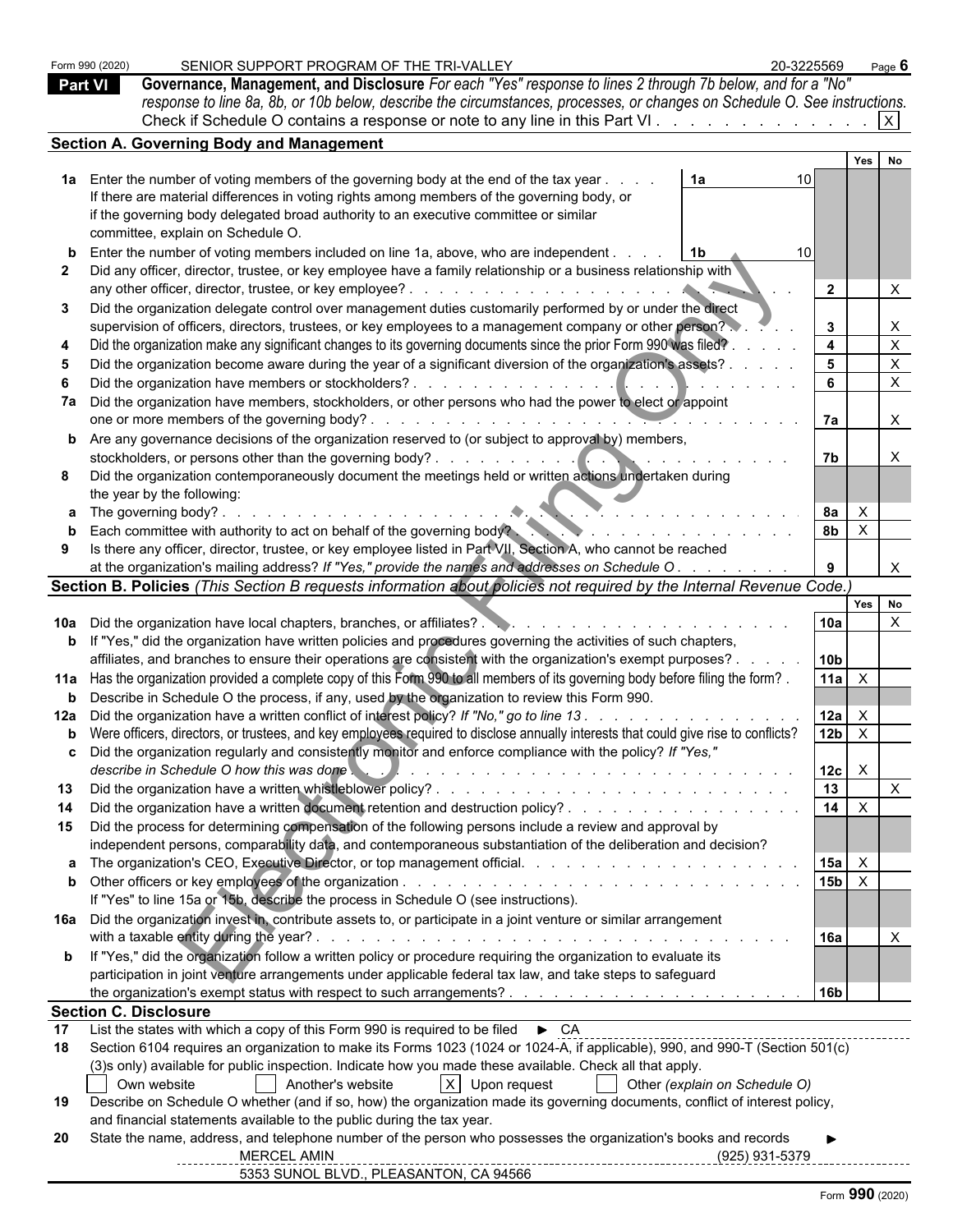Form 990 (2020) SENIOR SUPPORT PROGRAM OF THE TRI-VALLEY 20-3225569 Page **6**

## Part VI Governance, Management, and Disclosure

*For each "Yes" response to lines 2 through 7b below, and for a "No" response to line 8a, 8b, or 10b below, describe the circumstances, processes, or changes on Schedule O. See instructions.*

Check if Schedule O contains a response or note to any line in this Part VI . . . . . . . . . . . . . [X]

### Section A. Governing Body and Management

| | | | Yes | No |
|---|---|---|---|---|
| **1a** | Enter the number of voting members of the governing body at the end of the tax year . . . . **1a** 10<br>If there are material differences in voting rights among members of the governing body, or if the governing body delegated broad authority to an executive committee or similar committee, explain on Schedule O. | | | |
| **b** | Enter the number of voting members included on line 1a, above, who are independent . . . . **1b** 10 | | | |
| **2** | Did any officer, director, trustee, or key employee have a family relationship or a business relationship with any other officer, director, trustee, or key employee? | **2** | | X |
| **3** | Did the organization delegate control over management duties customarily performed by or under the direct supervision of officers, directors, trustees, or key employees to a management company or other person? | **3** | | X |
| **4** | Did the organization make any significant changes to its governing documents since the prior Form 990 was filed? | **4** | | X |
| **5** | Did the organization become aware during the year of a significant diversion of the organization's assets? | **5** | | X |
| **6** | Did the organization have members or stockholders? | **6** | | X |
| **7a** | Did the organization have members, stockholders, or other persons who had the power to elect or appoint one or more members of the governing body? | **7a** | | X |
| **b** | Are any governance decisions of the organization reserved to (or subject to approval by) members, stockholders, or persons other than the governing body? | **7b** | | X |
| **8** | Did the organization contemporaneously document the meetings held or written actions undertaken during the year by the following: | | | |
| **a** | The governing body? | **8a** | X | |
| **b** | Each committee with authority to act on behalf of the governing body? | **8b** | X | |
| **9** | Is there any officer, director, trustee, or key employee listed in Part VII, Section A, who cannot be reached at the organization's mailing address? *If "Yes," provide the names and addresses on Schedule O* | **9** | | X |

### Section B. Policies *(This Section B requests information about policies not required by the Internal Revenue Code.)*

| | | | Yes | No |
|---|---|---|---|---|
| **10a** | Did the organization have local chapters, branches, or affiliates? | **10a** | | X |
| **b** | If "Yes," did the organization have written policies and procedures governing the activities of such chapters, affiliates, and branches to ensure their operations are consistent with the organization's exempt purposes? | **10b** | | |
| **11a** | Has the organization provided a complete copy of this Form 990 to all members of its governing body before filing the form? | **11a** | X | |
| **b** | Describe in Schedule O the process, if any, used by the organization to review this Form 990. | | | |
| **12a** | Did the organization have a written conflict of interest policy? *If "No," go to line 13* | **12a** | X | |
| **b** | Were officers, directors, or trustees, and key employees required to disclose annually interests that could give rise to conflicts? | **12b** | X | |
| **c** | Did the organization regularly and consistently monitor and enforce compliance with the policy? *If "Yes," describe in Schedule O how this was done* | **12c** | X | |
| **13** | Did the organization have a written whistleblower policy? | **13** | | X |
| **14** | Did the organization have a written document retention and destruction policy? | **14** | X | |
| **15** | Did the process for determining compensation of the following persons include a review and approval by independent persons, comparability data, and contemporaneous substantiation of the deliberation and decision? | | | |
| **a** | The organization's CEO, Executive Director, or top management official. | **15a** | X | |
| **b** | Other officers or key employees of the organization<br>If "Yes" to line 15a or 15b, describe the process in Schedule O (see instructions). | **15b** | X | |
| **16a** | Did the organization invest in, contribute assets to, or participate in a joint venture or similar arrangement with a taxable entity during the year? | **16a** | | X |
| **b** | If "Yes," did the organization follow a written policy or procedure requiring the organization to evaluate its participation in joint venture arrangements under applicable federal tax law, and take steps to safeguard the organization's exempt status with respect to such arrangements? | **16b** | | |

### Section C. Disclosure

**17** List the states with which a copy of this Form 990 is required to be filed ► CA

**18** Section 6104 requires an organization to make its Forms 1023 (1024 or 1024-A, if applicable), 990, and 990-T (Section 501(c)(3)s only) available for public inspection. Indicate how you made these available. Check all that apply.

[ ] Own website [ ] Another's website [X] Upon request [ ] Other *(explain on Schedule O)*

**19** Describe on Schedule O whether (and if so, how) the organization made its governing documents, conflict of interest policy, and financial statements available to the public during the tax year.

**20** State the name, address, and telephone number of the person who possesses the organization's books and records ►

MERCEL AMIN (925) 931-5379
5353 SUNOL BLVD., PLEASANTON, CA 94566

Form **990** (2020)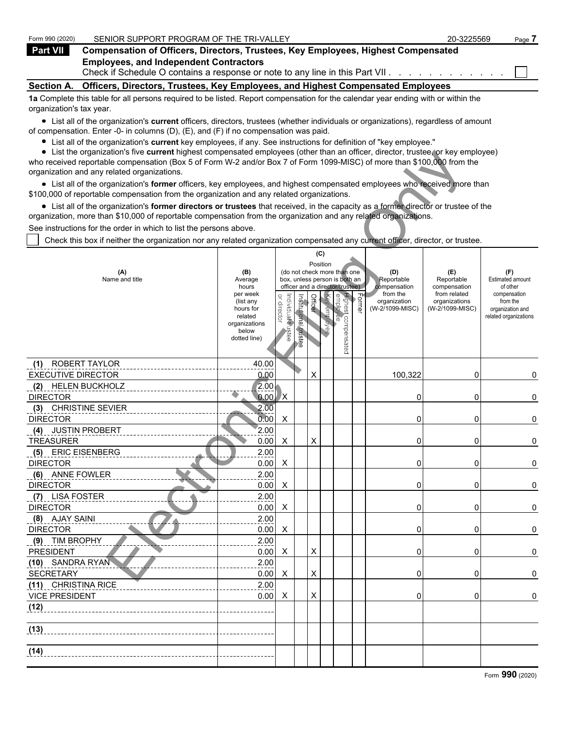Form 990 (2020) SENIOR SUPPORT PROGRAM OF THE TRI-VALLEY 20-3225569 Page **7**

## Part VII Compensation of Officers, Directors, Trustees, Key Employees, Highest Compensated Employees, and Independent Contractors

Check if Schedule O contains a response or note to any line in this Part VII . . . . . . . . . . . . ☐

### Section A. Officers, Directors, Trustees, Key Employees, and Highest Compensated Employees

**1a** Complete this table for all persons required to be listed. Report compensation for the calendar year ending with or within the organization's tax year.

- List all of the organization's **current** officers, directors, trustees (whether individuals or organizations), regardless of amount of compensation. Enter -0- in columns (D), (E), and (F) if no compensation was paid.
- List all of the organization's **current** key employees, if any. See instructions for definition of "key employee."
- List the organization's five **current** highest compensated employees (other than an officer, director, trustee, or key employee) who received reportable compensation (Box 5 of Form W-2 and/or Box 7 of Form 1099-MISC) of more than $100,000 from the organization and any related organizations.
- List all of the organization's **former** officers, key employees, and highest compensated employees who received more than $100,000 of reportable compensation from the organization and any related organizations.
- List all of the organization's **former directors or trustees** that received, in the capacity as a former director or trustee of the organization, more than $10,000 of reportable compensation from the organization and any related organizations.

See instructions for the order in which to list the persons above.

☐ Check this box if neither the organization nor any related organization compensated any current officer, director, or trustee.

| (A) Name and title | (B) Average hours per week (list any hours for related organizations below dotted line) | (C) Position (do not check more than one box, unless person is both an officer and a director/trustee) Individual trustee or director | Institutional trustee | Officer | Key employee | Highest compensated employee | Former | (D) Reportable compensation from the organization (W-2/1099-MISC) | (E) Reportable compensation from related organizations (W-2/1099-MISC) | (F) Estimated amount of other compensation from the organization and related organizations |
|---|---|---|---|---|---|---|---|---|---|---|
| (1) ROBERT TAYLOR<br>EXECUTIVE DIRECTOR | 40.00<br>0.00 | | | X | | | | 100,322 | 0 | 0 |
| (2) HELEN BUCKHOLZ<br>DIRECTOR | 2.00<br>0.00 | X | | | | | | 0 | 0 | 0 |
| (3) CHRISTINE SEVIER<br>DIRECTOR | 2.00<br>0.00 | X | | | | | | 0 | 0 | 0 |
| (4) JUSTIN PROBERT<br>TREASURER | 2.00<br>0.00 | X | | X | | | | 0 | 0 | 0 |
| (5) ERIC EISENBERG<br>DIRECTOR | 2.00<br>0.00 | X | | | | | | 0 | 0 | 0 |
| (6) ANNE FOWLER<br>DIRECTOR | 2.00<br>0.00 | X | | | | | | 0 | 0 | 0 |
| (7) LISA FOSTER<br>DIRECTOR | 2.00<br>0.00 | X | | | | | | 0 | 0 | 0 |
| (8) AJAY SAINI<br>DIRECTOR | 2.00<br>0.00 | X | | | | | | 0 | 0 | 0 |
| (9) TIM BROPHY<br>PRESIDENT | 2.00<br>0.00 | X | | X | | | | 0 | 0 | 0 |
| (10) SANDRA RYAN<br>SECRETARY | 2.00<br>0.00 | X | | X | | | | 0 | 0 | 0 |
| (11) CHRISTINA RICE<br>VICE PRESIDENT | 2.00<br>0.00 | X | | X | | | | 0 | 0 | 0 |
| (12) | | | | | | | | | | |
| (13) | | | | | | | | | | |
| (14) | | | | | | | | | | |

Form **990** (2020)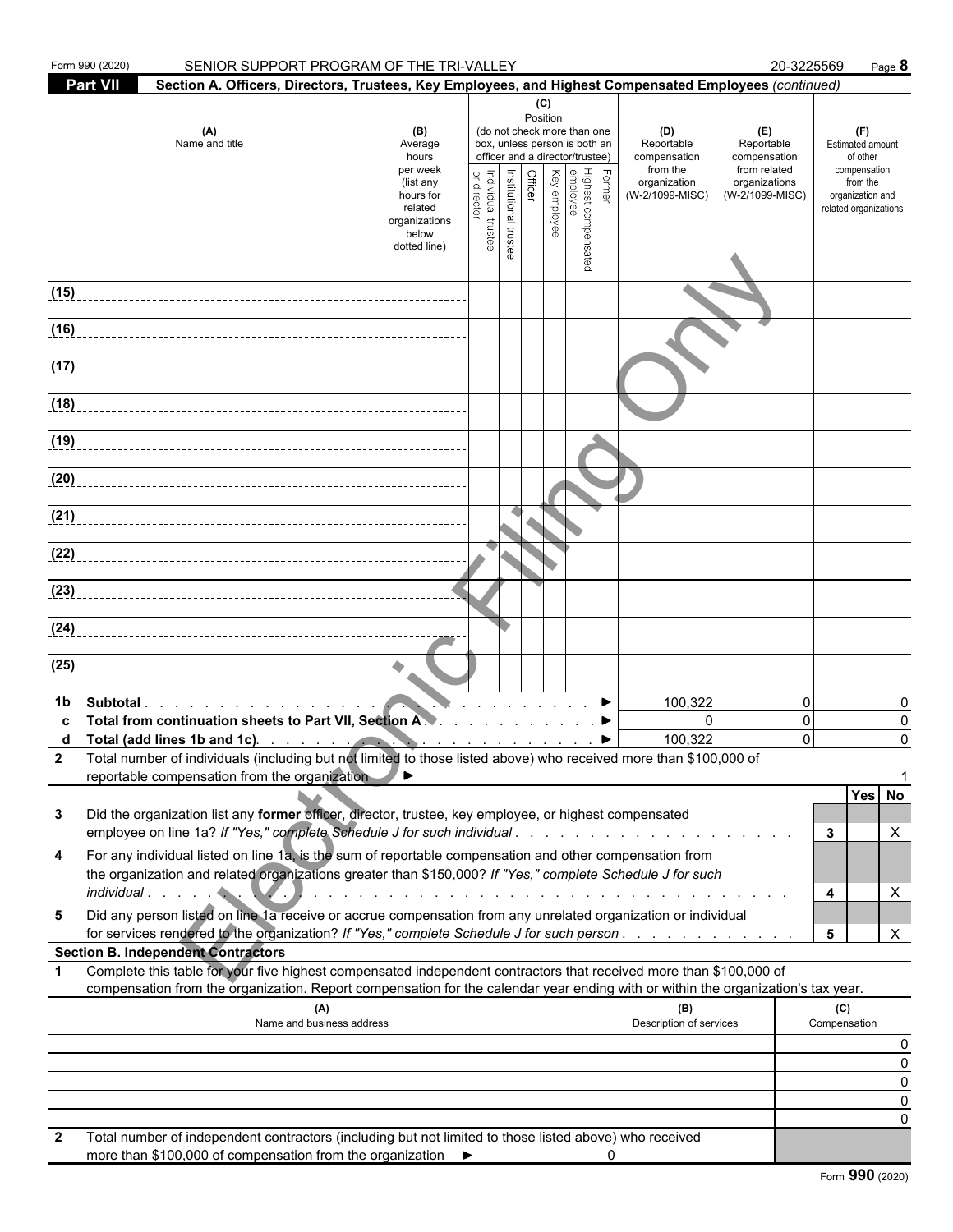Form 990 (2020) SENIOR SUPPORT PROGRAM OF THE TRI-VALLEY 20-3225569

## Part VII Section A. Officers, Directors, Trustees, Key Employees, and Highest Compensated Employees *(continued)*

| (A) Name and title | (B) Average hours per week (list any hours for related organizations below dotted line) | (C) Position (do not check more than one box, unless person is both an officer and a director/trustee): Individual trustee or director | Institutional trustee | Officer | Key employee | Highest compensated employee | Former | (D) Reportable compensation from the organization (W-2/1099-MISC) | (E) Reportable compensation from related organizations (W-2/1099-MISC) | (F) Estimated amount of other compensation from the organization and related organizations |
|---|---|---|---|---|---|---|---|---|---|---|
| (15) | | | | | | | | | | |
| (16) | | | | | | | | | | |
| (17) | | | | | | | | | | |
| (18) | | | | | | | | | | |
| (19) | | | | | | | | | | |
| (20) | | | | | | | | | | |
| (21) | | | | | | | | | | |
| (22) | | | | | | | | | | |
| (23) | | | | | | | | | | |
| (24) | | | | | | | | | | |
| (25) | | | | | | | | | | |

| | | (D) | (E) | (F) |
|---|---|---|---|---|
| 1b | Subtotal | 100,322 | 0 | 0 |
| c | Total from continuation sheets to Part VII, Section A | 0 | 0 | 0 |
| d | Total (add lines 1b and 1c) | 100,322 | 0 | 0 |

**2** Total number of individuals (including but not limited to those listed above) who received more than $100,000 of reportable compensation from the organization ► 1

| | | | Yes | No |
|---|---|---|---|---|
| 3 | Did the organization list any **former** officer, director, trustee, key employee, or highest compensated employee on line 1a? *If "Yes," complete Schedule J for such individual* | 3 | | X |
| 4 | For any individual listed on line 1a, is the sum of reportable compensation and other compensation from the organization and related organizations greater than $150,000? *If "Yes," complete Schedule J for such individual* | 4 | | X |
| 5 | Did any person listed on line 1a receive or accrue compensation from any unrelated organization or individual for services rendered to the organization? *If "Yes," complete Schedule J for such person* | 5 | | X |

### Section B. Independent Contractors

**1** Complete this table for your five highest compensated independent contractors that received more than $100,000 of compensation from the organization. Report compensation for the calendar year ending with or within the organization's tax year.

| (A) Name and business address | (B) Description of services | (C) Compensation |
|---|---|---|
| | | 0 |
| | | 0 |
| | | 0 |
| | | 0 |
| | | 0 |

**2** Total number of independent contractors (including but not limited to those listed above) who received more than $100,000 of compensation from the organization ► 0

Form **990** (2020)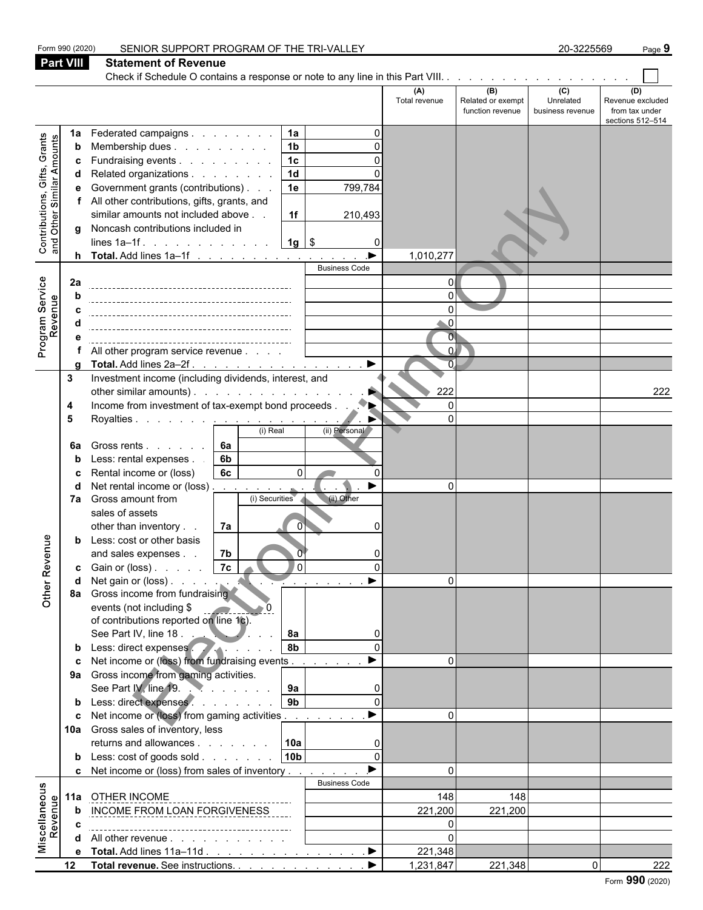Form 990 (2020) SENIOR SUPPORT PROGRAM OF THE TRI-VALLEY 20-3225569

## Part VIII Statement of Revenue

Check if Schedule O contains a response or note to any line in this Part VIII. . . . . . . . . . . . . . . . . . . ☐

| | | | | | (A) Total revenue | (B) Related or exempt function revenue | (C) Unrelated business revenue | (D) Revenue excluded from tax under sections 512–514 |
|---|---|---|---|---|---|---|---|---|
| Contributions, Gifts, Grants and Other Similar Amounts | 1a | Federated campaigns | 1a | 0 | | | | |
| | b | Membership dues | 1b | 0 | | | | |
| | c | Fundraising events | 1c | 0 | | | | |
| | d | Related organizations | 1d | 0 | | | | |
| | e | Government grants (contributions) | 1e | 799,784 | | | | |
| | f | All other contributions, gifts, grants, and similar amounts not included above | 1f | 210,493 | | | | |
| | g | Noncash contributions included in lines 1a–1f | 1g | $ 0 | | | | |
| | h | **Total.** Add lines 1a–1f ▶ | | | 1,010,277 | | | |
| Program Service Revenue | | | | Business Code | | | | |
| | 2a | | | | 0 | | | |
| | b | | | | 0 | | | |
| | c | | | | 0 | | | |
| | d | | | | 0 | | | |
| | e | | | | 0 | | | |
| | f | All other program service revenue | | | 0 | | | |
| | g | **Total.** Add lines 2a–2f ▶ | | | 0 | | | |
| Other Revenue | 3 | Investment income (including dividends, interest, and other similar amounts) ▶ | | | 222 | | | 222 |
| | 4 | Income from investment of tax-exempt bond proceeds ▶ | | | 0 | | | |
| | 5 | Royalties ▶ | | | 0 | | | |
| | | | (i) Real | (ii) Personal | | | | |
| | 6a | Gross rents 6a | | | | | | |
| | b | Less: rental expenses 6b | | | | | | |
| | c | Rental income or (loss) 6c | 0 | 0 | | | | |
| | d | Net rental income or (loss) ▶ | | | 0 | | | |
| | | | (i) Securities | (ii) Other | | | | |
| | 7a | Gross amount from sales of assets other than inventory 7a | 0 | 0 | | | | |
| | b | Less: cost or other basis and sales expenses 7b | 0 | 0 | | | | |
| | c | Gain or (loss) 7c | 0 | 0 | | | | |
| | d | Net gain or (loss) ▶ | | | 0 | | | |
| | 8a | Gross income from fundraising events (not including $ 0 of contributions reported on line 1c). See Part IV, line 18 | 8a | 0 | | | | |
| | b | Less: direct expenses | 8b | 0 | | | | |
| | c | Net income or (loss) from fundraising events ▶ | | | 0 | | | |
| | 9a | Gross income from gaming activities. See Part IV, line 19 | 9a | 0 | | | | |
| | b | Less: direct expenses | 9b | 0 | | | | |
| | c | Net income or (loss) from gaming activities ▶ | | | 0 | | | |
| | 10a | Gross sales of inventory, less returns and allowances | 10a | 0 | | | | |
| | b | Less: cost of goods sold | 10b | 0 | | | | |
| | c | Net income or (loss) from sales of inventory ▶ | | | 0 | | | |
| Miscellaneous Revenue | | | | Business Code | | | | |
| | 11a | OTHER INCOME | | | 148 | 148 | | |
| | b | INCOME FROM LOAN FORGIVENESS | | | 221,200 | 221,200 | | |
| | c | | | | 0 | | | |
| | d | All other revenue | | | 0 | | | |
| | e | **Total.** Add lines 11a–11d ▶ | | | 221,348 | | | |
| | 12 | **Total revenue.** See instructions. ▶ | | | 1,231,847 | 221,348 | 0 | 222 |

Form **990** (2020)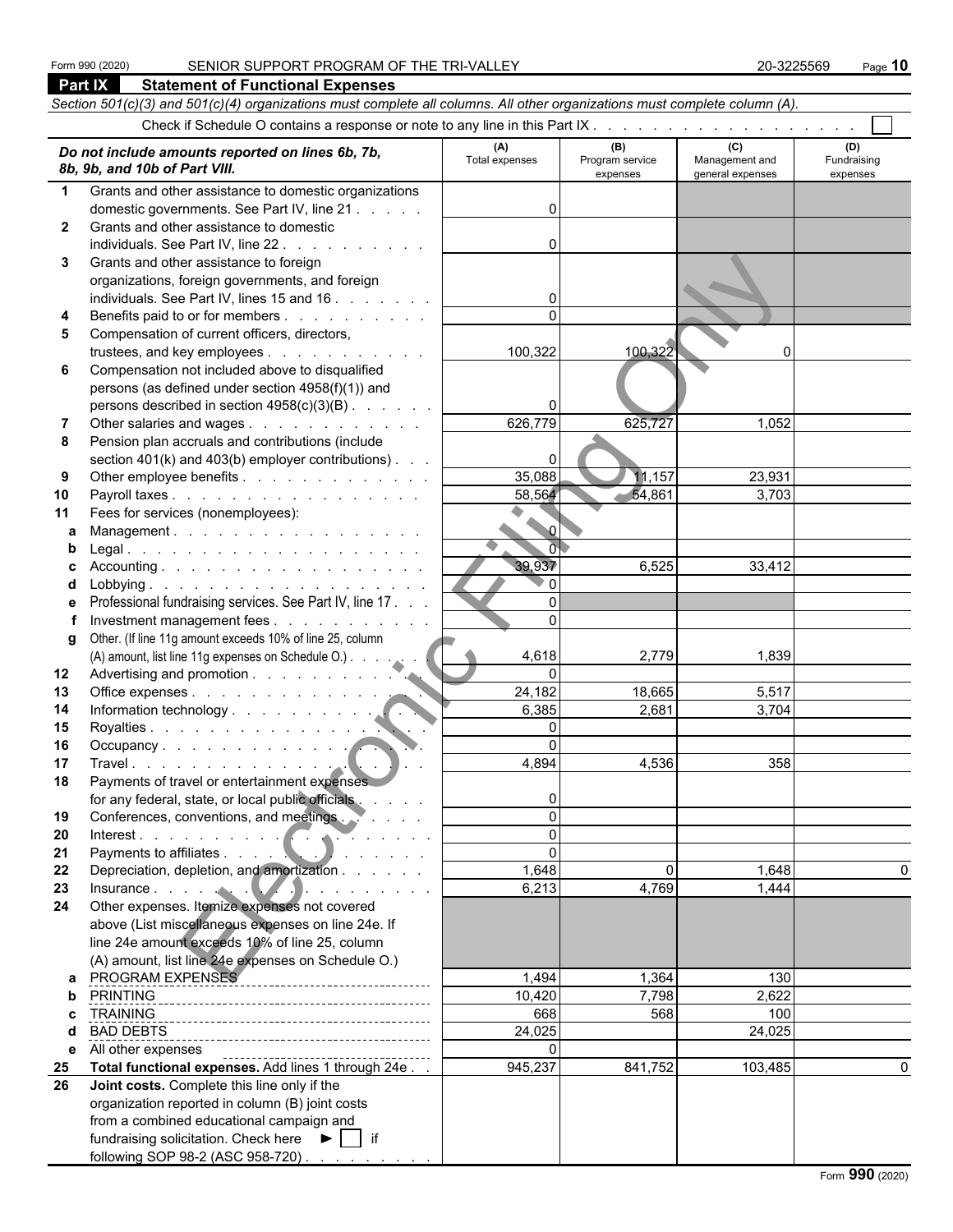Form 990 (2020) SENIOR SUPPORT PROGRAM OF THE TRI-VALLEY 20-3225569

## Part IX Statement of Functional Expenses

*Section 501(c)(3) and 501(c)(4) organizations must complete all columns. All other organizations must complete column (A).*

Check if Schedule O contains a response or note to any line in this Part IX . . . . . . . . . . . . . . . . . . . . ☐

| *Do not include amounts reported on lines 6b, 7b, 8b, 9b, and 10b of Part VIII.* | (A) Total expenses | (B) Program service expenses | (C) Management and general expenses | (D) Fundraising expenses |
|---|---|---|---|---|
| **1** Grants and other assistance to domestic organizations domestic governments. See Part IV, line 21 | 0 | | | |
| **2** Grants and other assistance to domestic individuals. See Part IV, line 22 | 0 | | | |
| **3** Grants and other assistance to foreign organizations, foreign governments, and foreign individuals. See Part IV, lines 15 and 16 | 0 | | | |
| **4** Benefits paid to or for members | 0 | | | |
| **5** Compensation of current officers, directors, trustees, and key employees | 100,322 | 100,322 | 0 | |
| **6** Compensation not included above to disqualified persons (as defined under section 4958(f)(1)) and persons described in section 4958(c)(3)(B) | 0 | | | |
| **7** Other salaries and wages | 626,779 | 625,727 | 1,052 | |
| **8** Pension plan accruals and contributions (include section 401(k) and 403(b) employer contributions) | 0 | | | |
| **9** Other employee benefits | 35,088 | 11,157 | 23,931 | |
| **10** Payroll taxes | 58,564 | 54,861 | 3,703 | |
| **11** Fees for services (nonemployees): | | | | |
| **a** Management | 0 | | | |
| **b** Legal | 0 | | | |
| **c** Accounting | 39,937 | 6,525 | 33,412 | |
| **d** Lobbying | 0 | | | |
| **e** Professional fundraising services. See Part IV, line 17 | 0 | | | |
| **f** Investment management fees | 0 | | | |
| **g** Other. (If line 11g amount exceeds 10% of line 25, column (A) amount, list line 11g expenses on Schedule O.) | 4,618 | 2,779 | 1,839 | |
| **12** Advertising and promotion | 0 | | | |
| **13** Office expenses | 24,182 | 18,665 | 5,517 | |
| **14** Information technology | 6,385 | 2,681 | 3,704 | |
| **15** Royalties | 0 | | | |
| **16** Occupancy | 0 | | | |
| **17** Travel | 4,894 | 4,536 | 358 | |
| **18** Payments of travel or entertainment expenses for any federal, state, or local public officials | 0 | | | |
| **19** Conferences, conventions, and meetings | 0 | | | |
| **20** Interest | 0 | | | |
| **21** Payments to affiliates | 0 | | | |
| **22** Depreciation, depletion, and amortization | 1,648 | 0 | 1,648 | 0 |
| **23** Insurance | 6,213 | 4,769 | 1,444 | |
| **24** Other expenses. Itemize expenses not covered above (List miscellaneous expenses on line 24e. If line 24e amount exceeds 10% of line 25, column (A) amount, list line 24e expenses on Schedule O.) | | | | |
| **a** PROGRAM EXPENSES | 1,494 | 1,364 | 130 | |
| **b** PRINTING | 10,420 | 7,798 | 2,622 | |
| **c** TRAINING | 668 | 568 | 100 | |
| **d** BAD DEBTS | 24,025 | | 24,025 | |
| **e** All other expenses | 0 | | | |
| **25** **Total functional expenses.** Add lines 1 through 24e | 945,237 | 841,752 | 103,485 | 0 |
| **26** **Joint costs.** Complete this line only if the organization reported in column (B) joint costs from a combined educational campaign and fundraising solicitation. Check here ► ☐ if following SOP 98-2 (ASC 958-720) | | | | |

Form **990** (2020)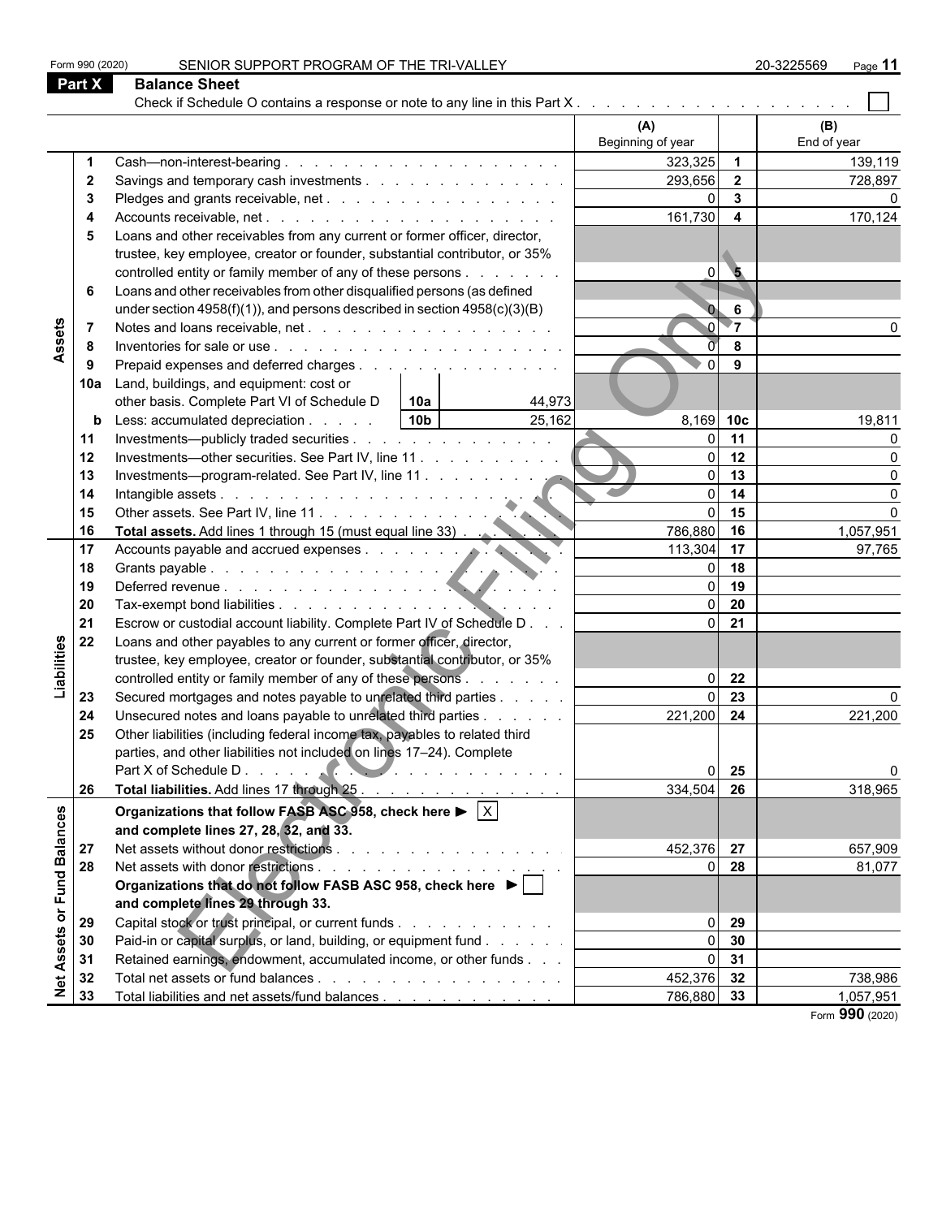Form 990 (2020) SENIOR SUPPORT PROGRAM OF THE TRI-VALLEY 20-3225569 Page 11

## Part X Balance Sheet

Check if Schedule O contains a response or note to any line in this Part X . . . . . . . . . . . . . . . . . . . . ☐

| Section | Line | Description | | | (A) Beginning of year | | (B) End of year |
|---|---|---|---|---|---|---|---|
| Assets | 1 | Cash—non-interest-bearing . . . . . . . . . . . . . . . . . . . . | | | 323,325 | 1 | 139,119 |
| | 2 | Savings and temporary cash investments . . . . . . . . . . . . . . . | | | 293,656 | 2 | 728,897 |
| | 3 | Pledges and grants receivable, net . . . . . . . . . . . . . . . . . | | | 0 | 3 | 0 |
| | 4 | Accounts receivable, net . . . . . . . . . . . . . . . . . . . . . | | | 161,730 | 4 | 170,124 |
| | 5 | Loans and other receivables from any current or former officer, director, trustee, key employee, creator or founder, substantial contributor, or 35% controlled entity or family member of any of these persons . . . . . . . | | | 0 | 5 | |
| | 6 | Loans and other receivables from other disqualified persons (as defined under section 4958(f)(1)), and persons described in section 4958(c)(3)(B) | | | 0 | 6 | |
| | 7 | Notes and loans receivable, net . . . . . . . . . . . . . . . . . . | | | 0 | 7 | 0 |
| | 8 | Inventories for sale or use . . . . . . . . . . . . . . . . . . . . | | | 0 | 8 | |
| | 9 | Prepaid expenses and deferred charges . . . . . . . . . . . . . . . | | | 0 | 9 | |
| | 10a | Land, buildings, and equipment: cost or other basis. Complete Part VI of Schedule D | 10a | 44,973 | | | |
| | b | Less: accumulated depreciation . . . . . | 10b | 25,162 | 8,169 | 10c | 19,811 |
| | 11 | Investments—publicly traded securities . . . . . . . . . . . . . . . | | | 0 | 11 | 0 |
| | 12 | Investments—other securities. See Part IV, line 11 . . . . . . . . . . | | | 0 | 12 | 0 |
| | 13 | Investments—program-related. See Part IV, line 11 . . . . . . . . . . | | | 0 | 13 | 0 |
| | 14 | Intangible assets . . . . . . . . . . . . . . . . . . . . . . . | | | 0 | 14 | 0 |
| | 15 | Other assets. See Part IV, line 11 . . . . . . . . . . . . . . . . . | | | 0 | 15 | 0 |
| | 16 | **Total assets.** Add lines 1 through 15 (must equal line 33) . . . . . . | | | 786,880 | 16 | 1,057,951 |
| Liabilities | 17 | Accounts payable and accrued expenses . . . . . . . . . . . . . . . | | | 113,304 | 17 | 97,765 |
| | 18 | Grants payable . . . . . . . . . . . . . . . . . . . . . . . . | | | 0 | 18 | |
| | 19 | Deferred revenue . . . . . . . . . . . . . . . . . . . . . . . | | | 0 | 19 | |
| | 20 | Tax-exempt bond liabilities . . . . . . . . . . . . . . . . . . . . | | | 0 | 20 | |
| | 21 | Escrow or custodial account liability. Complete Part IV of Schedule D . . . | | | 0 | 21 | |
| | 22 | Loans and other payables to any current or former officer, director, trustee, key employee, creator or founder, substantial contributor, or 35% controlled entity or family member of any of these persons . . . . . . . | | | 0 | 22 | |
| | 23 | Secured mortgages and notes payable to unrelated third parties . . . . . | | | 0 | 23 | 0 |
| | 24 | Unsecured notes and loans payable to unrelated third parties . . . . . . | | | 221,200 | 24 | 221,200 |
| | 25 | Other liabilities (including federal income tax, payables to related third parties, and other liabilities not included on lines 17–24). Complete Part X of Schedule D . . . . . . . . . . . . . . . . . . . . . . | | | 0 | 25 | 0 |
| | 26 | **Total liabilities.** Add lines 17 through 25 . . . . . . . . . . . . . | | | 334,504 | 26 | 318,965 |
| Net Assets or Fund Balances | | **Organizations that follow FASB ASC 958, check here ▶ ☒ and complete lines 27, 28, 32, and 33.** | | | | | |
| | 27 | Net assets without donor restrictions . . . . . . . . . . . . . . . . | | | 452,376 | 27 | 657,909 |
| | 28 | Net assets with donor restrictions . . . . . . . . . . . . . . . . . | | | 0 | 28 | 81,077 |
| | | **Organizations that do not follow FASB ASC 958, check here ▶ ☐ and complete lines 29 through 33.** | | | | | |
| | 29 | Capital stock or trust principal, or current funds . . . . . . . . . . . | | | 0 | 29 | |
| | 30 | Paid-in or capital surplus, or land, building, or equipment fund . . . . . | | | 0 | 30 | |
| | 31 | Retained earnings, endowment, accumulated income, or other funds . . . | | | 0 | 31 | |
| | 32 | Total net assets or fund balances . . . . . . . . . . . . . . . . . | | | 452,376 | 32 | 738,986 |
| | 33 | Total liabilities and net assets/fund balances . . . . . . . . . . . . . | | | 786,880 | 33 | 1,057,951 |

Form **990** (2020)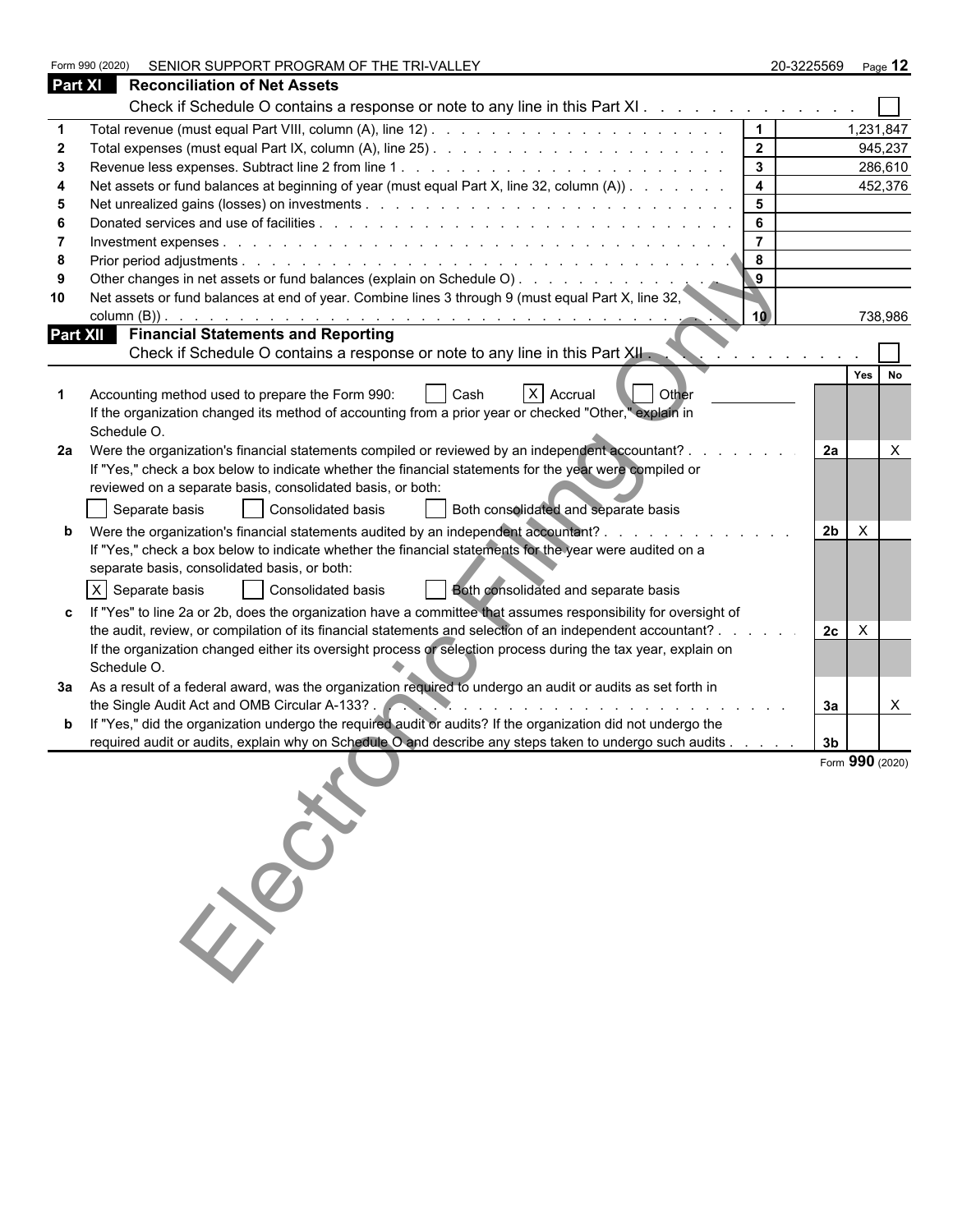Form 990 (2020) SENIOR SUPPORT PROGRAM OF THE TRI-VALLEY 20-3225569 Page 12

## Part XI Reconciliation of Net Assets

Check if Schedule O contains a response or note to any line in this Part XI . . . . . . . . . . . . . . ☐

| | | | |
|---|---|---|---|
| 1 | Total revenue (must equal Part VIII, column (A), line 12) | 1 | 1,231,847 |
| 2 | Total expenses (must equal Part IX, column (A), line 25) | 2 | 945,237 |
| 3 | Revenue less expenses. Subtract line 2 from line 1 | 3 | 286,610 |
| 4 | Net assets or fund balances at beginning of year (must equal Part X, line 32, column (A)) | 4 | 452,376 |
| 5 | Net unrealized gains (losses) on investments | 5 | |
| 6 | Donated services and use of facilities | 6 | |
| 7 | Investment expenses | 7 | |
| 8 | Prior period adjustments | 8 | |
| 9 | Other changes in net assets or fund balances (explain on Schedule O) | 9 | |
| 10 | Net assets or fund balances at end of year. Combine lines 3 through 9 (must equal Part X, line 32, column (B)) | 10 | 738,986 |

## Part XII Financial Statements and Reporting

Check if Schedule O contains a response or note to any line in this Part XII . . . . . . . . . . . . . ☐

| | | | Yes | No |
|---|---|---|---|---|
| 1 | Accounting method used to prepare the Form 990: ☐ Cash ☒ Accrual ☐ Other<br>If the organization changed its method of accounting from a prior year or checked "Other," explain in Schedule O. | | | |
| 2a | Were the organization's financial statements compiled or reviewed by an independent accountant?<br>If "Yes," check a box below to indicate whether the financial statements for the year were compiled or reviewed on a separate basis, consolidated basis, or both:<br>☐ Separate basis ☐ Consolidated basis ☐ Both consolidated and separate basis | 2a | | X |
| b | Were the organization's financial statements audited by an independent accountant?<br>If "Yes," check a box below to indicate whether the financial statements for the year were audited on a separate basis, consolidated basis, or both:<br>☒ Separate basis ☐ Consolidated basis ☐ Both consolidated and separate basis | 2b | X | |
| c | If "Yes" to line 2a or 2b, does the organization have a committee that assumes responsibility for oversight of the audit, review, or compilation of its financial statements and selection of an independent accountant?<br>If the organization changed either its oversight process or selection process during the tax year, explain on Schedule O. | 2c | X | |
| 3a | As a result of a federal award, was the organization required to undergo an audit or audits as set forth in the Single Audit Act and OMB Circular A-133? | 3a | | X |
| b | If "Yes," did the organization undergo the required audit or audits? If the organization did not undergo the required audit or audits, explain why on Schedule O and describe any steps taken to undergo such audits | 3b | | |

Form **990** (2020)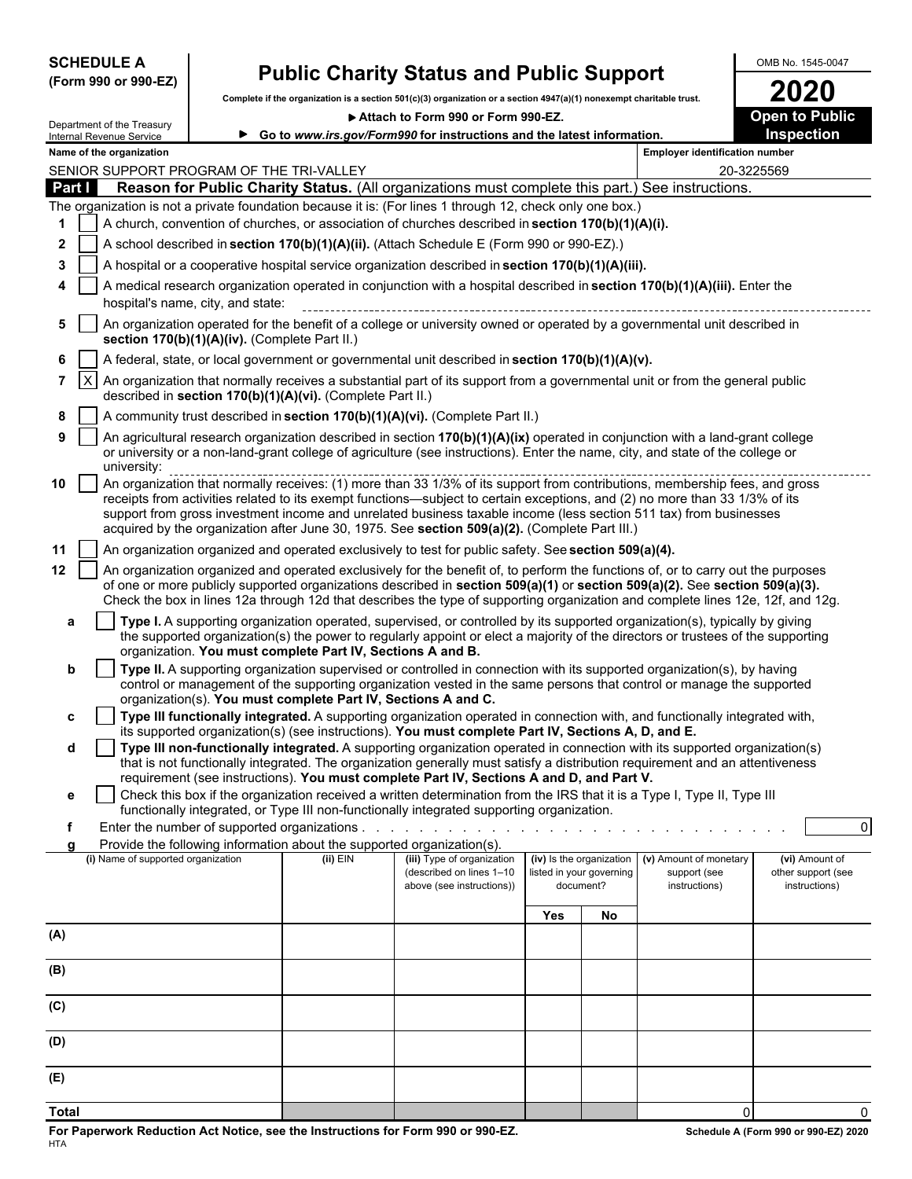**SCHEDULE A**
**(Form 990 or 990-EZ)**

Department of the Treasury
Internal Revenue Service

# Public Charity Status and Public Support

**Complete if the organization is a section 501(c)(3) organization or a section 4947(a)(1) nonexempt charitable trust.**

▶ **Attach to Form 990 or Form 990-EZ.**

▶ **Go to www.irs.gov/Form990 for instructions and the latest information.**

OMB No. 1545-0047

**2020**

**Open to Public Inspection**

**Name of the organization:** SENIOR SUPPORT PROGRAM OF THE TRI-VALLEY

**Employer identification number:** 20-3225569

## Part I — Reason for Public Charity Status. (All organizations must complete this part.) See instructions.

The organization is not a private foundation because it is: (For lines 1 through 12, check only one box.)

1. [ ] A church, convention of churches, or association of churches described in **section 170(b)(1)(A)(i).**
2. [ ] A school described in **section 170(b)(1)(A)(ii).** (Attach Schedule E (Form 990 or 990-EZ).)
3. [ ] A hospital or a cooperative hospital service organization described in **section 170(b)(1)(A)(iii).**
4. [ ] A medical research organization operated in conjunction with a hospital described in **section 170(b)(1)(A)(iii).** Enter the hospital's name, city, and state:
5. [ ] An organization operated for the benefit of a college or university owned or operated by a governmental unit described in **section 170(b)(1)(A)(iv).** (Complete Part II.)
6. [ ] A federal, state, or local government or governmental unit described in **section 170(b)(1)(A)(v).**
7. [X] An organization that normally receives a substantial part of its support from a governmental unit or from the general public described in **section 170(b)(1)(A)(vi).** (Complete Part II.)
8. [ ] A community trust described in **section 170(b)(1)(A)(vi).** (Complete Part II.)
9. [ ] An agricultural research organization described in section **170(b)(1)(A)(ix)** operated in conjunction with a land-grant college or university or a non-land-grant college of agriculture (see instructions). Enter the name, city, and state of the college or university:
10. [ ] An organization that normally receives: (1) more than 33 1/3% of its support from contributions, membership fees, and gross receipts from activities related to its exempt functions—subject to certain exceptions, and (2) no more than 33 1/3% of its support from gross investment income and unrelated business taxable income (less section 511 tax) from businesses acquired by the organization after June 30, 1975. See **section 509(a)(2).** (Complete Part III.)
11. [ ] An organization organized and operated exclusively to test for public safety. See **section 509(a)(4).**
12. [ ] An organization organized and operated exclusively for the benefit of, to perform the functions of, or to carry out the purposes of one or more publicly supported organizations described in **section 509(a)(1)** or **section 509(a)(2).** See **section 509(a)(3).** Check the box in lines 12a through 12d that describes the type of supporting organization and complete lines 12e, 12f, and 12g.

   a. [ ] **Type I.** A supporting organization operated, supervised, or controlled by its supported organization(s), typically by giving the supported organization(s) the power to regularly appoint or elect a majority of the directors or trustees of the supporting organization. **You must complete Part IV, Sections A and B.**

   b. [ ] **Type II.** A supporting organization supervised or controlled in connection with its supported organization(s), by having control or management of the supporting organization vested in the same persons that control or manage the supported organization(s). **You must complete Part IV, Sections A and C.**

   c. [ ] **Type III functionally integrated.** A supporting organization operated in connection with, and functionally integrated with, its supported organization(s) (see instructions). **You must complete Part IV, Sections A, D, and E.**

   d. [ ] **Type III non-functionally integrated.** A supporting organization operated in connection with its supported organization(s) that is not functionally integrated. The organization generally must satisfy a distribution requirement and an attentiveness requirement (see instructions). **You must complete Part IV, Sections A and D, and Part V.**

   e. [ ] Check this box if the organization received a written determination from the IRS that it is a Type I, Type II, Type III functionally integrated, or Type III non-functionally integrated supporting organization.

   f. Enter the number of supported organizations . . . . . 0

   g. Provide the following information about the supported organization(s).

| (i) Name of supported organization | (ii) EIN | (iii) Type of organization (described on lines 1–10 above (see instructions)) | (iv) Is the organization listed in your governing document? Yes | No | (v) Amount of monetary support (see instructions) | (vi) Amount of other support (see instructions) |
|---|---|---|---|---|---|---|
| (A) | | | | | | |
| (B) | | | | | | |
| (C) | | | | | | |
| (D) | | | | | | |
| (E) | | | | | | |
| **Total** | | | | | 0 | 0 |

**For Paperwork Reduction Act Notice, see the Instructions for Form 990 or 990-EZ.**

HTA

**Schedule A (Form 990 or 990-EZ) 2020**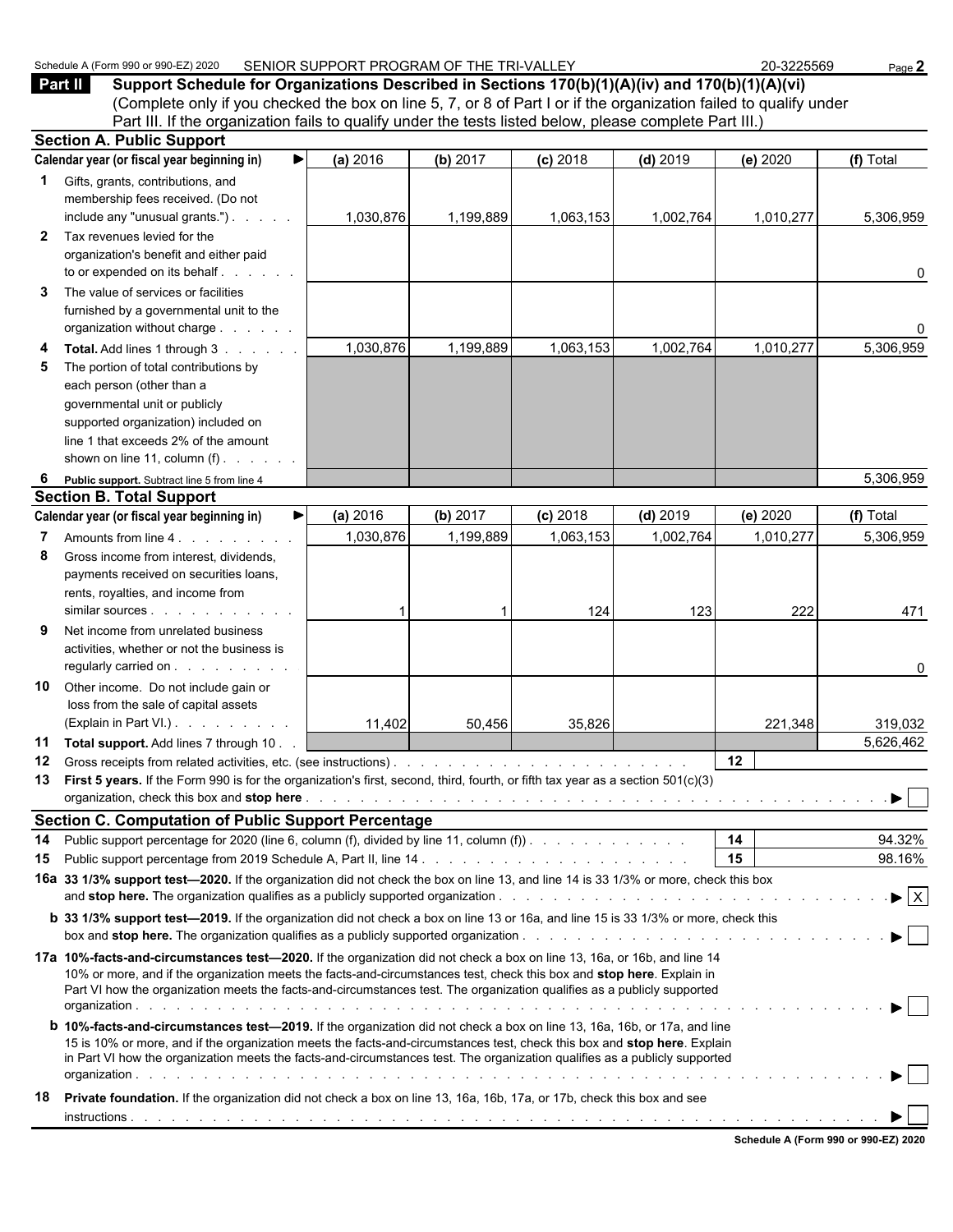Schedule A (Form 990 or 990-EZ) 2020 SENIOR SUPPORT PROGRAM OF THE TRI-VALLEY 20-3225569

## Part II Support Schedule for Organizations Described in Sections 170(b)(1)(A)(iv) and 170(b)(1)(A)(vi)

(Complete only if you checked the box on line 5, 7, or 8 of Part I or if the organization failed to qualify under Part III. If the organization fails to qualify under the tests listed below, please complete Part III.)

### Section A. Public Support

| Calendar year (or fiscal year beginning in) ▶ | (a) 2016 | (b) 2017 | (c) 2018 | (d) 2019 | (e) 2020 | (f) Total |
|---|---|---|---|---|---|---|
| **1** Gifts, grants, contributions, and membership fees received. (Do not include any "unusual grants.") | 1,030,876 | 1,199,889 | 1,063,153 | 1,002,764 | 1,010,277 | 5,306,959 |
| **2** Tax revenues levied for the organization's benefit and either paid to or expended on its behalf | | | | | | 0 |
| **3** The value of services or facilities furnished by a governmental unit to the organization without charge | | | | | | 0 |
| **4 Total.** Add lines 1 through 3 | 1,030,876 | 1,199,889 | 1,063,153 | 1,002,764 | 1,010,277 | 5,306,959 |
| **5** The portion of total contributions by each person (other than a governmental unit or publicly supported organization) included on line 1 that exceeds 2% of the amount shown on line 11, column (f) | | | | | | |
| **6 Public support.** Subtract line 5 from line 4 | | | | | | 5,306,959 |

### Section B. Total Support

| Calendar year (or fiscal year beginning in) ▶ | (a) 2016 | (b) 2017 | (c) 2018 | (d) 2019 | (e) 2020 | (f) Total |
|---|---|---|---|---|---|---|
| **7** Amounts from line 4 | 1,030,876 | 1,199,889 | 1,063,153 | 1,002,764 | 1,010,277 | 5,306,959 |
| **8** Gross income from interest, dividends, payments received on securities loans, rents, royalties, and income from similar sources | 1 | 1 | 124 | 123 | 222 | 471 |
| **9** Net income from unrelated business activities, whether or not the business is regularly carried on | | | | | | 0 |
| **10** Other income. Do not include gain or loss from the sale of capital assets (Explain in Part VI.) | 11,402 | 50,456 | 35,826 | | 221,348 | 319,032 |
| **11 Total support.** Add lines 7 through 10 | | | | | | 5,626,462 |

**12** Gross receipts from related activities, etc. (see instructions) — **12**

**13 First 5 years.** If the Form 990 is for the organization's first, second, third, fourth, or fifth tax year as a section 501(c)(3) organization, check this box and **stop here** ▶ ☐

### Section C. Computation of Public Support Percentage

**14** Public support percentage for 2020 (line 6, column (f), divided by line 11, column (f)) — **14** — 94.32%

**15** Public support percentage from 2019 Schedule A, Part II, line 14 — **15** — 98.16%

**16a 33 1/3% support test—2020.** If the organization did not check the box on line 13, and line 14 is 33 1/3% or more, check this box and **stop here.** The organization qualifies as a publicly supported organization ▶ ☒

**b 33 1/3% support test—2019.** If the organization did not check a box on line 13 or 16a, and line 15 is 33 1/3% or more, check this box and **stop here.** The organization qualifies as a publicly supported organization ▶ ☐

**17a 10%-facts-and-circumstances test—2020.** If the organization did not check a box on line 13, 16a, or 16b, and line 14 is 10% or more, and if the organization meets the facts-and-circumstances test, check this box and **stop here.** Explain in Part VI how the organization meets the facts-and-circumstances test. The organization qualifies as a publicly supported organization ▶ ☐

**b 10%-facts-and-circumstances test—2019.** If the organization did not check a box on line 13, 16a, 16b, or 17a, and line 15 is 10% or more, and if the organization meets the facts-and-circumstances test, check this box and **stop here.** Explain in Part VI how the organization meets the facts-and-circumstances test. The organization qualifies as a publicly supported organization ▶ ☐

**18 Private foundation.** If the organization did not check a box on line 13, 16a, 16b, 17a, or 17b, check this box and see instructions ▶ ☐

Schedule A (Form 990 or 990-EZ) 2020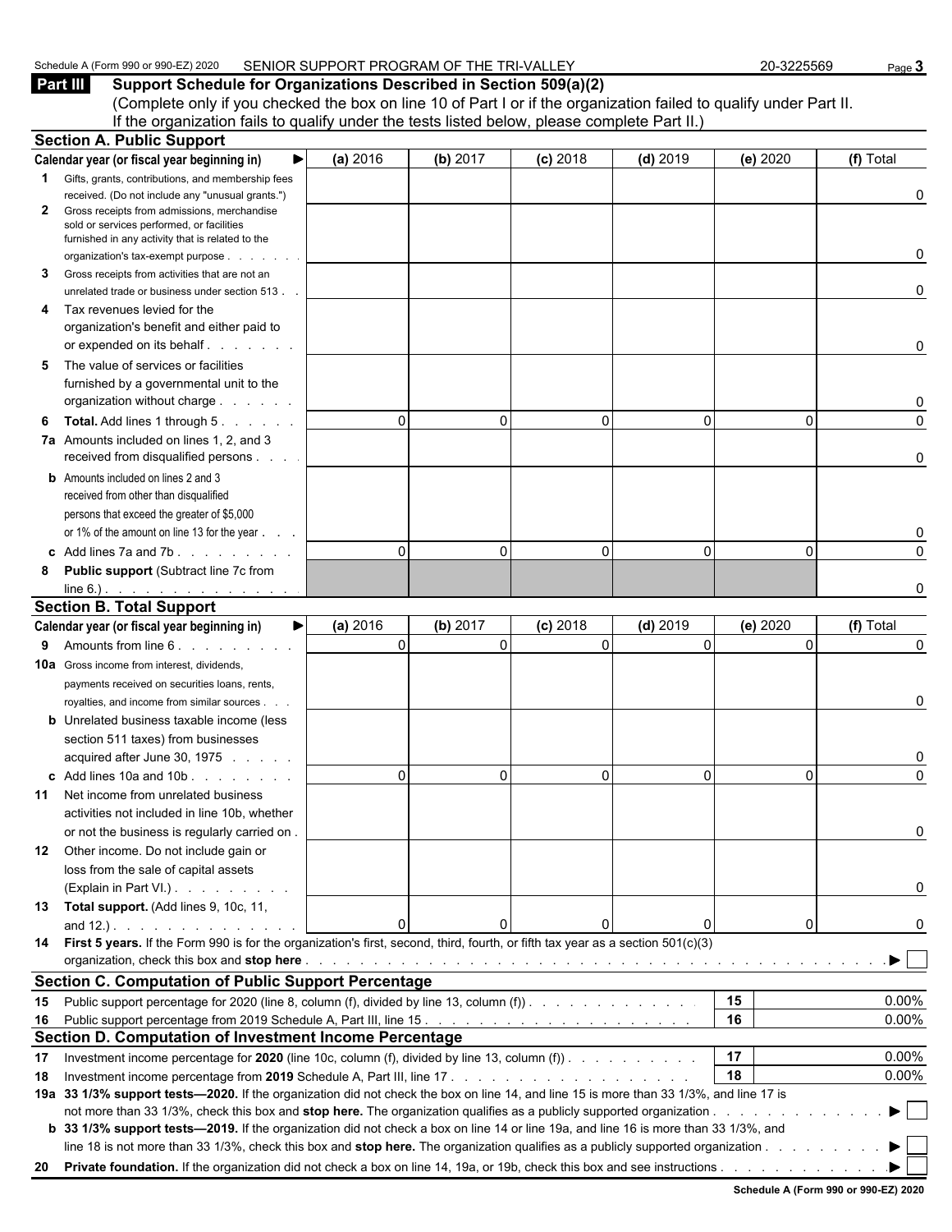Schedule A (Form 990 or 990-EZ) 2020 SENIOR SUPPORT PROGRAM OF THE TRI-VALLEY 20-3225569

## Part III Support Schedule for Organizations Described in Section 509(a)(2)

(Complete only if you checked the box on line 10 of Part I or if the organization failed to qualify under Part II. If the organization fails to qualify under the tests listed below, please complete Part II.)

### Section A. Public Support

| Calendar year (or fiscal year beginning in) ▶ | (a) 2016 | (b) 2017 | (c) 2018 | (d) 2019 | (e) 2020 | (f) Total |
|---|---|---|---|---|---|---|
| **1** Gifts, grants, contributions, and membership fees received. (Do not include any "unusual grants.") | | | | | | 0 |
| **2** Gross receipts from admissions, merchandise sold or services performed, or facilities furnished in any activity that is related to the organization's tax-exempt purpose | | | | | | 0 |
| **3** Gross receipts from activities that are not an unrelated trade or business under section 513 | | | | | | 0 |
| **4** Tax revenues levied for the organization's benefit and either paid to or expended on its behalf | | | | | | 0 |
| **5** The value of services or facilities furnished by a governmental unit to the organization without charge | | | | | | 0 |
| **6 Total.** Add lines 1 through 5 | 0 | 0 | 0 | 0 | 0 | 0 |
| **7a** Amounts included on lines 1, 2, and 3 received from disqualified persons | | | | | | 0 |
| **b** Amounts included on lines 2 and 3 received from other than disqualified persons that exceed the greater of $5,000 or 1% of the amount on line 13 for the year | | | | | | 0 |
| **c** Add lines 7a and 7b | 0 | 0 | 0 | 0 | 0 | 0 |
| **8 Public support** (Subtract line 7c from line 6.) | | | | | | 0 |

### Section B. Total Support

| Calendar year (or fiscal year beginning in) ▶ | (a) 2016 | (b) 2017 | (c) 2018 | (d) 2019 | (e) 2020 | (f) Total |
|---|---|---|---|---|---|---|
| **9** Amounts from line 6 | 0 | 0 | 0 | 0 | 0 | 0 |
| **10a** Gross income from interest, dividends, payments received on securities loans, rents, royalties, and income from similar sources | | | | | | 0 |
| **b** Unrelated business taxable income (less section 511 taxes) from businesses acquired after June 30, 1975 | | | | | | 0 |
| **c** Add lines 10a and 10b | 0 | 0 | 0 | 0 | 0 | 0 |
| **11** Net income from unrelated business activities not included in line 10b, whether or not the business is regularly carried on | | | | | | 0 |
| **12** Other income. Do not include gain or loss from the sale of capital assets (Explain in Part VI.) | | | | | | 0 |
| **13 Total support.** (Add lines 9, 10c, 11, and 12.) | 0 | 0 | 0 | 0 | 0 | 0 |

**14 First 5 years.** If the Form 990 is for the organization's first, second, third, fourth, or fifth tax year as a section 501(c)(3) organization, check this box and **stop here** ▶ ☐

### Section C. Computation of Public Support Percentage

| | | | |
|---|---|---|---|
| **15** | Public support percentage for 2020 (line 8, column (f), divided by line 13, column (f)) | 15 | 0.00% |
| **16** | Public support percentage from 2019 Schedule A, Part III, line 15 | 16 | 0.00% |

### Section D. Computation of Investment Income Percentage

| | | | |
|---|---|---|---|
| **17** | Investment income percentage for **2020** (line 10c, column (f), divided by line 13, column (f)) | 17 | 0.00% |
| **18** | Investment income percentage from **2019** Schedule A, Part III, line 17 | 18 | 0.00% |

**19a 33 1/3% support tests—2020.** If the organization did not check the box on line 14, and line 15 is more than 33 1/3%, and line 17 is not more than 33 1/3%, check this box and **stop here.** The organization qualifies as a publicly supported organization ▶ ☐

**b 33 1/3% support tests—2019.** If the organization did not check a box on line 14 or line 19a, and line 16 is more than 33 1/3%, and line 18 is not more than 33 1/3%, check this box and **stop here.** The organization qualifies as a publicly supported organization ▶ ☐

**20 Private foundation.** If the organization did not check a box on line 14, 19a, or 19b, check this box and see instructions ▶ ☐

**Schedule A (Form 990 or 990-EZ) 2020**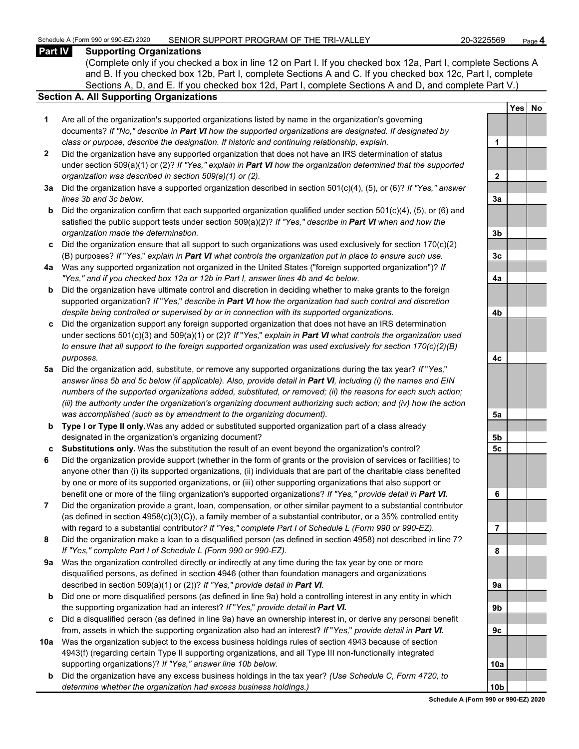## Part IV Supporting Organizations

(Complete only if you checked a box in line 12 on Part I. If you checked box 12a, Part I, complete Sections A and B. If you checked box 12b, Part I, complete Sections A and C. If you checked box 12c, Part I, complete Sections A, D, and E. If you checked box 12d, Part I, complete Sections A and D, and complete Part V.)

### Section A. All Supporting Organizations

| | | | Yes | No |
|---|---|---|---|---|
| **1** | Are all of the organization's supported organizations listed by name in the organization's governing documents? *If "No," describe in **Part VI** how the supported organizations are designated. If designated by class or purpose, describe the designation. If historic and continuing relationship, explain.* | 1 | | |
| **2** | Did the organization have any supported organization that does not have an IRS determination of status under section 509(a)(1) or (2)? *If "Yes," explain in **Part VI** how the organization determined that the supported organization was described in section 509(a)(1) or (2).* | 2 | | |
| **3a** | Did the organization have a supported organization described in section 501(c)(4), (5), or (6)? *If "Yes," answer lines 3b and 3c below.* | 3a | | |
| **b** | Did the organization confirm that each supported organization qualified under section 501(c)(4), (5), or (6) and satisfied the public support tests under section 509(a)(2)? *If "Yes," describe in **Part VI** when and how the organization made the determination.* | 3b | | |
| **c** | Did the organization ensure that all support to such organizations was used exclusively for section 170(c)(2)(B) purposes? *If "Yes," explain in **Part VI** what controls the organization put in place to ensure such use.* | 3c | | |
| **4a** | Was any supported organization not organized in the United States ("foreign supported organization")? *If "Yes," and if you checked box 12a or 12b in Part I, answer lines 4b and 4c below.* | 4a | | |
| **b** | Did the organization have ultimate control and discretion in deciding whether to make grants to the foreign supported organization? *If "Yes," describe in **Part VI** how the organization had such control and discretion despite being controlled or supervised by or in connection with its supported organizations.* | 4b | | |
| **c** | Did the organization support any foreign supported organization that does not have an IRS determination under sections 501(c)(3) and 509(a)(1) or (2)? *If "Yes," explain in **Part VI** what controls the organization used to ensure that all support to the foreign supported organization was used exclusively for section 170(c)(2)(B) purposes.* | 4c | | |
| **5a** | Did the organization add, substitute, or remove any supported organizations during the tax year? *If "Yes," answer lines 5b and 5c below (if applicable). Also, provide detail in **Part VI**, including (i) the names and EIN numbers of the supported organizations added, substituted, or removed; (ii) the reasons for each such action; (iii) the authority under the organization's organizing document authorizing such action; and (iv) how the action was accomplished (such as by amendment to the organizing document).* | 5a | | |
| **b** | **Type I or Type II only.** Was any added or substituted supported organization part of a class already designated in the organization's organizing document? | 5b | | |
| **c** | **Substitutions only.** Was the substitution the result of an event beyond the organization's control? | 5c | | |
| **6** | Did the organization provide support (whether in the form of grants or the provision of services or facilities) to anyone other than (i) its supported organizations, (ii) individuals that are part of the charitable class benefited by one or more of its supported organizations, or (iii) other supporting organizations that also support or benefit one or more of the filing organization's supported organizations? *If "Yes," provide detail in **Part VI.*** | 6 | | |
| **7** | Did the organization provide a grant, loan, compensation, or other similar payment to a substantial contributor (as defined in section 4958(c)(3)(C)), a family member of a substantial contributor, or a 35% controlled entity with regard to a substantial contributor? *If "Yes," complete Part I of Schedule L (Form 990 or 990-EZ).* | 7 | | |
| **8** | Did the organization make a loan to a disqualified person (as defined in section 4958) not described in line 7? *If "Yes," complete Part I of Schedule L (Form 990 or 990-EZ).* | 8 | | |
| **9a** | Was the organization controlled directly or indirectly at any time during the tax year by one or more disqualified persons, as defined in section 4946 (other than foundation managers and organizations described in section 509(a)(1) or (2))? *If "Yes," provide detail in **Part VI.*** | 9a | | |
| **b** | Did one or more disqualified persons (as defined in line 9a) hold a controlling interest in any entity in which the supporting organization had an interest? *If "Yes," provide detail in **Part VI.*** | 9b | | |
| **c** | Did a disqualified person (as defined in line 9a) have an ownership interest in, or derive any personal benefit from, assets in which the supporting organization also had an interest? *If "Yes," provide detail in **Part VI.*** | 9c | | |
| **10a** | Was the organization subject to the excess business holdings rules of section 4943 because of section 4943(f) (regarding certain Type II supporting organizations, and all Type III non-functionally integrated supporting organizations)? *If "Yes," answer line 10b below.* | 10a | | |
| **b** | Did the organization have any excess business holdings in the tax year? *(Use Schedule C, Form 4720, to determine whether the organization had excess business holdings.)* | 10b | | |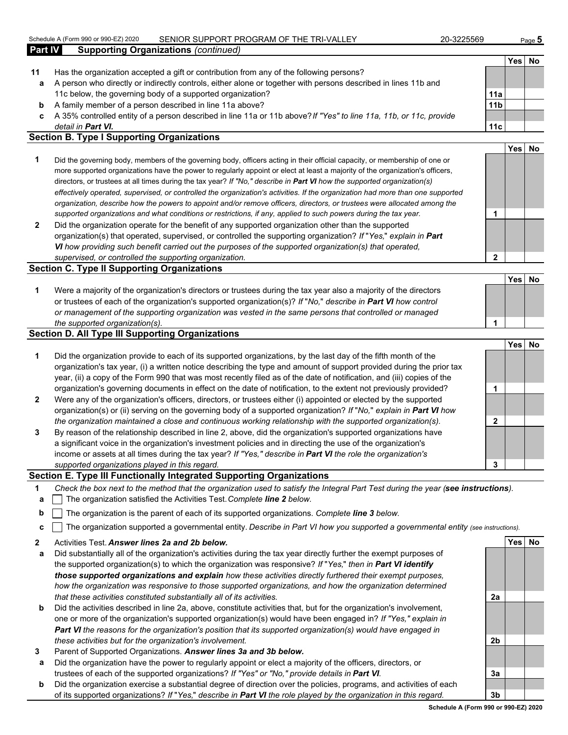**Part IV Supporting Organizations** *(continued)*

| | | | Yes | No |
|---|---|---|---|---|
| **11** | Has the organization accepted a gift or contribution from any of the following persons? | | | |
| **a** | A person who directly or indirectly controls, either alone or together with persons described in lines 11b and 11c below, the governing body of a supported organization? | **11a** | | |
| **b** | A family member of a person described in line 11a above? | **11b** | | |
| **c** | A 35% controlled entity of a person described in line 11a or 11b above? *If "Yes" to line 11a, 11b, or 11c, provide detail in **Part VI.*** | **11c** | | |

## Section B. Type I Supporting Organizations

| | | | Yes | No |
|---|---|---|---|---|
| **1** | Did the governing body, members of the governing body, officers acting in their official capacity, or membership of one or more supported organizations have the power to regularly appoint or elect at least a majority of the organization's officers, directors, or trustees at all times during the tax year? *If "No," describe in **Part VI** how the supported organization(s) effectively operated, supervised, or controlled the organization's activities. If the organization had more than one supported organization, describe how the powers to appoint and/or remove officers, directors, or trustees were allocated among the supported organizations and what conditions or restrictions, if any, applied to such powers during the tax year.* | **1** | | |
| **2** | Did the organization operate for the benefit of any supported organization other than the supported organization(s) that operated, supervised, or controlled the supporting organization? *If "Yes," explain in **Part VI** how providing such benefit carried out the purposes of the supported organization(s) that operated, supervised, or controlled the supporting organization.* | **2** | | |

## Section C. Type II Supporting Organizations

| | | | Yes | No |
|---|---|---|---|---|
| **1** | Were a majority of the organization's directors or trustees during the tax year also a majority of the directors or trustees of each of the organization's supported organization(s)? *If "No," describe in **Part VI** how control or management of the supporting organization was vested in the same persons that controlled or managed the supported organization(s).* | **1** | | |

## Section D. All Type III Supporting Organizations

| | | | Yes | No |
|---|---|---|---|---|
| **1** | Did the organization provide to each of its supported organizations, by the last day of the fifth month of the organization's tax year, (i) a written notice describing the type and amount of support provided during the prior tax year, (ii) a copy of the Form 990 that was most recently filed as of the date of notification, and (iii) copies of the organization's governing documents in effect on the date of notification, to the extent not previously provided? | **1** | | |
| **2** | Were any of the organization's officers, directors, or trustees either (i) appointed or elected by the supported organization(s) or (ii) serving on the governing body of a supported organization? *If "No," explain in **Part VI** how the organization maintained a close and continuous working relationship with the supported organization(s).* | **2** | | |
| **3** | By reason of the relationship described in line 2, above, did the organization's supported organizations have a significant voice in the organization's investment policies and in directing the use of the organization's income or assets at all times during the tax year? *If "Yes," describe in **Part VI** the role the organization's supported organizations played in this regard.* | **3** | | |

## Section E. Type III Functionally Integrated Supporting Organizations

**1** *Check the box next to the method that the organization used to satisfy the Integral Part Test during the year (**see instructions**).*

**a** ☐ The organization satisfied the Activities Test. *Complete **line 2** below.*

**b** ☐ The organization is the parent of each of its supported organizations. *Complete **line 3** below.*

**c** ☐ The organization supported a governmental entity. *Describe in Part VI how you supported a governmental entity (see instructions).*

| | | | Yes | No |
|---|---|---|---|---|
| **2** | Activities Test. ***Answer lines 2a and 2b below.*** | | | |
| **a** | Did substantially all of the organization's activities during the tax year directly further the exempt purposes of the supported organization(s) to which the organization was responsive? *If "Yes," then in **Part VI identify those supported organizations and explain** how these activities directly furthered their exempt purposes, how the organization was responsive to those supported organizations, and how the organization determined that these activities constituted substantially all of its activities.* | **2a** | | |
| **b** | Did the activities described in line 2a, above, constitute activities that, but for the organization's involvement, one or more of the organization's supported organization(s) would have been engaged in? *If "Yes," explain in **Part VI** the reasons for the organization's position that its supported organization(s) would have engaged in these activities but for the organization's involvement.* | **2b** | | |
| **3** | Parent of Supported Organizations. ***Answer lines 3a and 3b below.*** | | | |
| **a** | Did the organization have the power to regularly appoint or elect a majority of the officers, directors, or trustees of each of the supported organizations? *If "Yes" or "No," provide details in **Part VI**.* | **3a** | | |
| **b** | Did the organization exercise a substantial degree of direction over the policies, programs, and activities of each of its supported organizations? *If "Yes," describe in **Part VI** the role played by the organization in this regard.* | **3b** | | |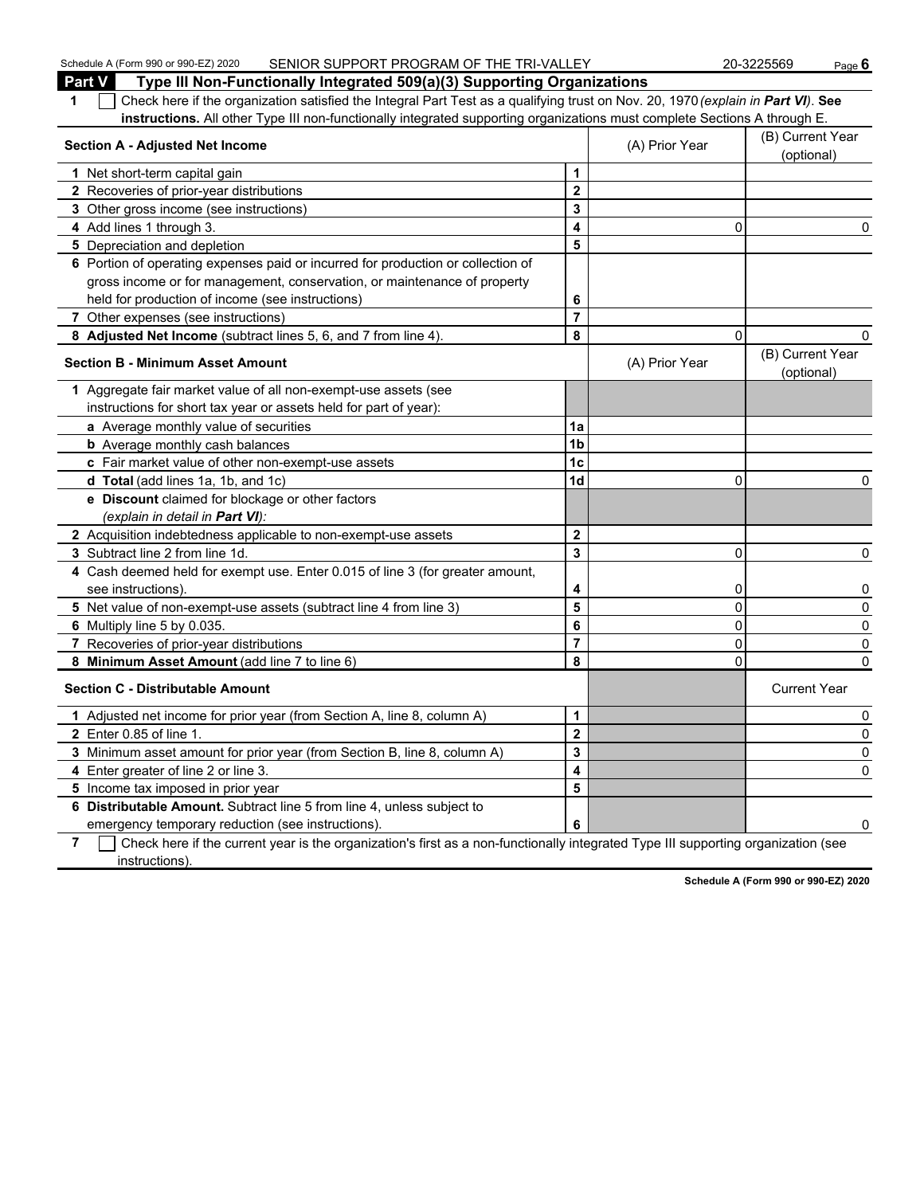## Part V Type III Non-Functionally Integrated 509(a)(3) Supporting Organizations

**1** ☐ Check here if the organization satisfied the Integral Part Test as a qualifying trust on Nov. 20, 1970 *(explain in **Part VI**)*. **See instructions.** All other Type III non-functionally integrated supporting organizations must complete Sections A through E.

| **Section A - Adjusted Net Income** | | (A) Prior Year | (B) Current Year (optional) |
|---|---|---|---|
| **1** Net short-term capital gain | **1** | | |
| **2** Recoveries of prior-year distributions | **2** | | |
| **3** Other gross income (see instructions) | **3** | | |
| **4** Add lines 1 through 3. | **4** | 0 | 0 |
| **5** Depreciation and depletion | **5** | | |
| **6** Portion of operating expenses paid or incurred for production or collection of gross income or for management, conservation, or maintenance of property held for production of income (see instructions) | **6** | | |
| **7** Other expenses (see instructions) | **7** | | |
| **8** **Adjusted Net Income** (subtract lines 5, 6, and 7 from line 4). | **8** | 0 | 0 |

| **Section B - Minimum Asset Amount** | | (A) Prior Year | (B) Current Year (optional) |
|---|---|---|---|
| **1** Aggregate fair market value of all non-exempt-use assets (see instructions for short tax year or assets held for part of year): | | | |
| **a** Average monthly value of securities | **1a** | | |
| **b** Average monthly cash balances | **1b** | | |
| **c** Fair market value of other non-exempt-use assets | **1c** | | |
| **d** **Total** (add lines 1a, 1b, and 1c) | **1d** | 0 | 0 |
| **e** **Discount** claimed for blockage or other factors *(explain in detail in **Part VI**)*: | | | |
| **2** Acquisition indebtedness applicable to non-exempt-use assets | **2** | | |
| **3** Subtract line 2 from line 1d. | **3** | 0 | 0 |
| **4** Cash deemed held for exempt use. Enter 0.015 of line 3 (for greater amount, see instructions). | **4** | 0 | 0 |
| **5** Net value of non-exempt-use assets (subtract line 4 from line 3) | **5** | 0 | 0 |
| **6** Multiply line 5 by 0.035. | **6** | 0 | 0 |
| **7** Recoveries of prior-year distributions | **7** | 0 | 0 |
| **8** **Minimum Asset Amount** (add line 7 to line 6) | **8** | 0 | 0 |

| **Section C - Distributable Amount** | | | Current Year |
|---|---|---|---|
| **1** Adjusted net income for prior year (from Section A, line 8, column A) | **1** | | 0 |
| **2** Enter 0.85 of line 1. | **2** | | 0 |
| **3** Minimum asset amount for prior year (from Section B, line 8, column A) | **3** | | 0 |
| **4** Enter greater of line 2 or line 3. | **4** | | 0 |
| **5** Income tax imposed in prior year | **5** | | |
| **6** **Distributable Amount.** Subtract line 5 from line 4, unless subject to emergency temporary reduction (see instructions). | **6** | | 0 |

**7** ☐ Check here if the current year is the organization's first as a non-functionally integrated Type III supporting organization (see instructions).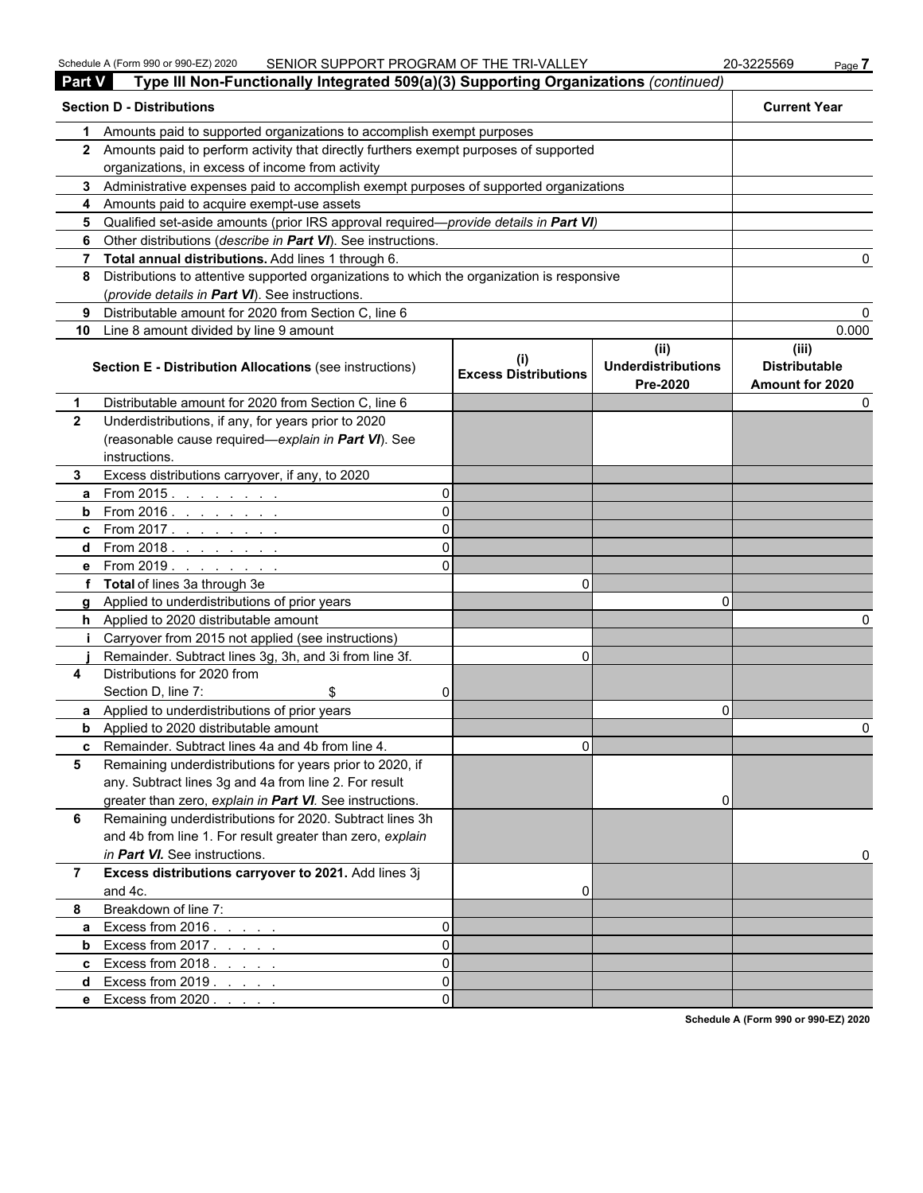## Part V Type III Non-Functionally Integrated 509(a)(3) Supporting Organizations *(continued)*

| Section D - Distributions | | Current Year |
|---|---|---|
| **1** | Amounts paid to supported organizations to accomplish exempt purposes | |
| **2** | Amounts paid to perform activity that directly furthers exempt purposes of supported organizations, in excess of income from activity | |
| **3** | Administrative expenses paid to accomplish exempt purposes of supported organizations | |
| **4** | Amounts paid to acquire exempt-use assets | |
| **5** | Qualified set-aside amounts (prior IRS approval required—*provide details in **Part VI***) | |
| **6** | Other distributions (*describe in **Part VI***). See instructions. | |
| **7** | **Total annual distributions.** Add lines 1 through 6. | 0 |
| **8** | Distributions to attentive supported organizations to which the organization is responsive (*provide details in **Part VI***). See instructions. | |
| **9** | Distributable amount for 2020 from Section C, line 6 | 0 |
| **10** | Line 8 amount divided by line 9 amount | 0.000 |

| | **Section E - Distribution Allocations** (see instructions) | | **(i) Excess Distributions** | **(ii) Underdistributions Pre-2020** | **(iii) Distributable Amount for 2020** |
|---|---|---|---|---|---|
| **1** | Distributable amount for 2020 from Section C, line 6 | | | | 0 |
| **2** | Underdistributions, if any, for years prior to 2020 (reasonable cause required—*explain in **Part VI***). See instructions. | | | | |
| **3** | Excess distributions carryover, if any, to 2020 | | | | |
| **a** | From 2015 . . . . . . . . | 0 | | | |
| **b** | From 2016 . . . . . . . . | 0 | | | |
| **c** | From 2017 . . . . . . . . | 0 | | | |
| **d** | From 2018 . . . . . . . . | 0 | | | |
| **e** | From 2019 . . . . . . . . | 0 | | | |
| **f** | **Total** of lines 3a through 3e | | 0 | | |
| **g** | Applied to underdistributions of prior years | | | 0 | |
| **h** | Applied to 2020 distributable amount | | | | 0 |
| **i** | Carryover from 2015 not applied (see instructions) | | | | |
| **j** | Remainder. Subtract lines 3g, 3h, and 3i from line 3f. | | 0 | | |
| **4** | Distributions for 2020 from Section D, line 7: $ | 0 | | | |
| **a** | Applied to underdistributions of prior years | | | 0 | |
| **b** | Applied to 2020 distributable amount | | | | 0 |
| **c** | Remainder. Subtract lines 4a and 4b from line 4. | | 0 | | |
| **5** | Remaining underdistributions for years prior to 2020, if any. Subtract lines 3g and 4a from line 2. For result greater than zero, *explain in **Part VI***. See instructions. | | | 0 | |
| **6** | Remaining underdistributions for 2020. Subtract lines 3h and 4b from line 1. For result greater than zero, *explain in **Part VI.*** See instructions. | | | | 0 |
| **7** | **Excess distributions carryover to 2021.** Add lines 3j and 4c. | | 0 | | |
| **8** | Breakdown of line 7: | | | | |
| **a** | Excess from 2016 . . . . . | 0 | | | |
| **b** | Excess from 2017 . . . . . | 0 | | | |
| **c** | Excess from 2018 . . . . . | 0 | | | |
| **d** | Excess from 2019 . . . . . | 0 | | | |
| **e** | Excess from 2020 . . . . . | 0 | | | |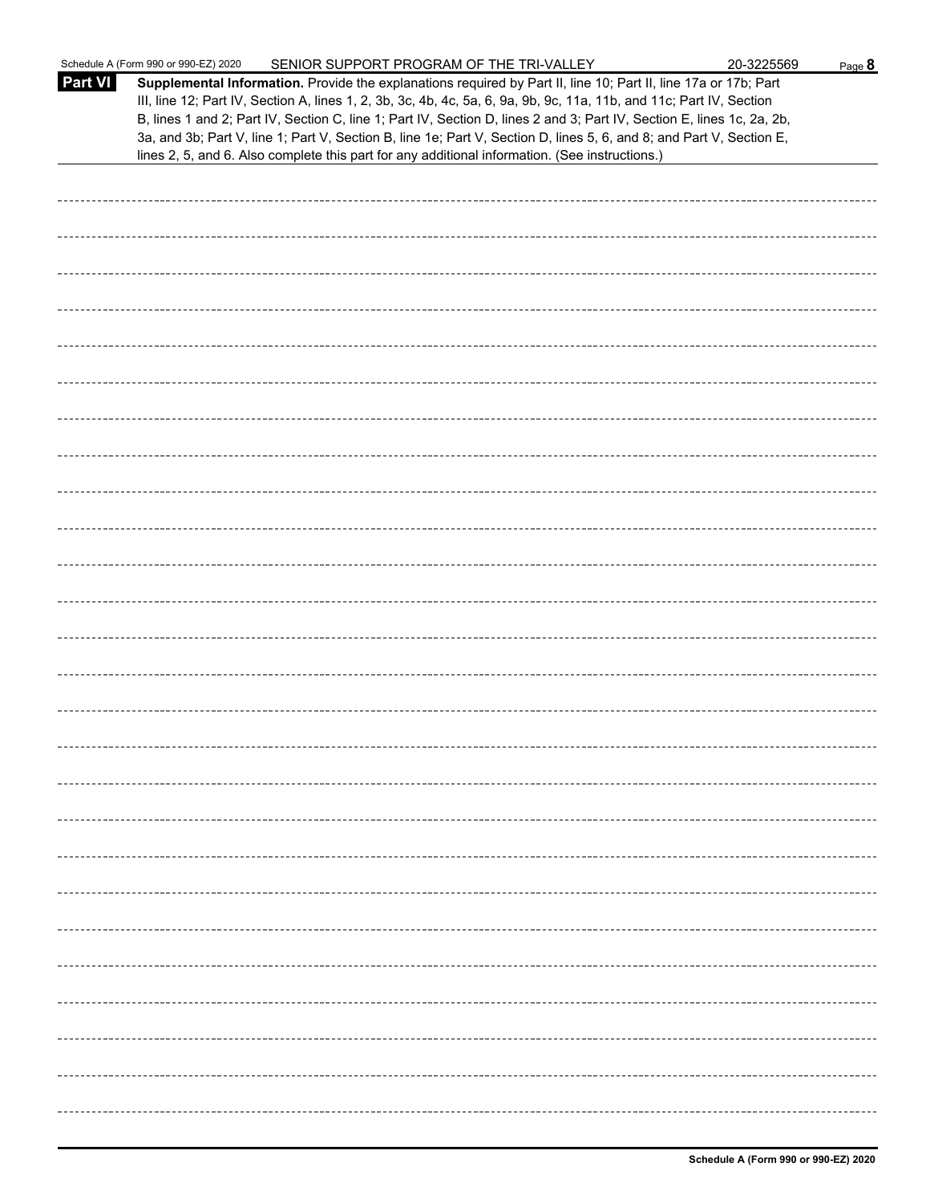**Part VI** **Supplemental Information.** Provide the explanations required by Part II, line 10; Part II, line 17a or 17b; Part III, line 12; Part IV, Section A, lines 1, 2, 3b, 3c, 4b, 4c, 5a, 6, 9a, 9b, 9c, 11a, 11b, and 11c; Part IV, Section B, lines 1 and 2; Part IV, Section C, line 1; Part IV, Section D, lines 2 and 3; Part IV, Section E, lines 1c, 2a, 2b, 3a, and 3b; Part V, line 1; Part V, Section B, line 1e; Part V, Section D, lines 5, 6, and 8; and Part V, Section E, lines 2, 5, and 6. Also complete this part for any additional information. (See instructions.)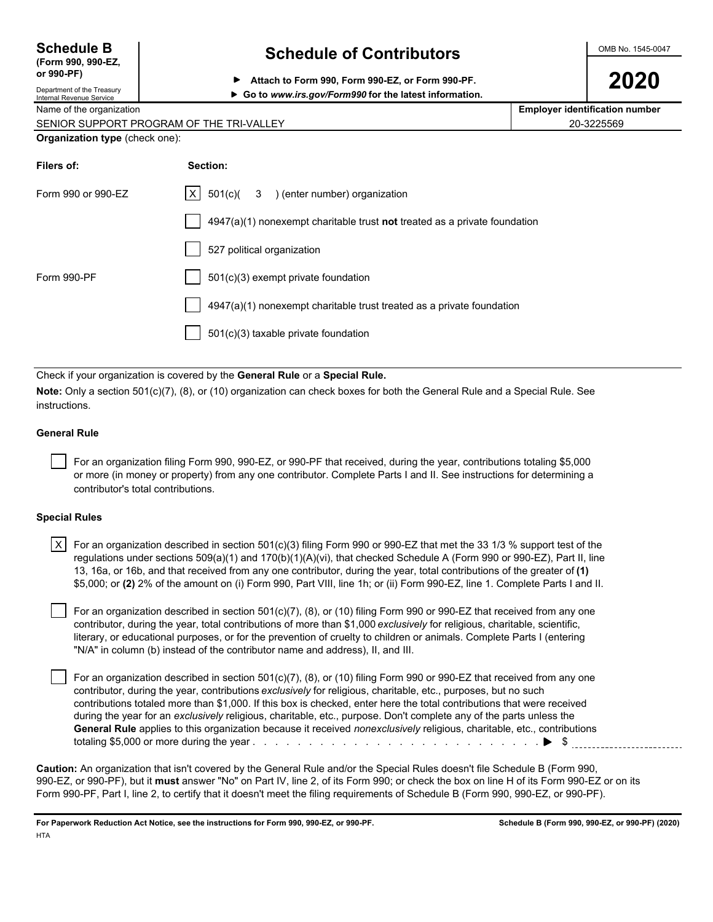# Schedule B

**(Form 990, 990-EZ, or 990-PF)**

Department of the Treasury
Internal Revenue Service

## Schedule of Contributors

▶ **Attach to Form 990, Form 990-EZ, or Form 990-PF.**

▶ **Go to *www.irs.gov/Form990* for the latest information.**

OMB No. 1545-0047

**2020**

| Name of the organization | Employer identification number |
|---|---|
| SENIOR SUPPORT PROGRAM OF THE TRI-VALLEY | 20-3225569 |

**Organization type** (check one):

| Filers of: | Section: |
|---|---|
| Form 990 or 990-EZ | [X] 501(c)( 3 ) (enter number) organization |
| | [ ] 4947(a)(1) nonexempt charitable trust **not** treated as a private foundation |
| | [ ] 527 political organization |
| Form 990-PF | [ ] 501(c)(3) exempt private foundation |
| | [ ] 4947(a)(1) nonexempt charitable trust treated as a private foundation |
| | [ ] 501(c)(3) taxable private foundation |

Check if your organization is covered by the **General Rule** or a **Special Rule.**

**Note:** Only a section 501(c)(7), (8), or (10) organization can check boxes for both the General Rule and a Special Rule. See instructions.

### General Rule

[ ] For an organization filing Form 990, 990-EZ, or 990-PF that received, during the year, contributions totaling $5,000 or more (in money or property) from any one contributor. Complete Parts I and II. See instructions for determining a contributor's total contributions.

### Special Rules

[X] For an organization described in section 501(c)(3) filing Form 990 or 990-EZ that met the 33 1/3 % support test of the regulations under sections 509(a)(1) and 170(b)(1)(A)(vi), that checked Schedule A (Form 990 or 990-EZ), Part II, line 13, 16a, or 16b, and that received from any one contributor, during the year, total contributions of the greater of **(1)** $5,000; or **(2)** 2% of the amount on (i) Form 990, Part VIII, line 1h; or (ii) Form 990-EZ, line 1. Complete Parts I and II.

[ ] For an organization described in section 501(c)(7), (8), or (10) filing Form 990 or 990-EZ that received from any one contributor, during the year, total contributions of more than $1,000 *exclusively* for religious, charitable, scientific, literary, or educational purposes, or for the prevention of cruelty to children or animals. Complete Parts I (entering "N/A" in column (b) instead of the contributor name and address), II, and III.

[ ] For an organization described in section 501(c)(7), (8), or (10) filing Form 990 or 990-EZ that received from any one contributor, during the year, contributions *exclusively* for religious, charitable, etc., purposes, but no such contributions totaled more than $1,000. If this box is checked, enter here the total contributions that were received during the year for an *exclusively* religious, charitable, etc., purpose. Don't complete any of the parts unless the **General Rule** applies to this organization because it received *nonexclusively* religious, charitable, etc., contributions totaling $5,000 or more during the year . . . . . . . . . . . . . . . . . . . . . . . . . . . . ▶ $ ____________

**Caution:** An organization that isn't covered by the General Rule and/or the Special Rules doesn't file Schedule B (Form 990, 990-EZ, or 990-PF), but it **must** answer "No" on Part IV, line 2, of its Form 990; or check the box on line H of its Form 990-EZ or on its Form 990-PF, Part I, line 2, to certify that it doesn't meet the filing requirements of Schedule B (Form 990, 990-EZ, or 990-PF).

**For Paperwork Reduction Act Notice, see the instructions for Form 990, 990-EZ, or 990-PF.** **Schedule B (Form 990, 990-EZ, or 990-PF) (2020)**

HTA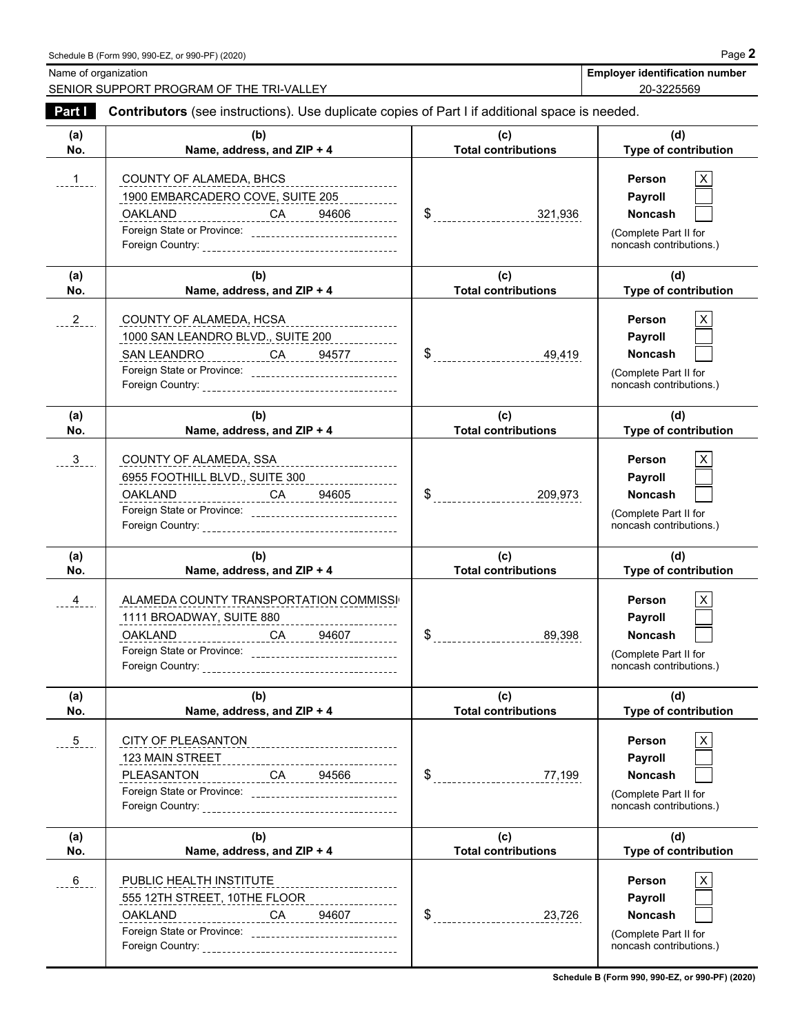Schedule B (Form 990, 990-EZ, or 990-PF) (2020) Page **2**

| Name of organization | Employer identification number |
|---|---|
| SENIOR SUPPORT PROGRAM OF THE TRI-VALLEY | 20-3225569 |

**Part I** **Contributors** (see instructions). Use duplicate copies of Part I if additional space is needed.

| (a) No. | (b) Name, address, and ZIP + 4 | (c) Total contributions | (d) Type of contribution |
|---|---|---|---|
| 1 | COUNTY OF ALAMEDA, BHCS<br>1900 EMBARCADERO COVE, SUITE 205<br>OAKLAND CA 94606<br>Foreign State or Province:<br>Foreign Country: | $ 321,936 | Person [X]<br>Payroll [ ]<br>Noncash [ ]<br>(Complete Part II for noncash contributions.) |
| 2 | COUNTY OF ALAMEDA, HCSA<br>1000 SAN LEANDRO BLVD., SUITE 200<br>SAN LEANDRO CA 94577<br>Foreign State or Province:<br>Foreign Country: | $ 49,419 | Person [X]<br>Payroll [ ]<br>Noncash [ ]<br>(Complete Part II for noncash contributions.) |
| 3 | COUNTY OF ALAMEDA, SSA<br>6955 FOOTHILL BLVD., SUITE 300<br>OAKLAND CA 94605<br>Foreign State or Province:<br>Foreign Country: | $ 209,973 | Person [X]<br>Payroll [ ]<br>Noncash [ ]<br>(Complete Part II for noncash contributions.) |
| 4 | ALAMEDA COUNTY TRANSPORTATION COMMISSI<br>1111 BROADWAY, SUITE 880<br>OAKLAND CA 94607<br>Foreign State or Province:<br>Foreign Country: | $ 89,398 | Person [X]<br>Payroll [ ]<br>Noncash [ ]<br>(Complete Part II for noncash contributions.) |
| 5 | CITY OF PLEASANTON<br>123 MAIN STREET<br>PLEASANTON CA 94566<br>Foreign State or Province:<br>Foreign Country: | $ 77,199 | Person [X]<br>Payroll [ ]<br>Noncash [ ]<br>(Complete Part II for noncash contributions.) |
| 6 | PUBLIC HEALTH INSTITUTE<br>555 12TH STREET, 10THE FLOOR<br>OAKLAND CA 94607<br>Foreign State or Province:<br>Foreign Country: | $ 23,726 | Person [X]<br>Payroll [ ]<br>Noncash [ ]<br>(Complete Part II for noncash contributions.) |

**Schedule B (Form 990, 990-EZ, or 990-PF) (2020)**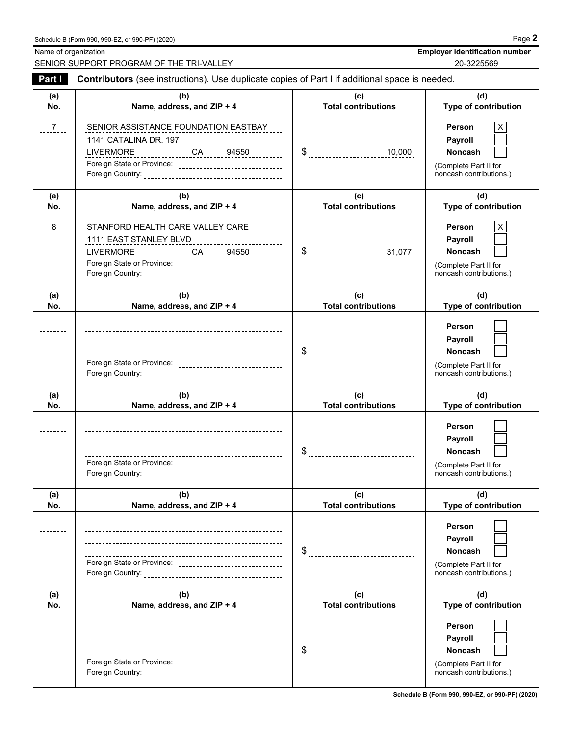Schedule B (Form 990, 990-EZ, or 990-PF) (2020)

| Name of organization | Employer identification number |
|---|---|
| SENIOR SUPPORT PROGRAM OF THE TRI-VALLEY | 20-3225569 |

**Part I** **Contributors** (see instructions). Use duplicate copies of Part I if additional space is needed.

| (a) No. | (b) Name, address, and ZIP + 4 | (c) Total contributions | (d) Type of contribution |
|---|---|---|---|
| 7 | SENIOR ASSISTANCE FOUNDATION EASTBAY<br>1141 CATALINA DR. 197<br>LIVERMORE CA 94550<br>Foreign State or Province:<br>Foreign Country: | $ 10,000 | Person [X]<br>Payroll [ ]<br>Noncash [ ]<br>(Complete Part II for noncash contributions.) |
| 8 | STANFORD HEALTH CARE VALLEY CARE<br>1111 EAST STANLEY BLVD<br>LIVERMORE CA 94550<br>Foreign State or Province:<br>Foreign Country: | $ 31,077 | Person [X]<br>Payroll [ ]<br>Noncash [ ]<br>(Complete Part II for noncash contributions.) |
| | Foreign State or Province:<br>Foreign Country: | $ | Person [ ]<br>Payroll [ ]<br>Noncash [ ]<br>(Complete Part II for noncash contributions.) |
| | Foreign State or Province:<br>Foreign Country: | $ | Person [ ]<br>Payroll [ ]<br>Noncash [ ]<br>(Complete Part II for noncash contributions.) |
| | Foreign State or Province:<br>Foreign Country: | $ | Person [ ]<br>Payroll [ ]<br>Noncash [ ]<br>(Complete Part II for noncash contributions.) |
| | Foreign State or Province:<br>Foreign Country: | $ | Person [ ]<br>Payroll [ ]<br>Noncash [ ]<br>(Complete Part II for noncash contributions.) |

Schedule B (Form 990, 990-EZ, or 990-PF) (2020)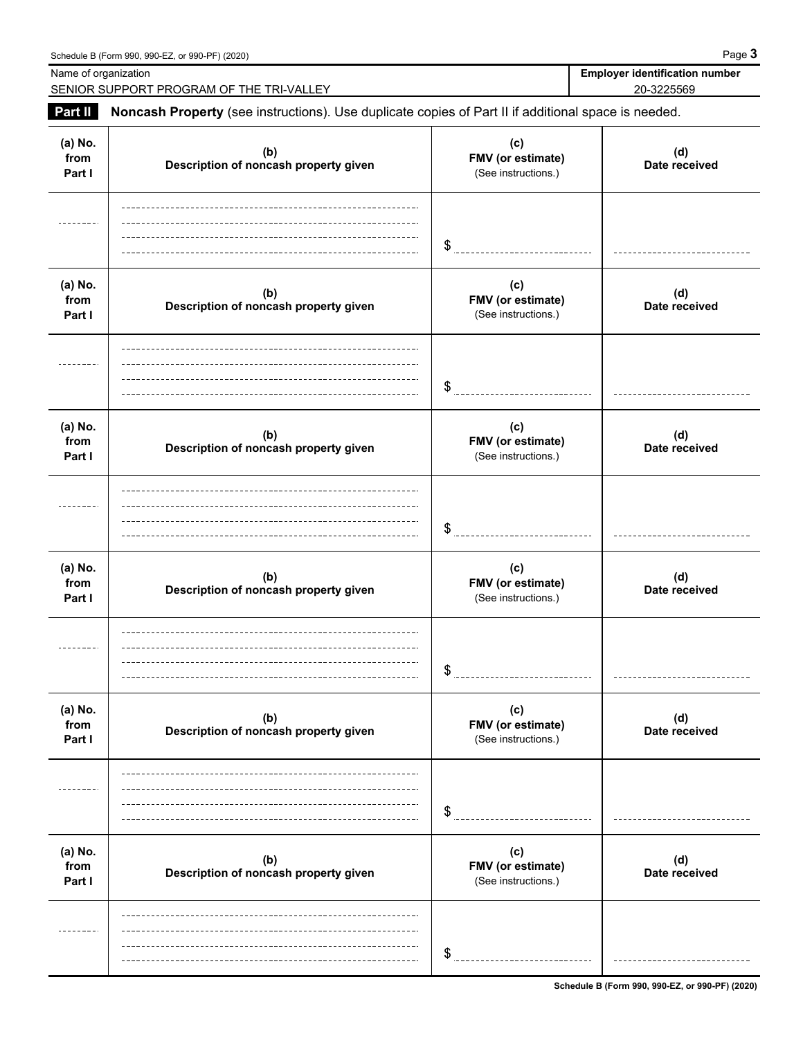Name of organization: SENIOR SUPPORT PROGRAM OF THE TRI-VALLEY

**Employer identification number:** 20-3225569

**Part II** **Noncash Property** (see instructions). Use duplicate copies of Part II if additional space is needed.

| (a) No. from Part I | (b) Description of noncash property given | (c) FMV (or estimate) (See instructions.) | (d) Date received |
|---|---|---|---|
| | | $ | |

| (a) No. from Part I | (b) Description of noncash property given | (c) FMV (or estimate) (See instructions.) | (d) Date received |
|---|---|---|---|
| | | $ | |

| (a) No. from Part I | (b) Description of noncash property given | (c) FMV (or estimate) (See instructions.) | (d) Date received |
|---|---|---|---|
| | | $ | |

| (a) No. from Part I | (b) Description of noncash property given | (c) FMV (or estimate) (See instructions.) | (d) Date received |
|---|---|---|---|
| | | $ | |

| (a) No. from Part I | (b) Description of noncash property given | (c) FMV (or estimate) (See instructions.) | (d) Date received |
|---|---|---|---|
| | | $ | |

| (a) No. from Part I | (b) Description of noncash property given | (c) FMV (or estimate) (See instructions.) | (d) Date received |
|---|---|---|---|
| | | $ | |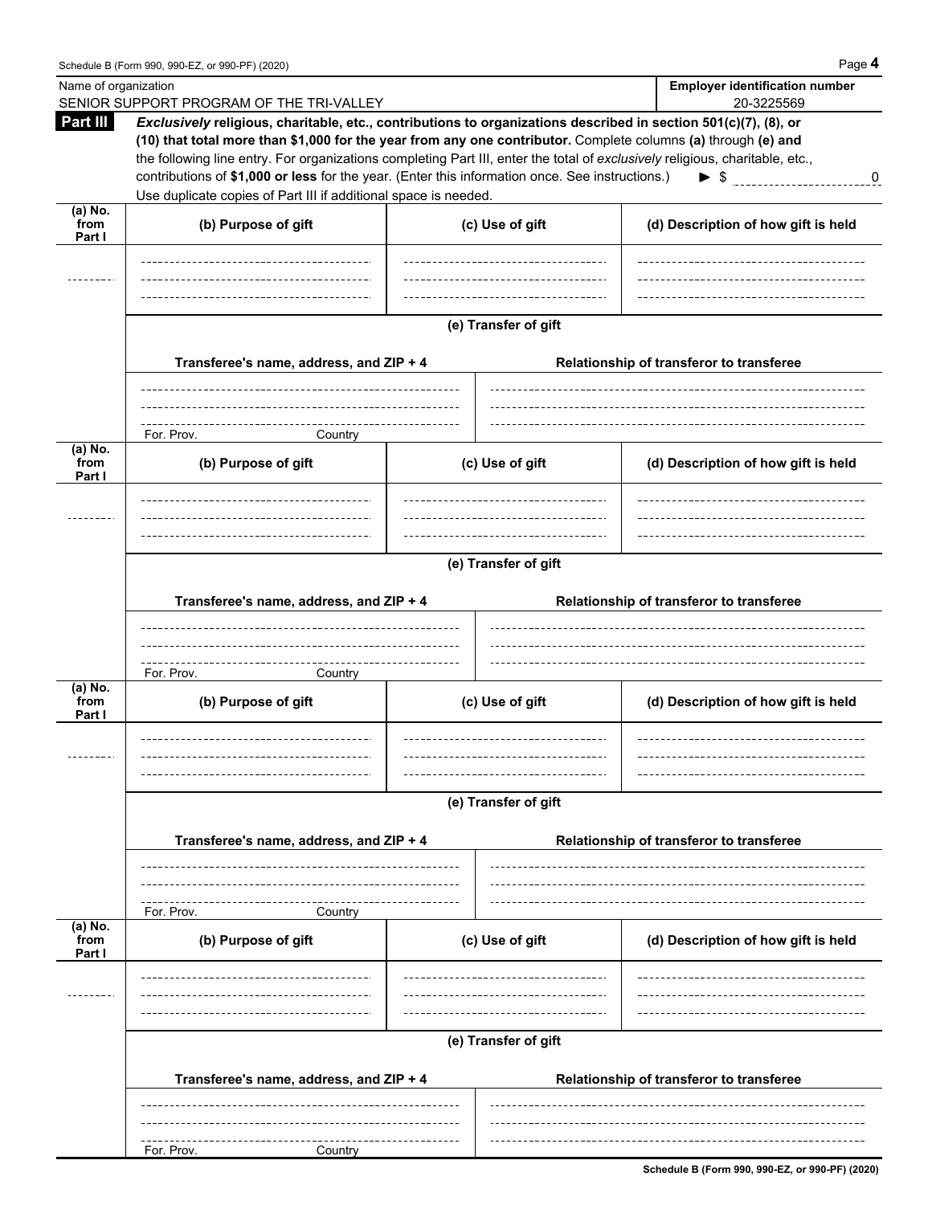Schedule B (Form 990, 990-EZ, or 990-PF) (2020)

| Name of organization | Employer identification number |
|---|---|
| SENIOR SUPPORT PROGRAM OF THE TRI-VALLEY | 20-3225569 |

**Part III** ***Exclusively*** **religious, charitable, etc., contributions to organizations described in section 501(c)(7), (8), or (10) that total more than $1,000 for the year from any one contributor.** Complete columns **(a)** through **(e) and** the following line entry. For organizations completing Part III, enter the total of *exclusively* religious, charitable, etc., contributions of **$1,000 or less** for the year. (Enter this information once. See instructions.) ► $ 0

Use duplicate copies of Part III if additional space is needed.

| (a) No. from Part I | (b) Purpose of gift | (c) Use of gift | (d) Description of how gift is held |
|---|---|---|---|
| | | | |

**(e) Transfer of gift**

| Transferee's name, address, and ZIP + 4 | Relationship of transferor to transferee |
|---|---|
| For. Prov. Country | |

| (a) No. from Part I | (b) Purpose of gift | (c) Use of gift | (d) Description of how gift is held |
|---|---|---|---|
| | | | |

**(e) Transfer of gift**

| Transferee's name, address, and ZIP + 4 | Relationship of transferor to transferee |
|---|---|
| For. Prov. Country | |

| (a) No. from Part I | (b) Purpose of gift | (c) Use of gift | (d) Description of how gift is held |
|---|---|---|---|
| | | | |

**(e) Transfer of gift**

| Transferee's name, address, and ZIP + 4 | Relationship of transferor to transferee |
|---|---|
| For. Prov. Country | |

| (a) No. from Part I | (b) Purpose of gift | (c) Use of gift | (d) Description of how gift is held |
|---|---|---|---|
| | | | |

**(e) Transfer of gift**

| Transferee's name, address, and ZIP + 4 | Relationship of transferor to transferee |
|---|---|
| For. Prov. Country | |

**Schedule B (Form 990, 990-EZ, or 990-PF) (2020)**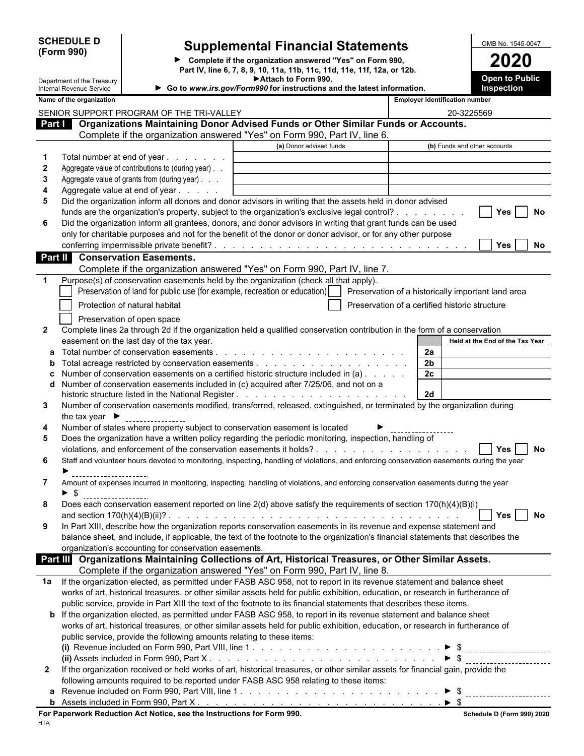**SCHEDULE D (Form 990)**

Department of the Treasury
Internal Revenue Service

# Supplemental Financial Statements

► Complete if the organization answered "Yes" on Form 990, Part IV, line 6, 7, 8, 9, 10, 11a, 11b, 11c, 11d, 11e, 11f, 12a, or 12b.
► Attach to Form 990.
► Go to *www.irs.gov/Form990* for instructions and the latest information.

OMB No. 1545-0047

**2020**

**Open to Public Inspection**

| Name of the organization | Employer identification number |
|---|---|
| SENIOR SUPPORT PROGRAM OF THE TRI-VALLEY | 20-3225569 |

## Part I Organizations Maintaining Donor Advised Funds or Other Similar Funds or Accounts.

Complete if the organization answered "Yes" on Form 990, Part IV, line 6.

| | | (a) Donor advised funds | (b) Funds and other accounts |
|---|---|---|---|
| 1 | Total number at end of year | | |
| 2 | Aggregate value of contributions to (during year) | | |
| 3 | Aggregate value of grants from (during year) | | |
| 4 | Aggregate value at end of year | | |

5 Did the organization inform all donors and donor advisors in writing that the assets held in donor advised funds are the organization's property, subject to the organization's exclusive legal control? ☐ Yes ☐ No

6 Did the organization inform all grantees, donors, and donor advisors in writing that grant funds can be used only for charitable purposes and not for the benefit of the donor or donor advisor, or for any other purpose conferring impermissible private benefit? ☐ Yes ☐ No

## Part II Conservation Easements.

Complete if the organization answered "Yes" on Form 990, Part IV, line 7.

1 Purpose(s) of conservation easements held by the organization (check all that apply).

- ☐ Preservation of land for public use (for example, recreation or education)
- ☐ Preservation of a historically important land area
- ☐ Protection of natural habitat
- ☐ Preservation of a certified historic structure
- ☐ Preservation of open space

2 Complete lines 2a through 2d if the organization held a qualified conservation contribution in the form of a conservation easement on the last day of the tax year.

| | | | Held at the End of the Tax Year |
|---|---|---|---|
| a | Total number of conservation easements | 2a | |
| b | Total acreage restricted by conservation easements | 2b | |
| c | Number of conservation easements on a certified historic structure included in (a) | 2c | |
| d | Number of conservation easements included in (c) acquired after 7/25/06, and not on a historic structure listed in the National Register | 2d | |

3 Number of conservation easements modified, transferred, released, extinguished, or terminated by the organization during the tax year ►

4 Number of states where property subject to conservation easement is located ►

5 Does the organization have a written policy regarding the periodic monitoring, inspection, handling of violations, and enforcement of the conservation easements it holds? ☐ Yes ☐ No

6 Staff and volunteer hours devoted to monitoring, inspecting, handling of violations, and enforcing conservation easements during the year ►

7 Amount of expenses incurred in monitoring, inspecting, handling of violations, and enforcing conservation easements during the year ► $

8 Does each conservation easement reported on line 2(d) above satisfy the requirements of section 170(h)(4)(B)(i) and section 170(h)(4)(B)(ii)? ☐ Yes ☐ No

9 In Part XIII, describe how the organization reports conservation easements in its revenue and expense statement and balance sheet, and include, if applicable, the text of the footnote to the organization's financial statements that describes the organization's accounting for conservation easements.

## Part III Organizations Maintaining Collections of Art, Historical Treasures, or Other Similar Assets.

Complete if the organization answered "Yes" on Form 990, Part IV, line 8.

1a If the organization elected, as permitted under FASB ASC 958, not to report in its revenue statement and balance sheet works of art, historical treasures, or other similar assets held for public exhibition, education, or research in furtherance of public service, provide in Part XIII the text of the footnote to its financial statements that describes these items.

b If the organization elected, as permitted under FASB ASC 958, to report in its revenue statement and balance sheet works of art, historical treasures, or other similar assets held for public exhibition, education, or research in furtherance of public service, provide the following amounts relating to these items:

(i) Revenue included on Form 990, Part VIII, line 1 ► $

(ii) Assets included in Form 990, Part X ► $

2 If the organization received or held works of art, historical treasures, or other similar assets for financial gain, provide the following amounts required to be reported under FASB ASC 958 relating to these items:

a Revenue included on Form 990, Part VIII, line 1 ► $

b Assets included in Form 990, Part X ► $

**For Paperwork Reduction Act Notice, see the Instructions for Form 990.** **Schedule D (Form 990) 2020**

HTA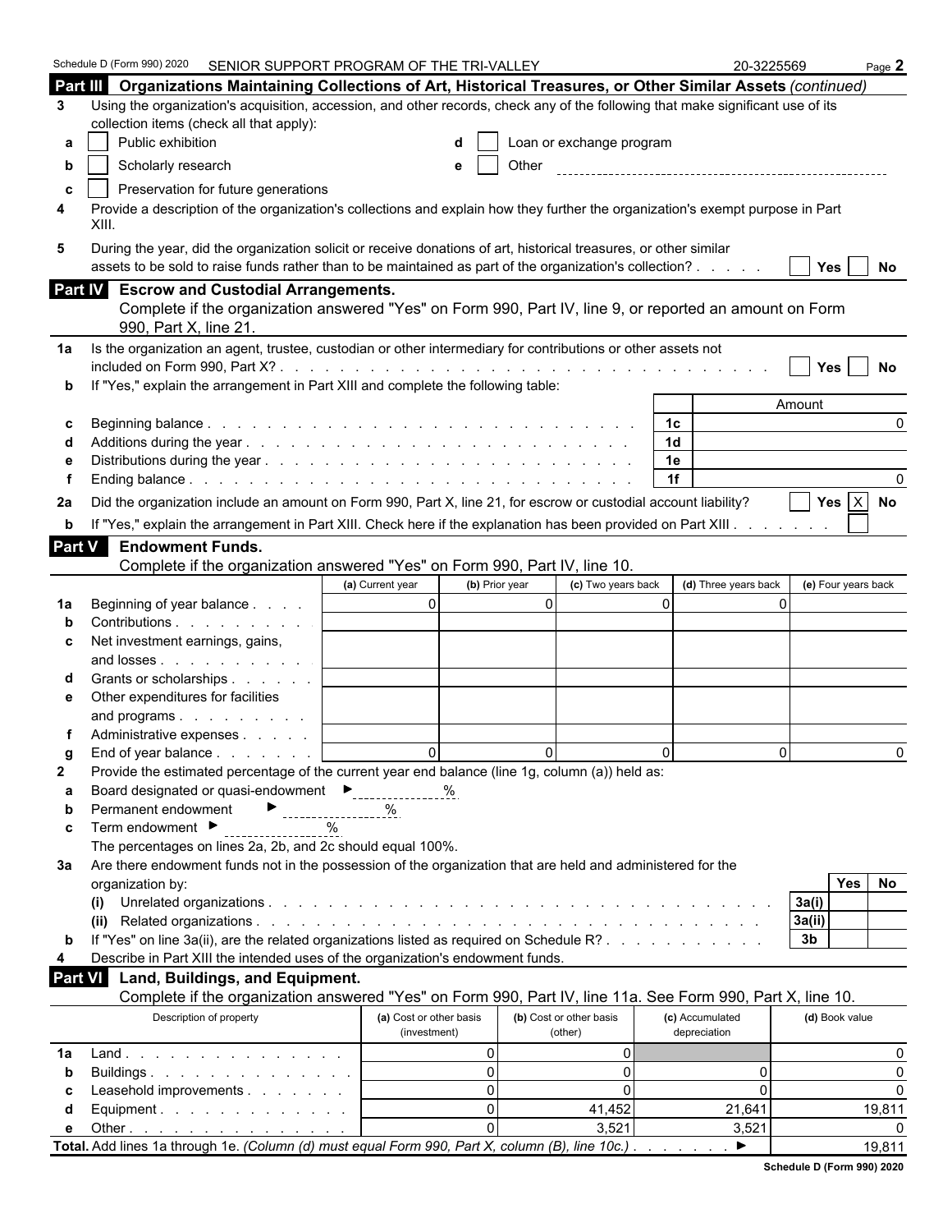Schedule D (Form 990) 2020 SENIOR SUPPORT PROGRAM OF THE TRI-VALLEY 20-3225569 Page **2**

## Part III Organizations Maintaining Collections of Art, Historical Treasures, or Other Similar Assets *(continued)*

**3** Using the organization's acquisition, accession, and other records, check any of the following that make significant use of its collection items (check all that apply):

- **a** ☐ Public exhibition
- **b** ☐ Scholarly research
- **c** ☐ Preservation for future generations
- **d** ☐ Loan or exchange program
- **e** ☐ Other

**4** Provide a description of the organization's collections and explain how they further the organization's exempt purpose in Part XIII.

**5** During the year, did the organization solicit or receive donations of art, historical treasures, or other similar assets to be sold to raise funds rather than to be maintained as part of the organization's collection? ☐ Yes ☐ No

## Part IV Escrow and Custodial Arrangements.

Complete if the organization answered "Yes" on Form 990, Part IV, line 9, or reported an amount on Form 990, Part X, line 21.

**1a** Is the organization an agent, trustee, custodian or other intermediary for contributions or other assets not included on Form 990, Part X? ☐ Yes ☐ No

**b** If "Yes," explain the arrangement in Part XIII and complete the following table:

| | | Line | Amount |
|---|---|---|---|
| c | Beginning balance | 1c | 0 |
| d | Additions during the year | 1d | |
| e | Distributions during the year | 1e | |
| f | Ending balance | 1f | 0 |

**2a** Did the organization include an amount on Form 990, Part X, line 21, for escrow or custodial account liability? ☐ Yes ☒ No

**b** If "Yes," explain the arrangement in Part XIII. Check here if the explanation has been provided on Part XIII ☐

## Part V Endowment Funds.

Complete if the organization answered "Yes" on Form 990, Part IV, line 10.

| | | (a) Current year | (b) Prior year | (c) Two years back | (d) Three years back | (e) Four years back |
|---|---|---|---|---|---|---|
| 1a | Beginning of year balance | 0 | 0 | 0 | 0 | |
| b | Contributions | | | | | |
| c | Net investment earnings, gains, and losses | | | | | |
| d | Grants or scholarships | | | | | |
| e | Other expenditures for facilities and programs | | | | | |
| f | Administrative expenses | | | | | |
| g | End of year balance | 0 | 0 | 0 | 0 | 0 |

**2** Provide the estimated percentage of the current year end balance (line 1g, column (a)) held as:

- **a** Board designated or quasi-endowment ► \_\_\_\_ %
- **b** Permanent endowment ► \_\_\_\_ %
- **c** Term endowment ► \_\_\_\_ %

The percentages on lines 2a, 2b, and 2c should equal 100%.

**3a** Are there endowment funds not in the possession of the organization that are held and administered for the organization by:

| | | Line | Yes | No |
|---|---|---|---|---|
| (i) | Unrelated organizations | 3a(i) | | |
| (ii) | Related organizations | 3a(ii) | | |
| b | If "Yes" on line 3a(ii), are the related organizations listed as required on Schedule R? | 3b | | |

**4** Describe in Part XIII the intended uses of the organization's endowment funds.

## Part VI Land, Buildings, and Equipment.

Complete if the organization answered "Yes" on Form 990, Part IV, line 11a. See Form 990, Part X, line 10.

| | Description of property | (a) Cost or other basis (investment) | (b) Cost or other basis (other) | (c) Accumulated depreciation | (d) Book value |
|---|---|---|---|---|---|
| 1a | Land | 0 | 0 | | 0 |
| b | Buildings | 0 | 0 | 0 | 0 |
| c | Leasehold improvements | 0 | 0 | 0 | 0 |
| d | Equipment | 0 | 41,452 | 21,641 | 19,811 |
| e | Other | 0 | 3,521 | 3,521 | 0 |
| **Total.** | Add lines 1a through 1e. *(Column (d) must equal Form 990, Part X, column (B), line 10c.)* ► | | | | 19,811 |

**Schedule D (Form 990) 2020**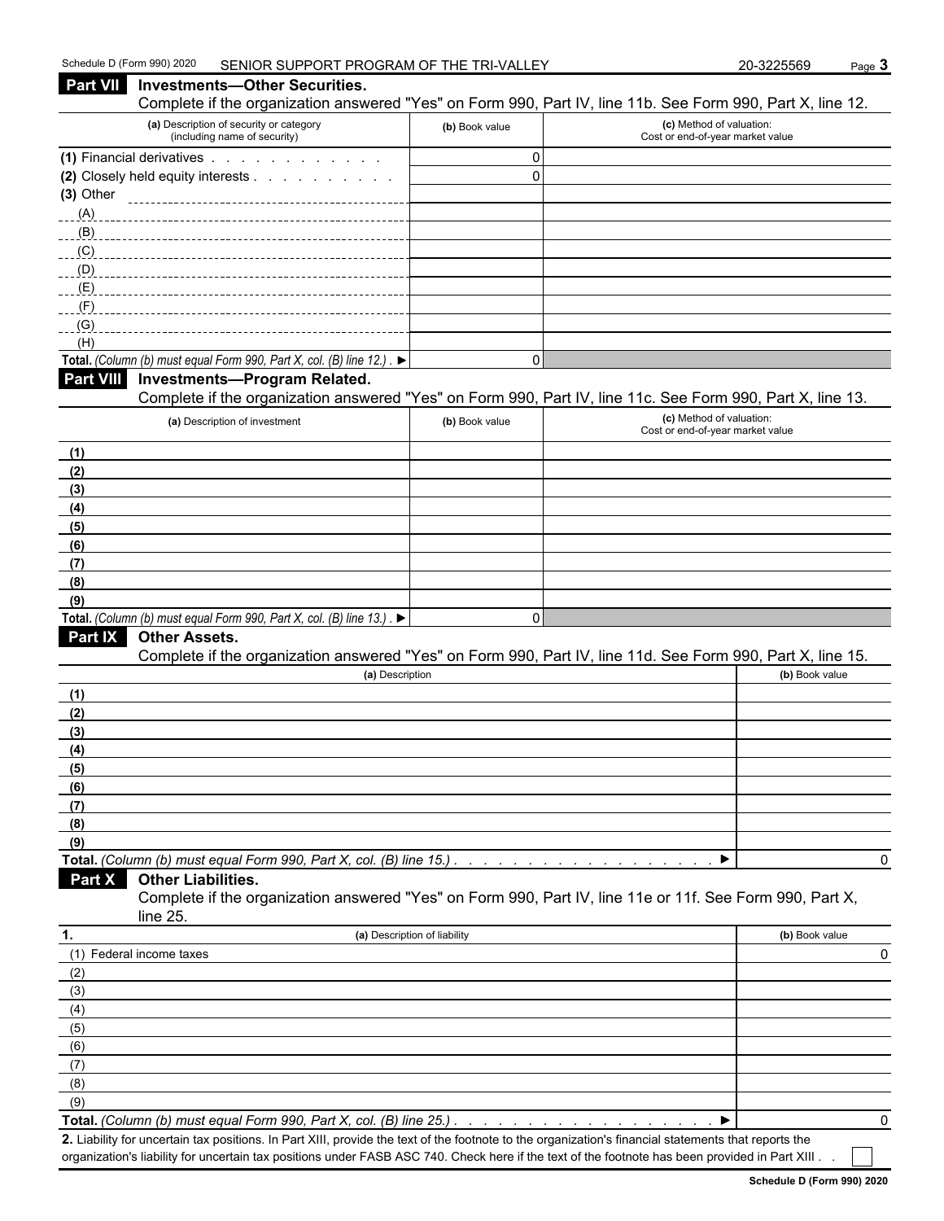Schedule D (Form 990) 2020 SENIOR SUPPORT PROGRAM OF THE TRI-VALLEY 20-3225569

## Part VII Investments—Other Securities.

Complete if the organization answered "Yes" on Form 990, Part IV, line 11b. See Form 990, Part X, line 12.

| (a) Description of security or category (including name of security) | (b) Book value | (c) Method of valuation: Cost or end-of-year market value |
|---|---|---|
| (1) Financial derivatives | 0 | |
| (2) Closely held equity interests | 0 | |
| (3) Other | | |
| (A) | | |
| (B) | | |
| (C) | | |
| (D) | | |
| (E) | | |
| (F) | | |
| (G) | | |
| (H) | | |
| **Total.** *(Column (b) must equal Form 990, Part X, col. (B) line 12.)* ▶ | 0 | |

## Part VIII Investments—Program Related.

Complete if the organization answered "Yes" on Form 990, Part IV, line 11c. See Form 990, Part X, line 13.

| (a) Description of investment | (b) Book value | (c) Method of valuation: Cost or end-of-year market value |
|---|---|---|
| (1) | | |
| (2) | | |
| (3) | | |
| (4) | | |
| (5) | | |
| (6) | | |
| (7) | | |
| (8) | | |
| (9) | | |
| **Total.** *(Column (b) must equal Form 990, Part X, col. (B) line 13.)* ▶ | 0 | |

## Part IX Other Assets.

Complete if the organization answered "Yes" on Form 990, Part IV, line 11d. See Form 990, Part X, line 15.

| (a) Description | (b) Book value |
|---|---|
| (1) | |
| (2) | |
| (3) | |
| (4) | |
| (5) | |
| (6) | |
| (7) | |
| (8) | |
| (9) | |
| **Total.** *(Column (b) must equal Form 990, Part X, col. (B) line 15.)* ▶ | 0 |

## Part X Other Liabilities.

Complete if the organization answered "Yes" on Form 990, Part IV, line 11e or 11f. See Form 990, Part X, line 25.

| 1. (a) Description of liability | (b) Book value |
|---|---|
| (1) Federal income taxes | 0 |
| (2) | |
| (3) | |
| (4) | |
| (5) | |
| (6) | |
| (7) | |
| (8) | |
| (9) | |
| **Total.** *(Column (b) must equal Form 990, Part X, col. (B) line 25.)* ▶ | 0 |

**2.** Liability for uncertain tax positions. In Part XIII, provide the text of the footnote to the organization's financial statements that reports the organization's liability for uncertain tax positions under FASB ASC 740. Check here if the text of the footnote has been provided in Part XIII ☐

**Schedule D (Form 990) 2020**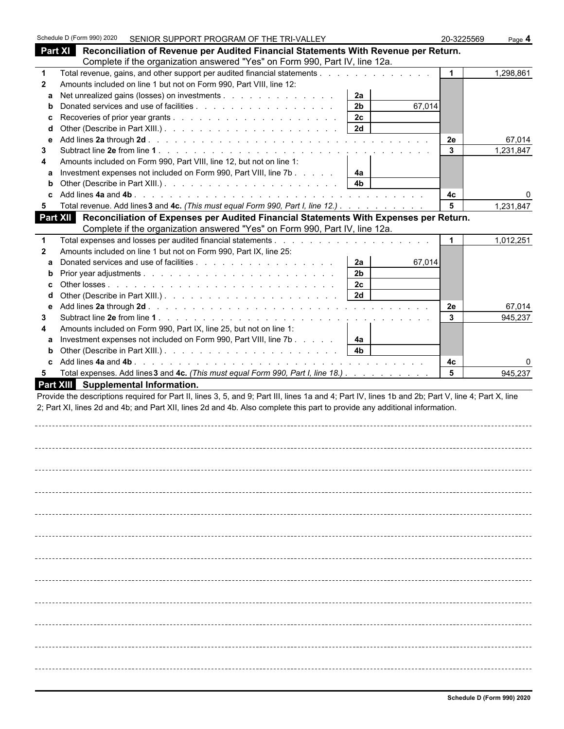Schedule D (Form 990) 2020 SENIOR SUPPORT PROGRAM OF THE TRI-VALLEY 20-3225569

## Part XI Reconciliation of Revenue per Audited Financial Statements With Revenue per Return.

Complete if the organization answered "Yes" on Form 990, Part IV, line 12a.

| | | | | | |
|---|---|---|---|---|---|
| **1** | Total revenue, gains, and other support per audited financial statements | | | 1 | 1,298,861 |
| **2** | Amounts included on line 1 but not on Form 990, Part VIII, line 12: | | | | |
| a | Net unrealized gains (losses) on investments | 2a | | | |
| b | Donated services and use of facilities | 2b | 67,014 | | |
| c | Recoveries of prior year grants | 2c | | | |
| d | Other (Describe in Part XIII.) | 2d | | | |
| e | Add lines **2a** through **2d** | | | 2e | 67,014 |
| **3** | Subtract line **2e** from line **1** | | | 3 | 1,231,847 |
| **4** | Amounts included on Form 990, Part VIII, line 12, but not on line 1: | | | | |
| a | Investment expenses not included on Form 990, Part VIII, line 7b | 4a | | | |
| b | Other (Describe in Part XIII.) | 4b | | | |
| c | Add lines **4a** and **4b** | | | 4c | 0 |
| **5** | Total revenue. Add lines **3** and **4c.** *(This must equal Form 990, Part I, line 12.)* | | | 5 | 1,231,847 |

## Part XII Reconciliation of Expenses per Audited Financial Statements With Expenses per Return.

Complete if the organization answered "Yes" on Form 990, Part IV, line 12a.

| | | | | | |
|---|---|---|---|---|---|
| **1** | Total expenses and losses per audited financial statements | | | 1 | 1,012,251 |
| **2** | Amounts included on line 1 but not on Form 990, Part IX, line 25: | | | | |
| a | Donated services and use of facilities | 2a | 67,014 | | |
| b | Prior year adjustments | 2b | | | |
| c | Other losses | 2c | | | |
| d | Other (Describe in Part XIII.) | 2d | | | |
| e | Add lines **2a** through **2d** | | | 2e | 67,014 |
| **3** | Subtract line **2e** from line **1** | | | 3 | 945,237 |
| **4** | Amounts included on Form 990, Part IX, line 25, but not on line 1: | | | | |
| a | Investment expenses not included on Form 990, Part VIII, line 7b | 4a | | | |
| b | Other (Describe in Part XIII.) | 4b | | | |
| c | Add lines **4a** and **4b** | | | 4c | 0 |
| **5** | Total expenses. Add lines **3** and **4c.** *(This must equal Form 990, Part I, line 18.)* | | | 5 | 945,237 |

## Part XIII Supplemental Information.

Provide the descriptions required for Part II, lines 3, 5, and 9; Part III, lines 1a and 4; Part IV, lines 1b and 2b; Part V, line 4; Part X, line 2; Part XI, lines 2d and 4b; and Part XII, lines 2d and 4b. Also complete this part to provide any additional information.

Schedule D (Form 990) 2020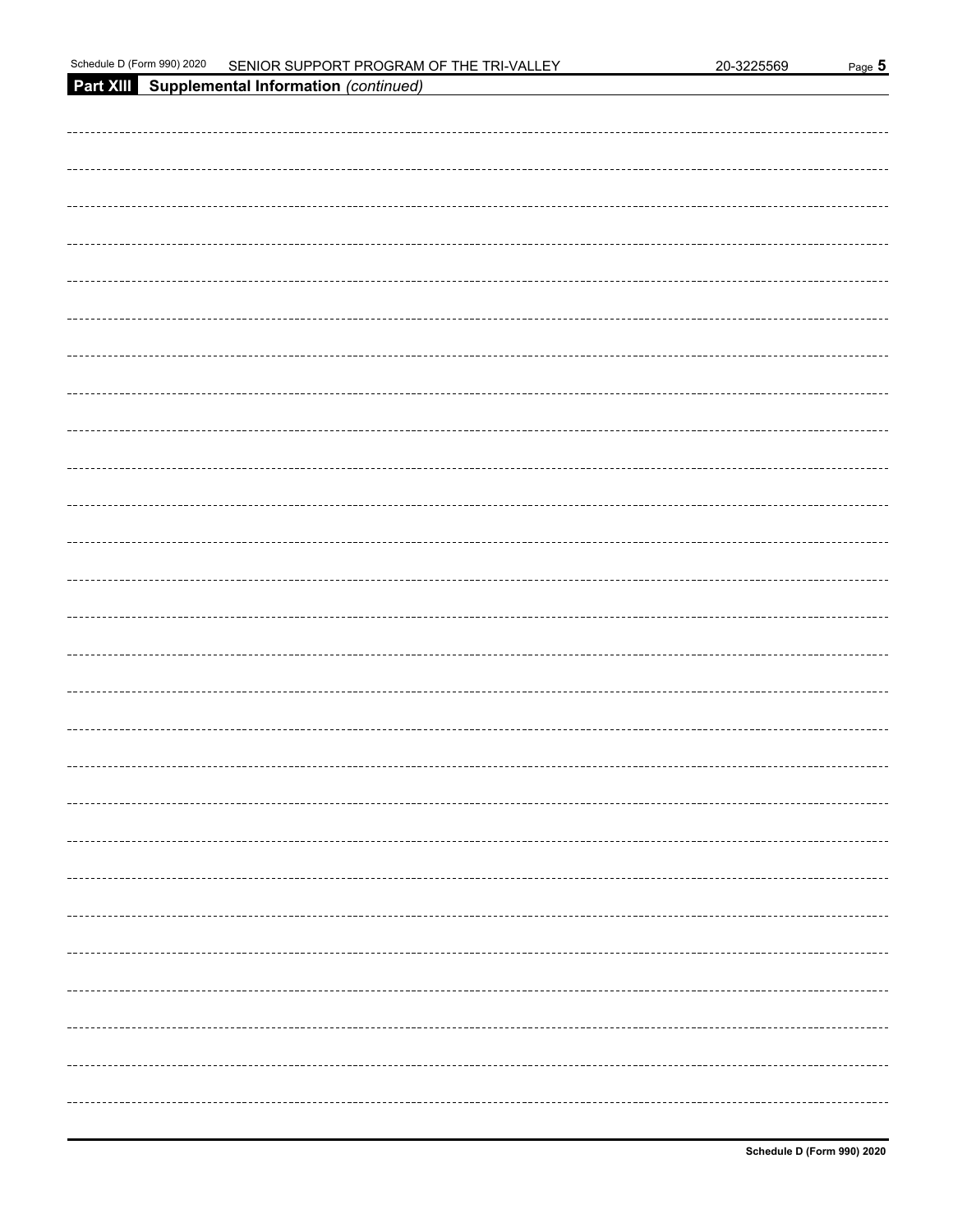## Part XIII Supplemental Information *(continued)*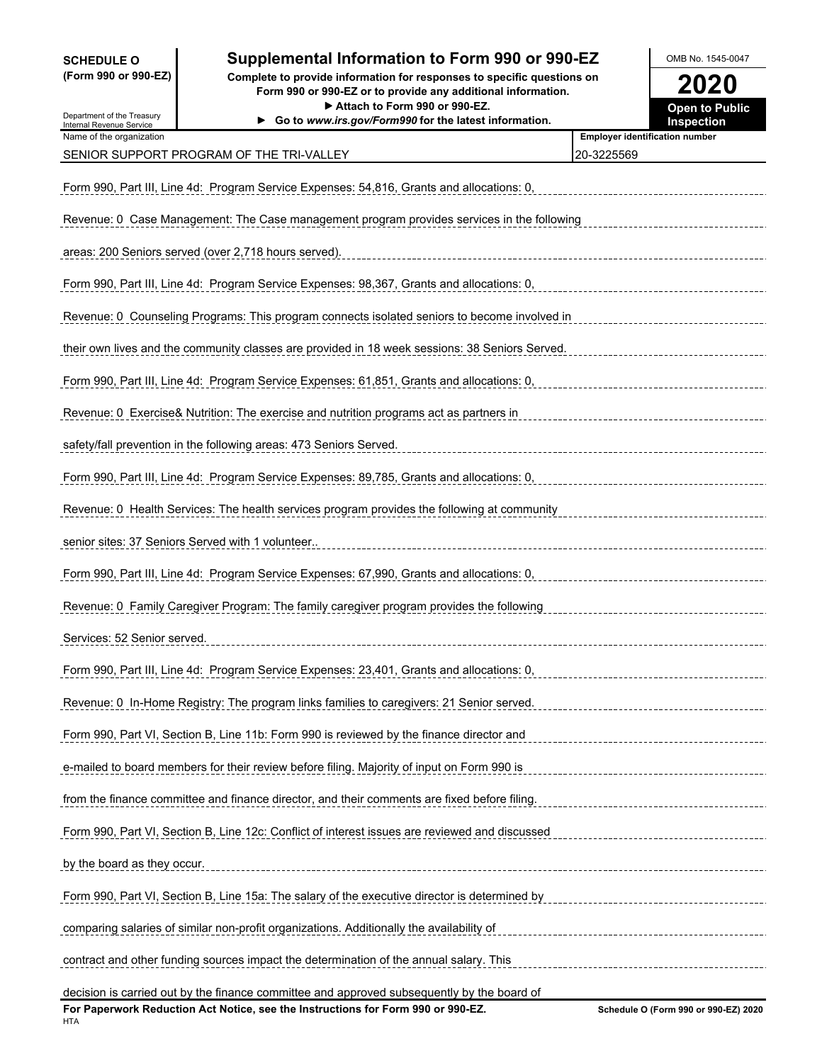**SCHEDULE O (Form 990 or 990-EZ)**

Department of the Treasury
Internal Revenue Service

# Supplemental Information to Form 990 or 990-EZ

**Complete to provide information for responses to specific questions on Form 990 or 990-EZ or to provide any additional information.**
**▶ Attach to Form 990 or 990-EZ.**
**▶ Go to *www.irs.gov/Form990* for the latest information.**

OMB No. 1545-0047

**2020**

**Open to Public Inspection**

| Name of the organization | Employer identification number |
|---|---|
| SENIOR SUPPORT PROGRAM OF THE TRI-VALLEY | 20-3225569 |

Form 990, Part III, Line 4d: Program Service Expenses: 54,816, Grants and allocations: 0, Revenue: 0 Case Management: The Case management program provides services in the following areas: 200 Seniors served (over 2,718 hours served).

Form 990, Part III, Line 4d: Program Service Expenses: 98,367, Grants and allocations: 0, Revenue: 0 Counseling Programs: This program connects isolated seniors to become involved in their own lives and the community classes are provided in 18 week sessions: 38 Seniors Served.

Form 990, Part III, Line 4d: Program Service Expenses: 61,851, Grants and allocations: 0, Revenue: 0 Exercise& Nutrition: The exercise and nutrition programs act as partners in safety/fall prevention in the following areas: 473 Seniors Served.

Form 990, Part III, Line 4d: Program Service Expenses: 89,785, Grants and allocations: 0, Revenue: 0 Health Services: The health services program provides the following at community senior sites: 37 Seniors Served with 1 volunteer..

Form 990, Part III, Line 4d: Program Service Expenses: 67,990, Grants and allocations: 0, Revenue: 0 Family Caregiver Program: The family caregiver program provides the following Services: 52 Senior served.

Form 990, Part III, Line 4d: Program Service Expenses: 23,401, Grants and allocations: 0, Revenue: 0 In-Home Registry: The program links families to caregivers: 21 Senior served.

Form 990, Part VI, Section B, Line 11b: Form 990 is reviewed by the finance director and e-mailed to board members for their review before filing. Majority of input on Form 990 is from the finance committee and finance director, and their comments are fixed before filing.

Form 990, Part VI, Section B, Line 12c: Conflict of interest issues are reviewed and discussed by the board as they occur.

Form 990, Part VI, Section B, Line 15a: The salary of the executive director is determined by comparing salaries of similar non-profit organizations. Additionally the availability of contract and other funding sources impact the determination of the annual salary. This decision is carried out by the finance committee and approved subsequently by the board of

**For Paperwork Reduction Act Notice, see the Instructions for Form 990 or 990-EZ.** HTA

**Schedule O (Form 990 or 990-EZ) 2020**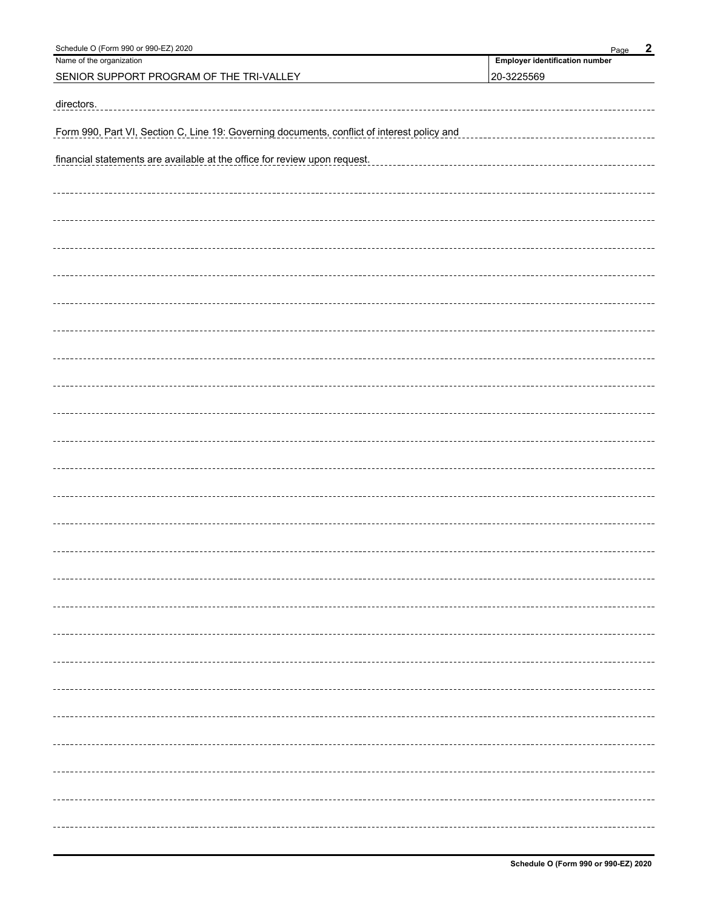| Name of the organization | Employer identification number |
| --- | --- |
| SENIOR SUPPORT PROGRAM OF THE TRI-VALLEY | 20-3225569 |

directors.

Form 990, Part VI, Section C, Line 19: Governing documents, conflict of interest policy and financial statements are available at the office for review upon request.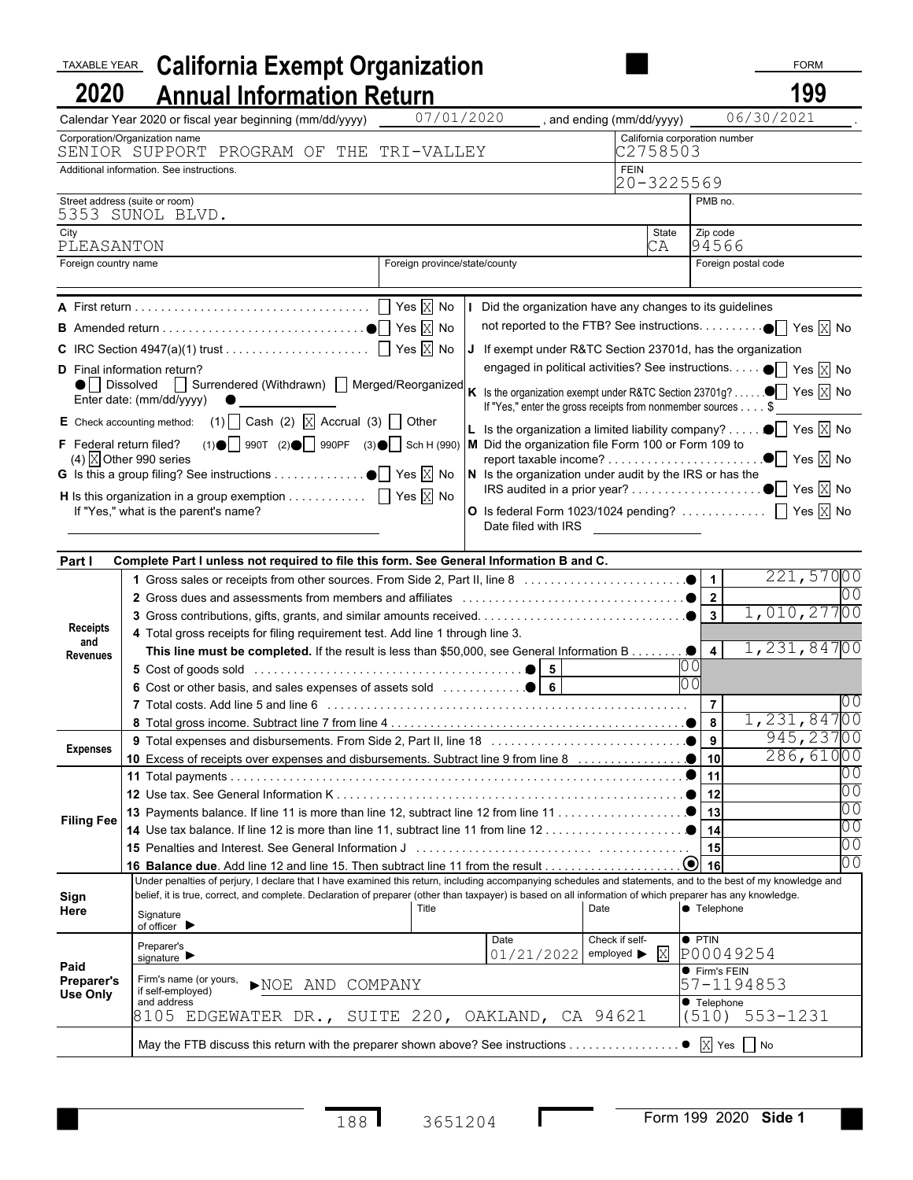TAXABLE YEAR **2020**

# California Exempt Organization Annual Information Return

FORM **199**

Calendar Year 2020 or fiscal year beginning (mm/dd/yyyy) 07/01/2020 , and ending (mm/dd/yyyy) 06/30/2021 .

| Corporation/Organization name | California corporation number |
|---|---|
| SENIOR SUPPORT PROGRAM OF THE TRI-VALLEY | C2758503 |
| Additional information. See instructions. | FEIN 20-3225569 |

| Street address (suite or room) | | PMB no. |
|---|---|---|
| 5353 SUNOL BLVD. | | |

| City | State | Zip code |
|---|---|---|
| PLEASANTON | CA | 94566 |

| Foreign country name | Foreign province/state/county | Foreign postal code |
|---|---|---|
| | | |

**A** First return . . . . . . . . ☐ Yes ☒ No

**B** Amended return . . . . . . . . ● ☐ Yes ☒ No

**C** IRC Section 4947(a)(1) trust . . . . . . . . ☐ Yes ☒ No

**D** Final information return?
● ☐ Dissolved ☐ Surrendered (Withdrawn) ☐ Merged/Reorganized
Enter date: (mm/dd/yyyy) ●

**E** Check accounting method: (1) ☐ Cash (2) ☒ Accrual (3) ☐ Other

**F** Federal return filed? (1)● ☐ 990T (2)● ☐ 990PF (3)● ☐ Sch H (990)
(4) ☒ Other 990 series

**G** Is this a group filing? See instructions . . . . . . . . ● ☐ Yes ☒ No

**H** Is this organization in a group exemption . . . . . . . . ☐ Yes ☒ No
If "Yes," what is the parent's name?

**I** Did the organization have any changes to its guidelines not reported to the FTB? See instructions. . . . . . . . ● ☐ Yes ☒ No

**J** If exempt under R&TC Section 23701d, has the organization engaged in political activities? See instructions. . . . . ● ☐ Yes ☒ No

**K** Is the organization exempt under R&TC Section 23701g? . . . . . ● ☐ Yes ☒ No
If "Yes," enter the gross receipts from nonmember sources . . . . $

**L** Is the organization a limited liability company? . . . . . ● ☐ Yes ☒ No

**M** Did the organization file Form 100 or Form 109 to report taxable income? . . . . . . . . ● ☐ Yes ☒ No

**N** Is the organization under audit by the IRS or has the IRS audited in a prior year? . . . . . . . . ● ☐ Yes ☒ No

**O** Is federal Form 1023/1024 pending? . . . . . . . . ☐ Yes ☒ No
Date filed with IRS

**Part I Complete Part I unless not required to file this form. See General Information B and C.**

| Section | Line | Description | | Line No. | Amount |
|---|---|---|---|---|---|
| Receipts and Revenues | 1 | Gross sales or receipts from other sources. From Side 2, Part II, line 8 | | 1 | 221,570 00 |
| | 2 | Gross dues and assessments from members and affiliates | | 2 | 00 |
| | 3 | Gross contributions, gifts, grants, and similar amounts received | | 3 | 1,010,277 00 |
| | 4 | Total gross receipts for filing requirement test. Add line 1 through line 3. **This line must be completed.** If the result is less than $50,000, see General Information B | | 4 | 1,231,847 00 |
| | 5 | Cost of goods sold | 5: 00 | | |
| | 6 | Cost or other basis, and sales expenses of assets sold | 6: 00 | | |
| | 7 | Total costs. Add line 5 and line 6 | | 7 | 00 |
| | 8 | Total gross income. Subtract line 7 from line 4 | | 8 | 1,231,847 00 |
| Expenses | 9 | Total expenses and disbursements. From Side 2, Part II, line 18 | | 9 | 945,237 00 |
| | 10 | Excess of receipts over expenses and disbursements. Subtract line 9 from line 8 | | 10 | 286,610 00 |
| Filing Fee | 11 | Total payments | | 11 | 00 |
| | 12 | Use tax. See General Information K | | 12 | 00 |
| | 13 | Payments balance. If line 11 is more than line 12, subtract line 12 from line 11 | | 13 | 00 |
| | 14 | Use tax balance. If line 12 is more than line 11, subtract line 11 from line 12 | | 14 | 00 |
| | 15 | Penalties and Interest. See General Information J | | 15 | 00 |
| | 16 | **Balance due**. Add line 12 and line 15. Then subtract line 11 from the result | | 16 | 00 |

**Sign Here**

Under penalties of perjury, I declare that I have examined this return, including accompanying schedules and statements, and to the best of my knowledge and belief, it is true, correct, and complete. Declaration of preparer (other than taxpayer) is based on all information of which preparer has any knowledge.

Signature of officer ▶ | Title | Date | ● Telephone

**Paid Preparer's Use Only**

Preparer's signature ▶ | Date 01/21/2022 | Check if self-employed ▶ ☒ | ● PTIN P00049254

Firm's name (or yours, if self-employed) and address ▶NOE AND COMPANY
8105 EDGEWATER DR., SUITE 220, OAKLAND, CA 94621

● Firm's FEIN 57-1194853

● Telephone (510) 553-1231

May the FTB discuss this return with the preparer shown above? See instructions . . . . . . . . ● ☒ Yes ☐ No

188 3651204 Form 199 2020 Side 1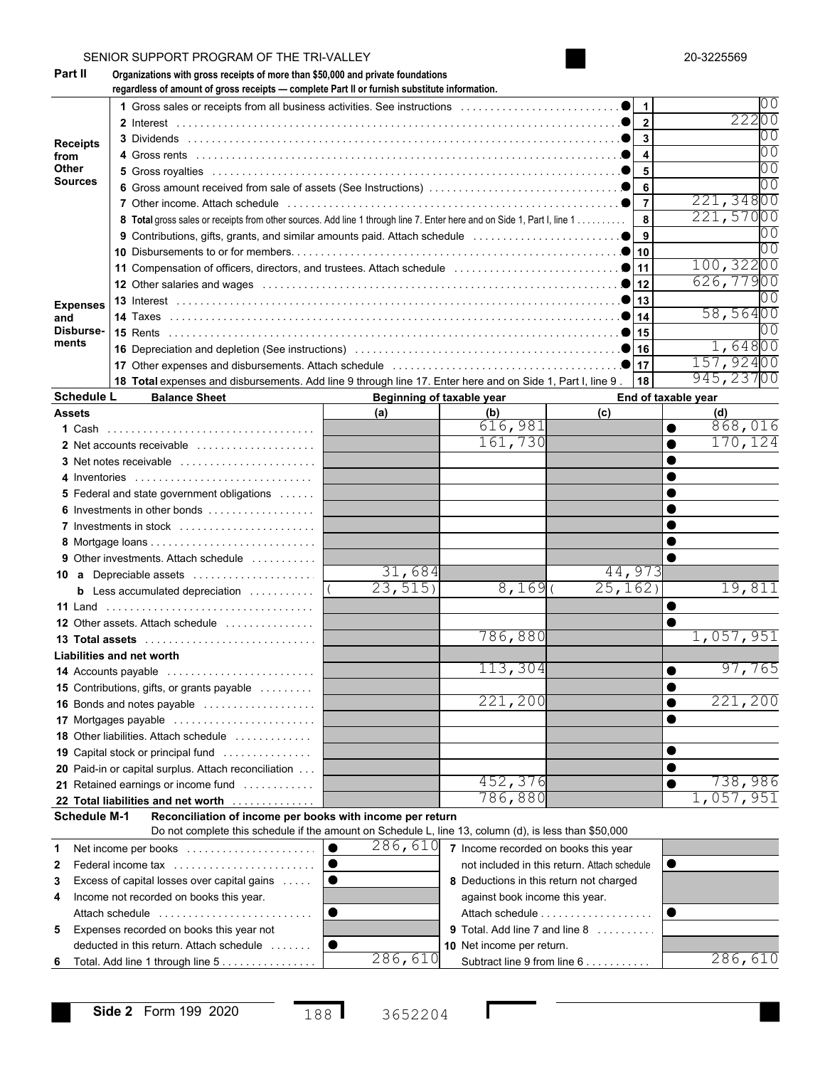SENIOR SUPPORT PROGRAM OF THE TRI-VALLEY 20-3225569

**Part II** **Organizations with gross receipts of more than $50,000 and private foundations regardless of amount of gross receipts — complete Part II or furnish substitute information.**

| | | | |
|---|---|---|---|
| **Receipts from Other Sources** | 1 Gross sales or receipts from all business activities. See instructions | 1 | 00 |
| | 2 Interest | 2 | 222 00 |
| | 3 Dividends | 3 | 00 |
| | 4 Gross rents | 4 | 00 |
| | 5 Gross royalties | 5 | 00 |
| | 6 Gross amount received from sale of assets (See Instructions) | 6 | 00 |
| | 7 Other income. Attach schedule | 7 | 221,348 00 |
| | 8 **Total** gross sales or receipts from other sources. Add line 1 through line 7. Enter here and on Side 1, Part I, line 1 | 8 | 221,570 00 |
| **Expenses and Disbursements** | 9 Contributions, gifts, grants, and similar amounts paid. Attach schedule | 9 | 00 |
| | 10 Disbursements to or for members | 10 | 00 |
| | 11 Compensation of officers, directors, and trustees. Attach schedule | 11 | 100,322 00 |
| | 12 Other salaries and wages | 12 | 626,779 00 |
| | 13 Interest | 13 | 00 |
| | 14 Taxes | 14 | 58,564 00 |
| | 15 Rents | 15 | 00 |
| | 16 Depreciation and depletion (See instructions) | 16 | 1,648 00 |
| | 17 Other expenses and disbursements. Attach schedule | 17 | 157,924 00 |
| | 18 **Total** expenses and disbursements. Add line 9 through line 17. Enter here and on Side 1, Part I, line 9 | 18 | 945,237 00 |

**Schedule L** **Balance Sheet**

| | Beginning of taxable year | | End of taxable year | |
|---|---|---|---|---|
| **Assets** | (a) | (b) | (c) | (d) |
| 1 Cash | | 616,981 | | 868,016 |
| 2 Net accounts receivable | | 161,730 | | 170,124 |
| 3 Net notes receivable | | | | |
| 4 Inventories | | | | |
| 5 Federal and state government obligations | | | | |
| 6 Investments in other bonds | | | | |
| 7 Investments in stock | | | | |
| 8 Mortgage loans | | | | |
| 9 Other investments. Attach schedule | | | | |
| 10 a Depreciable assets | 31,684 | | 44,973 | |
| b Less accumulated depreciation | ( 23,515) | 8,169 | ( 25,162) | 19,811 |
| 11 Land | | | | |
| 12 Other assets. Attach schedule | | | | |
| 13 **Total assets** | | 786,880 | | 1,057,951 |
| **Liabilities and net worth** | | | | |
| 14 Accounts payable | | 113,304 | | 97,765 |
| 15 Contributions, gifts, or grants payable | | | | |
| 16 Bonds and notes payable | | 221,200 | | 221,200 |
| 17 Mortgages payable | | | | |
| 18 Other liabilities. Attach schedule | | | | |
| 19 Capital stock or principal fund | | | | |
| 20 Paid-in or capital surplus. Attach reconciliation | | | | |
| 21 Retained earnings or income fund | | 452,376 | | 738,986 |
| 22 **Total liabilities and net worth** | | 786,880 | | 1,057,951 |

**Schedule M-1** **Reconciliation of income per books with income per return**
Do not complete this schedule if the amount on Schedule L, line 13, column (d), is less than $50,000

| | | | |
|---|---|---|---|
| 1 Net income per books | 286,610 | 7 Income recorded on books this year not included in this return. Attach schedule | |
| 2 Federal income tax | | | |
| 3 Excess of capital losses over capital gains | | 8 Deductions in this return not charged against book income this year. Attach schedule | |
| 4 Income not recorded on books this year. Attach schedule | | | |
| 5 Expenses recorded on books this year not deducted in this return. Attach schedule | | 9 Total. Add line 7 and line 8 | |
| 6 Total. Add line 1 through line 5 | 286,610 | 10 Net income per return. Subtract line 9 from line 6 | 286,610 |

Side 2 Form 199 2020 188 3652204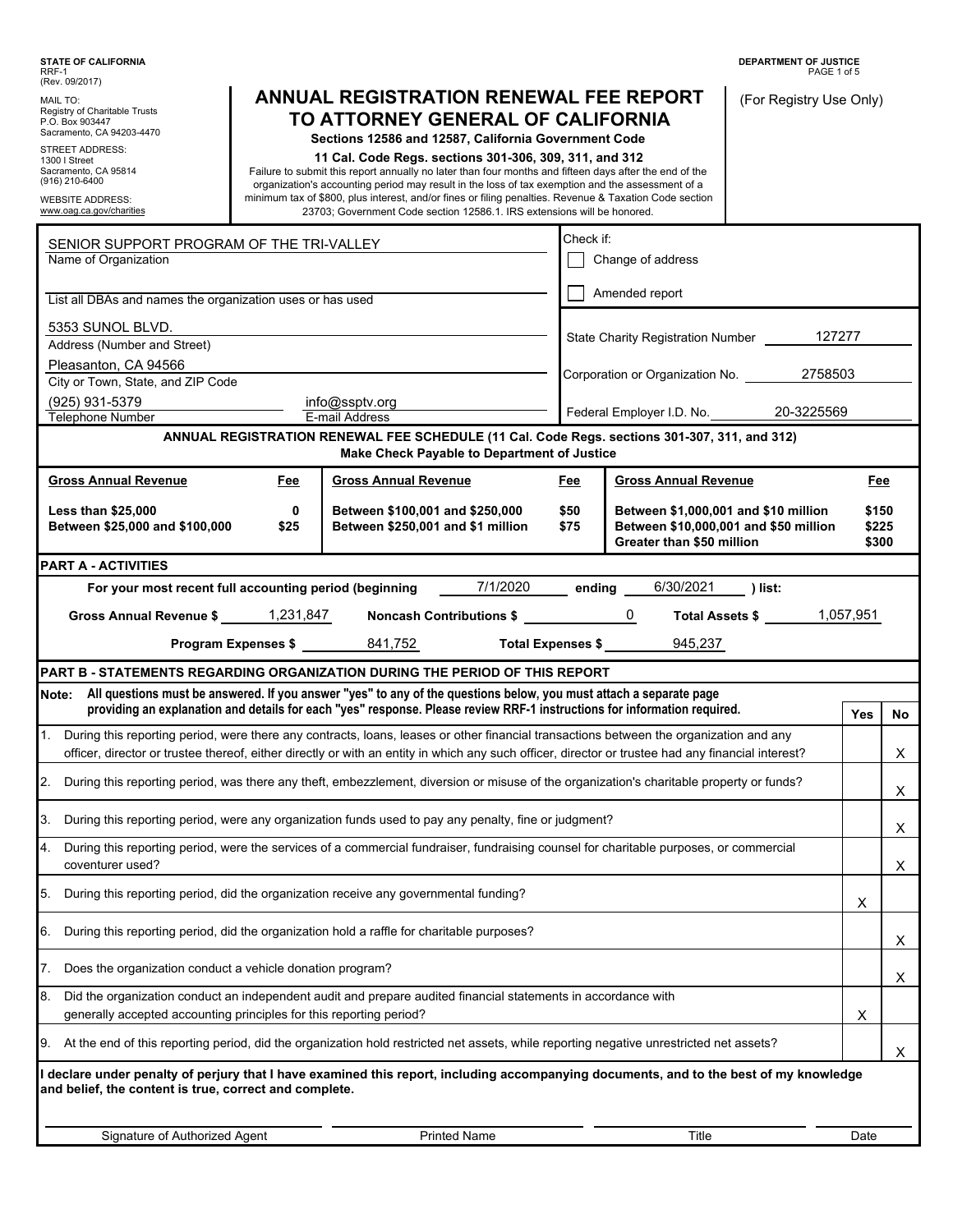STATE OF CALIFORNIA
RRF-1
(Rev. 09/2017)

DEPARTMENT OF JUSTICE

MAIL TO:
Registry of Charitable Trusts
P.O. Box 903447
Sacramento, CA 94203-4470

STREET ADDRESS:
1300 I Street
Sacramento, CA 95814
(916) 210-6400

WEBSITE ADDRESS:
www.oag.ca.gov/charities

# ANNUAL REGISTRATION RENEWAL FEE REPORT TO ATTORNEY GENERAL OF CALIFORNIA

**Sections 12586 and 12587, California Government Code**

**11 Cal. Code Regs. sections 301-306, 309, 311, and 312**

Failure to submit this report annually no later than four months and fifteen days after the end of the organization's accounting period may result in the loss of tax exemption and the assessment of a minimum tax of $800, plus interest, and/or fines or filing penalties. Revenue & Taxation Code section 23703; Government Code section 12586.1. IRS extensions will be honored.

(For Registry Use Only)

SENIOR SUPPORT PROGRAM OF THE TRI-VALLEY
Name of Organization

List all DBAs and names the organization uses or has used

5353 SUNOL BLVD.
Address (Number and Street)

Pleasanton, CA 94566
City or Town, State, and ZIP Code

(925) 931-5379 — Telephone Number
info@ssptv.org — E-mail Address

Check if:
☐ Change of address
☐ Amended report

State Charity Registration Number: 127277

Corporation or Organization No.: 2758503

Federal Employer I.D. No.: 20-3225569

**ANNUAL REGISTRATION RENEWAL FEE SCHEDULE (11 Cal. Code Regs. sections 301-307, 311, and 312)**
**Make Check Payable to Department of Justice**

| Gross Annual Revenue | Fee | Gross Annual Revenue | Fee | Gross Annual Revenue | Fee |
|---|---|---|---|---|---|
| **Less than $25,000** | **0** | **Between $100,001 and $250,000** | **$50** | **Between $1,000,001 and $10 million** | **$150** |
| **Between $25,000 and $100,000** | **$25** | **Between $250,001 and $1 million** | **$75** | **Between $10,000,001 and $50 million** | **$225** |
| | | | | **Greater than $50 million** | **$300** |

## PART A - ACTIVITIES

For your most recent full accounting period (beginning 7/1/2020 ending 6/30/2021) list:

Gross Annual Revenue $ 1,231,847 Noncash Contributions $ 0 Total Assets $ 1,057,951

Program Expenses $ 841,752 Total Expenses $ 945,237

## PART B - STATEMENTS REGARDING ORGANIZATION DURING THE PERIOD OF THIS REPORT

**Note: All questions must be answered. If you answer "yes" to any of the questions below, you must attach a separate page providing an explanation and details for each "yes" response. Please review RRF-1 instructions for information required.**

| | Question | Yes | No |
|---|---|---|---|
| 1. | During this reporting period, were there any contracts, loans, leases or other financial transactions between the organization and any officer, director or trustee thereof, either directly or with an entity in which any such officer, director or trustee had any financial interest? | | X |
| 2. | During this reporting period, was there any theft, embezzlement, diversion or misuse of the organization's charitable property or funds? | | X |
| 3. | During this reporting period, were any organization funds used to pay any penalty, fine or judgment? | | X |
| 4. | During this reporting period, were the services of a commercial fundraiser, fundraising counsel for charitable purposes, or commercial coventurer used? | | X |
| 5. | During this reporting period, did the organization receive any governmental funding? | X | |
| 6. | During this reporting period, did the organization hold a raffle for charitable purposes? | | X |
| 7. | Does the organization conduct a vehicle donation program? | | X |
| 8. | Did the organization conduct an independent audit and prepare audited financial statements in accordance with generally accepted accounting principles for this reporting period? | X | |
| 9. | At the end of this reporting period, did the organization hold restricted net assets, while reporting negative unrestricted net assets? | | X |

**I declare under penalty of perjury that I have examined this report, including accompanying documents, and to the best of my knowledge and belief, the content is true, correct and complete.**

| Signature of Authorized Agent | Printed Name | Title | Date |
|---|---|---|---|
| | | | |